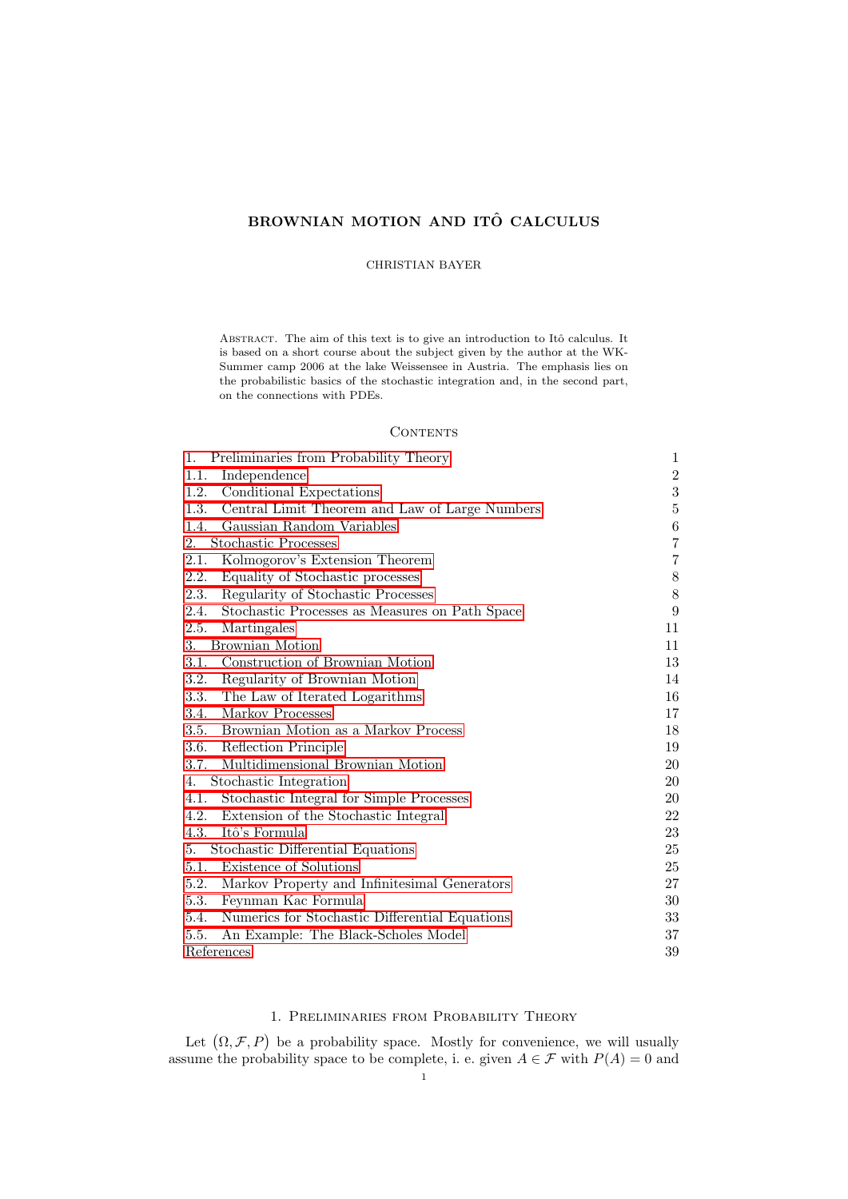# BROWNIAN MOTION AND ITÔ CALCULUS

CHRISTIAN BAYER

Abstract. The aim of this text is to give an introduction to Itô calculus. It is based on a short course about the subject given by the author at the WK-Summer camp 2006 at the lake Weissensee in Austria. The emphasis lies on the probabilistic basics of the stochastic integration and, in the second part, on the connections with PDEs.

## Contents

| | |
|---|---|
| 1. Preliminaries from Probability Theory | 1 |
| 1.1. Independence | 2 |
| 1.2. Conditional Expectations | 3 |
| 1.3. Central Limit Theorem and Law of Large Numbers | 5 |
| 1.4. Gaussian Random Variables | 6 |
| 2. Stochastic Processes | 7 |
| 2.1. Kolmogorov's Extension Theorem | 7 |
| 2.2. Equality of Stochastic processes | 8 |
| 2.3. Regularity of Stochastic Processes | 8 |
| 2.4. Stochastic Processes as Measures on Path Space | 9 |
| 2.5. Martingales | 11 |
| 3. Brownian Motion | 11 |
| 3.1. Construction of Brownian Motion | 13 |
| 3.2. Regularity of Brownian Motion | 14 |
| 3.3. The Law of Iterated Logarithms | 16 |
| 3.4. Markov Processes | 17 |
| 3.5. Brownian Motion as a Markov Process | 18 |
| 3.6. Reflection Principle | 19 |
| 3.7. Multidimensional Brownian Motion | 20 |
| 4. Stochastic Integration | 20 |
| 4.1. Stochastic Integral for Simple Processes | 20 |
| 4.2. Extension of the Stochastic Integral | 22 |
| 4.3. Itô's Formula | 23 |
| 5. Stochastic Differential Equations | 25 |
| 5.1. Existence of Solutions | 25 |
| 5.2. Markov Property and Infinitesimal Generators | 27 |
| 5.3. Feynman Kac Formula | 30 |
| 5.4. Numerics for Stochastic Differential Equations | 33 |
| 5.5. An Example: The Black-Scholes Model | 37 |
| References | 39 |

## 1. Preliminaries from Probability Theory

Let $(\Omega, \mathcal{F}, P)$ be a probability space. Mostly for convenience, we will usually assume the probability space to be complete, i. e. given $A \in \mathcal{F}$ with $P(A) = 0$ and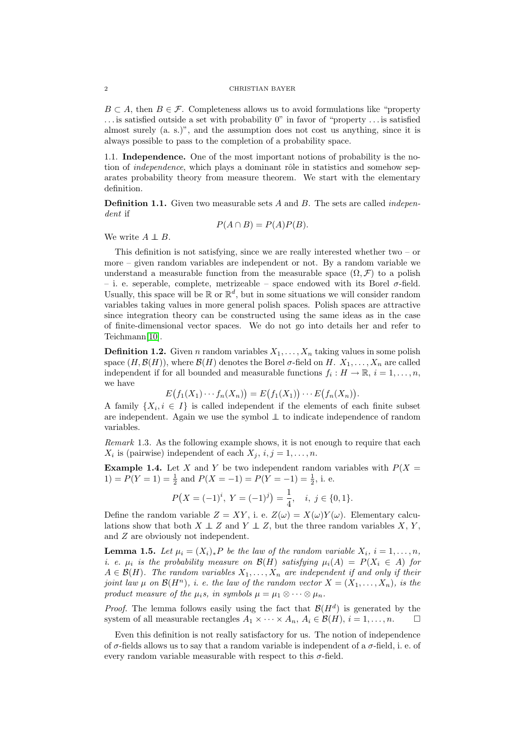$B \subset A$, then $B \in \mathcal{F}$. Completeness allows us to avoid formulations like "property ... is satisfied outside a set with probability 0" in favor of "property ... is satisfied almost surely (a. s.)", and the assumption does not cost us anything, since it is always possible to pass to the completion of a probability space.

### 1.1. Independence.

One of the most important notions of probability is the notion of *independence*, which plays a dominant rôle in statistics and somehow separates probability theory from measure theorem. We start with the elementary definition.

**Definition 1.1.** Given two measurable sets $A$ and $B$. The sets are called *independent* if

$$P(A \cap B) = P(A)P(B).$$

We write $A \perp\!\!\!\perp B$.

This definition is not satisfying, since we are really interested whether two – or more – given random variables are independent or not. By a random variable we understand a measurable function from the measurable space $(\Omega, \mathcal{F})$ to a polish – i. e. seperable, complete, metrizeable – space endowed with its Borel $\sigma$-field. Usually, this space will be $\mathbb{R}$ or $\mathbb{R}^d$, but in some situations we will consider random variables taking values in more general polish spaces. Polish spaces are attractive since integration theory can be constructed using the same ideas as in the case of finite-dimensional vector spaces. We do not go into details her and refer to Teichmann[10].

**Definition 1.2.** Given $n$ random variables $X_1, \ldots, X_n$ taking values in some polish space $(H, \mathcal{B}(H))$, where $\mathcal{B}(H)$ denotes the Borel $\sigma$-field on $H$. $X_1, \ldots, X_n$ are called independent if for all bounded and measurable functions $f_i : H \to \mathbb{R}$, $i = 1, \ldots, n$, we have

$$E\big(f_1(X_1) \cdots f_n(X_n)\big) = E\big(f_1(X_1)\big) \cdots E\big(f_n(X_n)\big).$$

A family $\{X_i, i \in I\}$ is called independent if the elements of each finite subset are independent. Again we use the symbol $\perp\!\!\!\perp$ to indicate independence of random variables.

*Remark* 1.3. As the following example shows, it is not enough to require that each $X_i$ is (pairwise) independent of each $X_j$, $i, j = 1, \ldots, n$.

**Example 1.4.** Let $X$ and $Y$ be two independent random variables with $P(X = 1) = P(Y = 1) = \frac{1}{2}$ and $P(X = -1) = P(Y = -1) = \frac{1}{2}$, i. e.

$$P\big(X = (-1)^i,\ Y = (-1)^j\big) = \frac{1}{4}, \quad i,\ j \in \{0, 1\}.$$

Define the random variable $Z = XY$, i. e. $Z(\omega) = X(\omega)Y(\omega)$. Elementary calculations show that both $X \perp\!\!\!\perp Z$ and $Y \perp\!\!\!\perp Z$, but the three random variables $X$, $Y$, and $Z$ are obviously not independent.

**Lemma 1.5.** *Let $\mu_i = (X_i)_* P$ be the law of the random variable $X_i$, $i = 1, \ldots, n$, i. e. $\mu_i$ is the probability measure on $\mathcal{B}(H)$ satisfying $\mu_i(A) = P(X_i \in A)$ for $A \in \mathcal{B}(H)$. The random variables $X_1, \ldots, X_n$ are independent if and only if their joint law $\mu$ on $\mathcal{B}(H^n)$, i. e. the law of the random vector $X = (X_1, \ldots, X_n)$, is the product measure of the $\mu_i$s, in symbols $\mu = \mu_1 \otimes \cdots \otimes \mu_n$.*

*Proof.* The lemma follows easily using the fact that $\mathcal{B}(H^d)$ is generated by the system of all measurable rectangles $A_1 \times \cdots \times A_n$, $A_i \in \mathcal{B}(H)$, $i = 1, \ldots, n$. $\square$

Even this definition is not really satisfactory for us. The notion of independence of $\sigma$-fields allows us to say that a random variable is independent of a $\sigma$-field, i. e. of every random variable measurable with respect to this $\sigma$-field.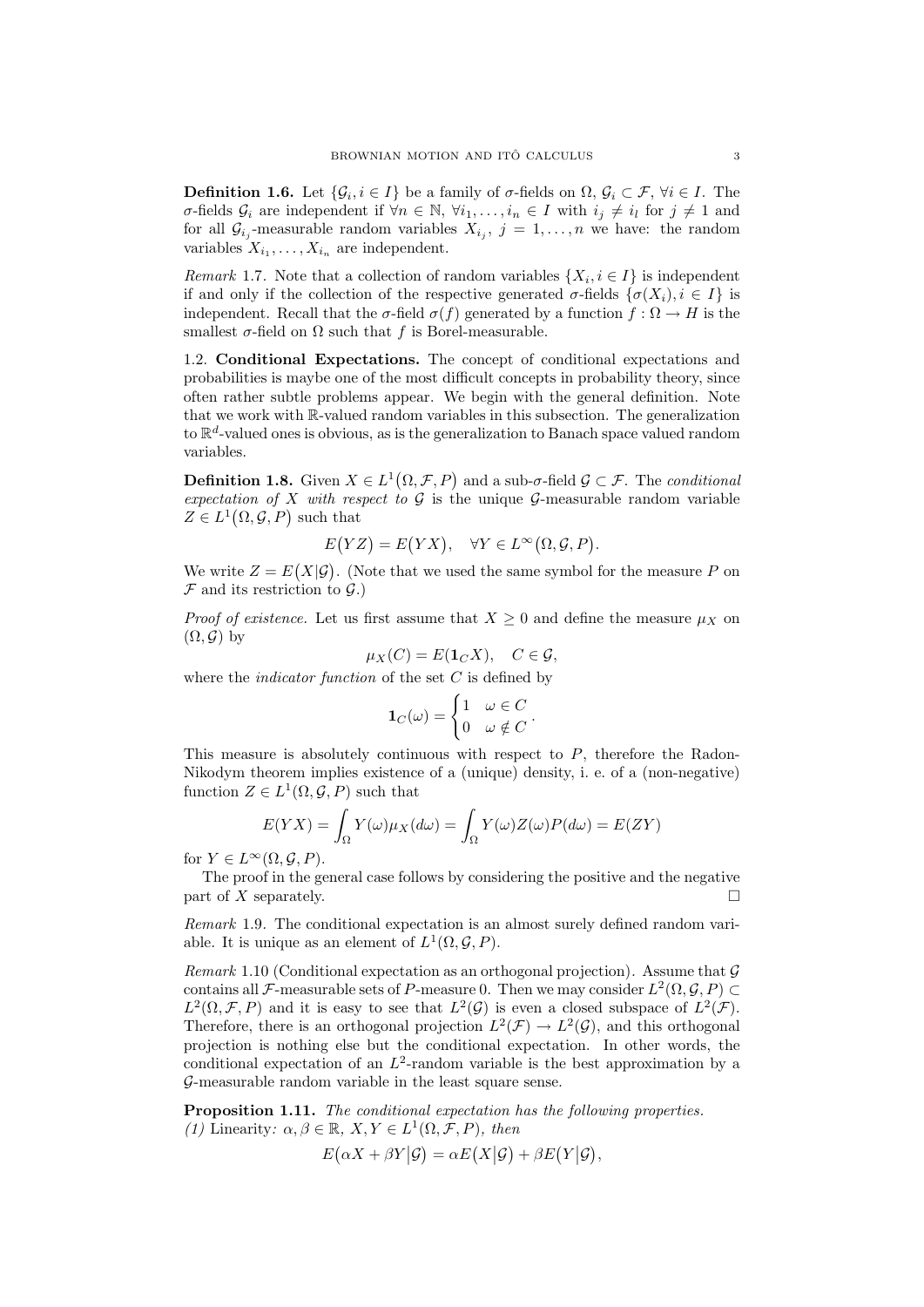**Definition 1.6.** Let $\{\mathcal{G}_i, i \in I\}$ be a family of $\sigma$-fields on $\Omega$, $\mathcal{G}_i \subset \mathcal{F}$, $\forall i \in I$. The $\sigma$-fields $\mathcal{G}_i$ are independent if $\forall n \in \mathbb{N}$, $\forall i_1, \dots, i_n \in I$ with $i_j \neq i_l$ for $j \neq 1$ and for all $\mathcal{G}_{i_j}$-measurable random variables $X_{i_j}$, $j = 1, \dots, n$ we have: the random variables $X_{i_1}, \dots, X_{i_n}$ are independent.

*Remark* 1.7. Note that a collection of random variables $\{X_i, i \in I\}$ is independent if and only if the collection of the respective generated $\sigma$-fields $\{\sigma(X_i), i \in I\}$ is independent. Recall that the $\sigma$-field $\sigma(f)$ generated by a function $f : \Omega \to H$ is the smallest $\sigma$-field on $\Omega$ such that $f$ is Borel-measurable.

1.2. **Conditional Expectations.** The concept of conditional expectations and probabilities is maybe one of the most difficult concepts in probability theory, since often rather subtle problems appear. We begin with the general definition. Note that we work with $\mathbb{R}$-valued random variables in this subsection. The generalization to $\mathbb{R}^d$-valued ones is obvious, as is the generalization to Banach space valued random variables.

**Definition 1.8.** Given $X \in L^1(\Omega, \mathcal{F}, P)$ and a sub-$\sigma$-field $\mathcal{G} \subset \mathcal{F}$. The *conditional expectation of $X$ with respect to $\mathcal{G}$* is the unique $\mathcal{G}$-measurable random variable $Z \in L^1(\Omega, \mathcal{G}, P)$ such that

$$E(YZ) = E(YX), \quad \forall Y \in L^\infty(\Omega, \mathcal{G}, P).$$

We write $Z = E(X|\mathcal{G})$. (Note that we used the same symbol for the measure $P$ on $\mathcal{F}$ and its restriction to $\mathcal{G}$.)

*Proof of existence.* Let us first assume that $X \geq 0$ and define the measure $\mu_X$ on $(\Omega, \mathcal{G})$ by

$$\mu_X(C) = E(\mathbf{1}_C X), \quad C \in \mathcal{G},$$

where the *indicator function* of the set $C$ is defined by

$$\mathbf{1}_C(\omega) = \begin{cases} 1 & \omega \in C \\ 0 & \omega \notin C \end{cases}.$$

This measure is absolutely continuous with respect to $P$, therefore the Radon-Nikodym theorem implies existence of a (unique) density, i. e. of a (non-negative) function $Z \in L^1(\Omega, \mathcal{G}, P)$ such that

$$E(YX) = \int_\Omega Y(\omega)\mu_X(d\omega) = \int_\Omega Y(\omega)Z(\omega)P(d\omega) = E(ZY)$$

for $Y \in L^\infty(\Omega, \mathcal{G}, P)$.

The proof in the general case follows by considering the positive and the negative part of $X$ separately. □

*Remark* 1.9. The conditional expectation is an almost surely defined random variable. It is unique as an element of $L^1(\Omega, \mathcal{G}, P)$.

*Remark* 1.10 (Conditional expectation as an orthogonal projection). Assume that $\mathcal{G}$ contains all $\mathcal{F}$-measurable sets of $P$-measure 0. Then we may consider $L^2(\Omega, \mathcal{G}, P) \subset L^2(\Omega, \mathcal{F}, P)$ and it is easy to see that $L^2(\mathcal{G})$ is even a closed subspace of $L^2(\mathcal{F})$. Therefore, there is an orthogonal projection $L^2(\mathcal{F}) \to L^2(\mathcal{G})$, and this orthogonal projection is nothing else but the conditional expectation. In other words, the conditional expectation of an $L^2$-random variable is the best approximation by a $\mathcal{G}$-measurable random variable in the least square sense.

**Proposition 1.11.** *The conditional expectation has the following properties.*
*(1)* Linearity*: $\alpha, \beta \in \mathbb{R}$, $X, Y \in L^1(\Omega, \mathcal{F}, P)$, then*

$$E(\alpha X + \beta Y|\mathcal{G}) = \alpha E(X|\mathcal{G}) + \beta E(Y|\mathcal{G}),$$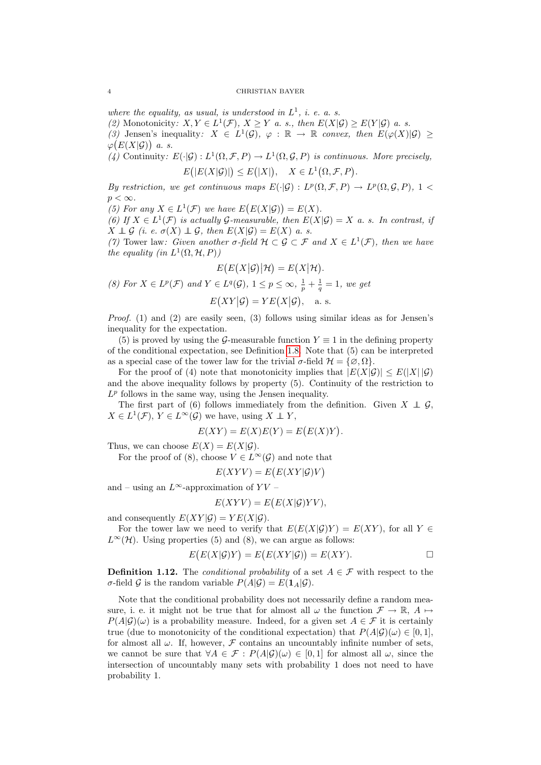*where the equality, as usual, is understood in $L^1$, i. e. a. s.*

*(2)* Monotonicity*: $X, Y \in L^1(\mathcal{F})$, $X \geq Y$ a. s., then $E(X|\mathcal{G}) \geq E(Y|\mathcal{G})$ a. s.*

*(3)* Jensen's inequality*: $X \in L^1(\mathcal{G})$, $\varphi : \mathbb{R} \to \mathbb{R}$ convex, then $E(\varphi(X)|\mathcal{G}) \geq \varphi\big(E(X|\mathcal{G})\big)$ a. s.*

*(4)* Continuity*: $E(\cdot|\mathcal{G}) : L^1(\Omega, \mathcal{F}, P) \to L^1(\Omega, \mathcal{G}, P)$ is continuous. More precisely,*

$$E\big(|E(X|\mathcal{G})|\big) \leq E\big(|X|\big), \quad X \in L^1\big(\Omega, \mathcal{F}, P\big).$$

*By restriction, we get continuous maps $E(\cdot|\mathcal{G}) : L^p(\Omega, \mathcal{F}, P) \to L^p(\Omega, \mathcal{G}, P)$, $1 < p < \infty$.*

*(5) For any $X \in L^1(\mathcal{F})$ we have $E\big(E(X|\mathcal{G})\big) = E(X)$.*

*(6) If $X \in L^1(\mathcal{F})$ is actually $\mathcal{G}$-measurable, then $E(X|\mathcal{G}) = X$ a. s. In contrast, if $X \perp\!\!\!\perp \mathcal{G}$ (i. e. $\sigma(X) \perp\!\!\!\perp \mathcal{G}$, then $E(X|\mathcal{G}) = E(X)$ a. s.*

*(7)* Tower law*: Given another $\sigma$-field $\mathcal{H} \subset \mathcal{G} \subset \mathcal{F}$ and $X \in L^1(\mathcal{F})$, then we have the equality (in $L^1(\Omega, \mathcal{H}, P)$)*

$$E\big(E\big(X|\mathcal{G}\big)\big|\mathcal{H}\big) = E\big(X|\mathcal{H}\big).$$

*(8) For $X \in L^p(\mathcal{F})$ and $Y \in L^q(\mathcal{G})$, $1 \leq p \leq \infty$, $\frac{1}{p} + \frac{1}{q} = 1$, we get*

$$E\big(XY\big|\mathcal{G}\big) = YE\big(X\big|\mathcal{G}\big), \quad \text{a. s.}$$

*Proof.* (1) and (2) are easily seen, (3) follows using similar ideas as for Jensen's inequality for the expectation.

(5) is proved by using the $\mathcal{G}$-measurable function $Y \equiv 1$ in the defining property of the conditional expectation, see Definition 1.8. Note that (5) can be interpreted as a special case of the tower law for the trivial $\sigma$-field $\mathcal{H} = \{\varnothing, \Omega\}$.

For the proof of (4) note that monotonicity implies that $|E(X|\mathcal{G})| \leq E(|X|\,|\mathcal{G})$ and the above inequality follows by property (5). Continuity of the restriction to $L^p$ follows in the same way, using the Jensen inequality.

The first part of (6) follows immediately from the definition. Given $X \perp\!\!\!\perp \mathcal{G}$, $X \in L^1(\mathcal{F})$, $Y \in L^\infty(\mathcal{G})$ we have, using $X \perp\!\!\!\perp Y$,

$$E(XY) = E(X)E(Y) = E\big(E(X)Y\big).$$

Thus, we can choose $E(X) = E(X|\mathcal{G})$.

For the proof of (8), choose $V \in L^\infty(\mathcal{G})$ and note that

$$E(XYV) = E\big(E(XY|\mathcal{G})V\big)$$

and – using an $L^\infty$-approximation of $YV$ –

$$E(XYV) = E\big(E(X|\mathcal{G})YV\big),$$

and consequently $E(XY|\mathcal{G}) = YE(X|\mathcal{G})$.

For the tower law we need to verify that $E(E(X|\mathcal{G})Y) = E(XY)$, for all $Y \in L^\infty(\mathcal{H})$. Using properties (5) and (8), we can argue as follows:

$$E\big(E(X|\mathcal{G})Y\big) = E\big(E(XY|\mathcal{G})\big) = E(XY). \qquad \square$$

**Definition 1.12.** The *conditional probability* of a set $A \in \mathcal{F}$ with respect to the $\sigma$-field $\mathcal{G}$ is the random variable $P(A|\mathcal{G}) = E(\mathbf{1}_A|\mathcal{G})$.

Note that the conditional probability does not necessarily define a random measure, i. e. it might not be true that for almost all $\omega$ the function $\mathcal{F} \to \mathbb{R}$, $A \mapsto P(A|\mathcal{G})(\omega)$ is a probability measure. Indeed, for a given set $A \in \mathcal{F}$ it is certainly true (due to monotonicity of the conditional expectation) that $P(A|\mathcal{G})(\omega) \in [0, 1]$, for almost all $\omega$. If, however, $\mathcal{F}$ contains an uncountably infinite number of sets, we cannot be sure that $\forall A \in \mathcal{F} : P(A|\mathcal{G})(\omega) \in [0, 1]$ for almost all $\omega$, since the intersection of uncountably many sets with probability 1 does not need to have probability 1.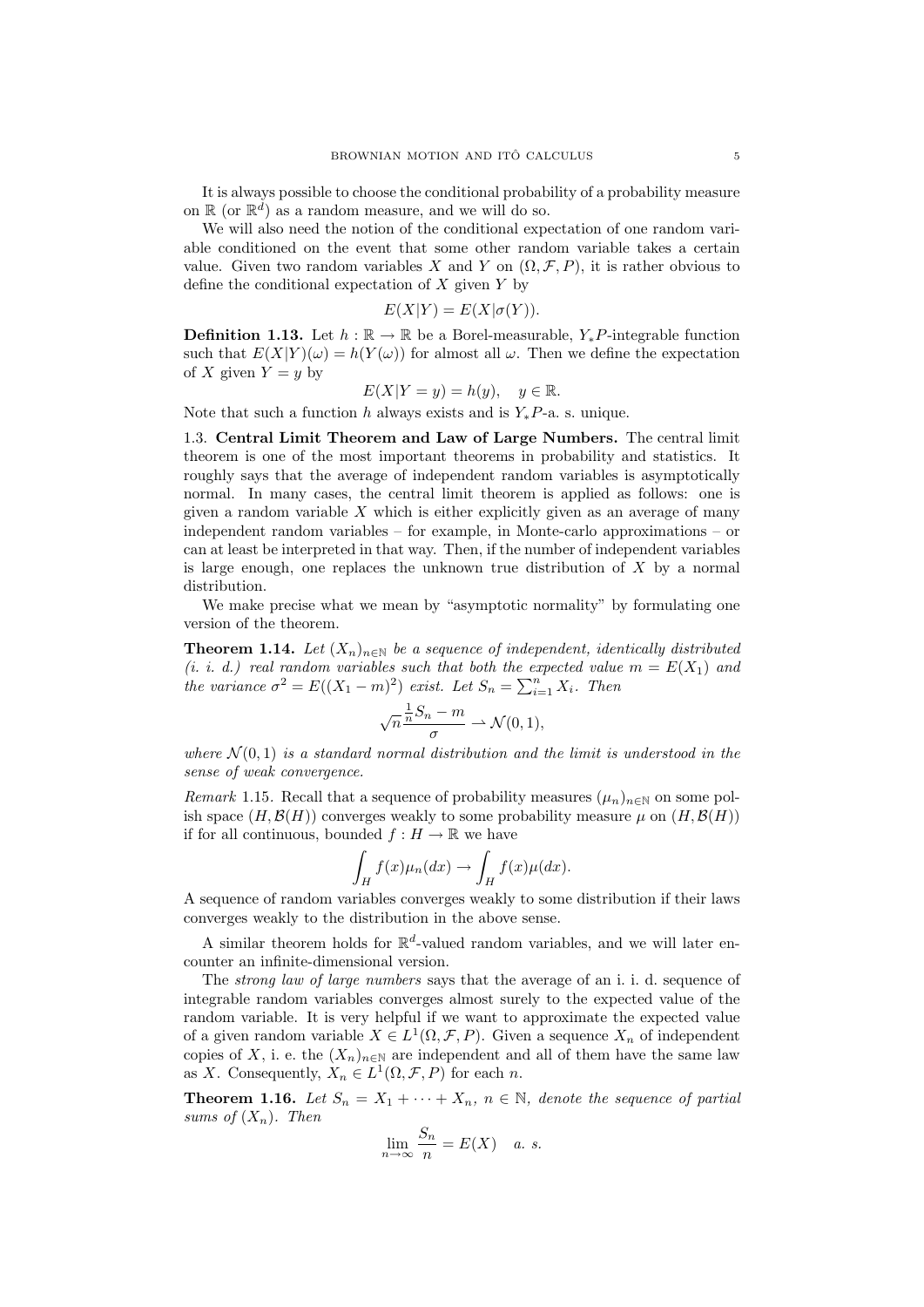It is always possible to choose the conditional probability of a probability measure on $\mathbb{R}$ (or $\mathbb{R}^d$) as a random measure, and we will do so.

We will also need the notion of the conditional expectation of one random variable conditioned on the event that some other random variable takes a certain value. Given two random variables $X$ and $Y$ on $(\Omega, \mathcal{F}, P)$, it is rather obvious to define the conditional expectation of $X$ given $Y$ by

$$E(X|Y) = E(X|\sigma(Y)).$$

**Definition 1.13.** Let $h : \mathbb{R} \to \mathbb{R}$ be a Borel-measurable, $Y_*P$-integrable function such that $E(X|Y)(\omega) = h(Y(\omega))$ for almost all $\omega$. Then we define the expectation of $X$ given $Y = y$ by

$$E(X|Y = y) = h(y), \quad y \in \mathbb{R}.$$

Note that such a function $h$ always exists and is $Y_*P$-a. s. unique.

### 1.3. Central Limit Theorem and Law of Large Numbers.

The central limit theorem is one of the most important theorems in probability and statistics. It roughly says that the average of independent random variables is asymptotically normal. In many cases, the central limit theorem is applied as follows: one is given a random variable $X$ which is either explicitly given as an average of many independent random variables – for example, in Monte-carlo approximations – or can at least be interpreted in that way. Then, if the number of independent variables is large enough, one replaces the unknown true distribution of $X$ by a normal distribution.

We make precise what we mean by "asymptotic normality" by formulating one version of the theorem.

**Theorem 1.14.** *Let $(X_n)_{n\in\mathbb{N}}$ be a sequence of independent, identically distributed (i. i. d.) real random variables such that both the expected value $m = E(X_1)$ and the variance $\sigma^2 = E((X_1 - m)^2)$ exist. Let $S_n = \sum_{i=1}^n X_i$. Then*

$$\sqrt{n}\frac{\frac{1}{n}S_n - m}{\sigma} \rightharpoonup \mathcal{N}(0, 1),$$

*where $\mathcal{N}(0, 1)$ is a standard normal distribution and the limit is understood in the sense of weak convergence.*

*Remark* 1.15. Recall that a sequence of probability measures $(\mu_n)_{n\in\mathbb{N}}$ on some polish space $(H, \mathcal{B}(H))$ converges weakly to some probability measure $\mu$ on $(H, \mathcal{B}(H))$ if for all continuous, bounded $f : H \to \mathbb{R}$ we have

$$\int_H f(x)\mu_n(dx) \to \int_H f(x)\mu(dx).$$

A sequence of random variables converges weakly to some distribution if their laws converges weakly to the distribution in the above sense.

A similar theorem holds for $\mathbb{R}^d$-valued random variables, and we will later encounter an infinite-dimensional version.

The *strong law of large numbers* says that the average of an i. i. d. sequence of integrable random variables converges almost surely to the expected value of the random variable. It is very helpful if we want to approximate the expected value of a given random variable $X \in L^1(\Omega, \mathcal{F}, P)$. Given a sequence $X_n$ of independent copies of $X$, i. e. the $(X_n)_{n\in\mathbb{N}}$ are independent and all of them have the same law as $X$. Consequently, $X_n \in L^1(\Omega, \mathcal{F}, P)$ for each $n$.

**Theorem 1.16.** *Let $S_n = X_1 + \cdots + X_n$, $n \in \mathbb{N}$, denote the sequence of partial sums of $(X_n)$. Then*

$$\lim_{n\to\infty} \frac{S_n}{n} = E(X) \quad a. s.$$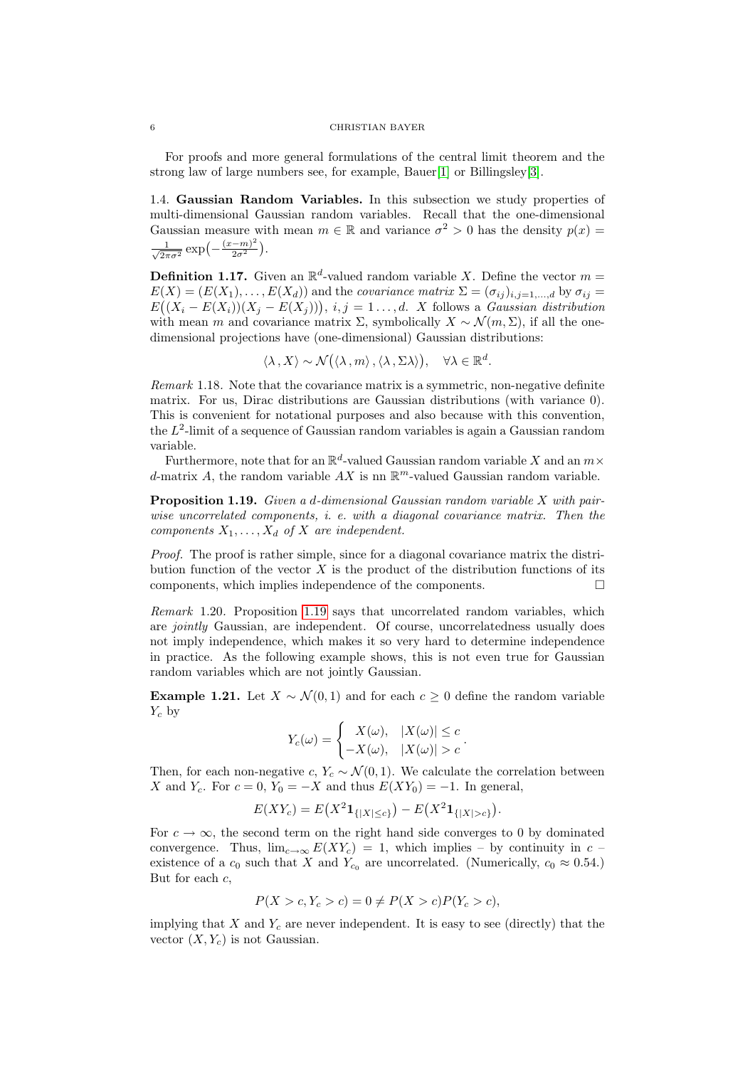For proofs and more general formulations of the central limit theorem and the strong law of large numbers see, for example, Bauer[1] or Billingsley[3].

### 1.4. Gaussian Random Variables.

In this subsection we study properties of multi-dimensional Gaussian random variables. Recall that the one-dimensional Gaussian measure with mean $m \in \mathbb{R}$ and variance $\sigma^2 > 0$ has the density $p(x) = \frac{1}{\sqrt{2\pi\sigma^2}} \exp\left(-\frac{(x-m)^2}{2\sigma^2}\right)$.

**Definition 1.17.** Given an $\mathbb{R}^d$-valued random variable $X$. Define the vector $m = E(X) = (E(X_1), \dots, E(X_d))$ and the *covariance matrix* $\Sigma = (\sigma_{ij})_{i,j=1,\dots,d}$ by $\sigma_{ij} = E\big((X_i - E(X_i))(X_j - E(X_j))\big)$, $i, j = 1 \dots, d$. $X$ follows a *Gaussian distribution* with mean $m$ and covariance matrix $\Sigma$, symbolically $X \sim \mathcal{N}(m, \Sigma)$, if all the one-dimensional projections have (one-dimensional) Gaussian distributions:

$$\langle \lambda , X \rangle \sim \mathcal{N}\big(\langle \lambda , m \rangle , \langle \lambda , \Sigma \lambda \rangle\big), \quad \forall \lambda \in \mathbb{R}^d.$$

*Remark* 1.18. Note that the covariance matrix is a symmetric, non-negative definite matrix. For us, Dirac distributions are Gaussian distributions (with variance 0). This is convenient for notational purposes and also because with this convention, the $L^2$-limit of a sequence of Gaussian random variables is again a Gaussian random variable.

Furthermore, note that for an $\mathbb{R}^d$-valued Gaussian random variable $X$ and an $m \times d$-matrix $A$, the random variable $AX$ is nn $\mathbb{R}^m$-valued Gaussian random variable.

**Proposition 1.19.** *Given a $d$-dimensional Gaussian random variable $X$ with pairwise uncorrelated components, i. e. with a diagonal covariance matrix. Then the components $X_1, \dots, X_d$ of $X$ are independent.*

*Proof.* The proof is rather simple, since for a diagonal covariance matrix the distribution function of the vector $X$ is the product of the distribution functions of its components, which implies independence of the components. □

*Remark* 1.20. Proposition 1.19 says that uncorrelated random variables, which are *jointly* Gaussian, are independent. Of course, uncorrelatedness usually does not imply independence, which makes it so very hard to determine independence in practice. As the following example shows, this is not even true for Gaussian random variables which are not jointly Gaussian.

**Example 1.21.** Let $X \sim \mathcal{N}(0, 1)$ and for each $c \geq 0$ define the random variable $Y_c$ by

$$Y_c(\omega) = \begin{cases} X(\omega), & |X(\omega)| \leq c \\ -X(\omega), & |X(\omega)| > c \end{cases}.$$

Then, for each non-negative $c$, $Y_c \sim \mathcal{N}(0, 1)$. We calculate the correlation between $X$ and $Y_c$. For $c = 0$, $Y_0 = -X$ and thus $E(XY_0) = -1$. In general,

$$E(XY_c) = E\big(X^2 \mathbf{1}_{\{|X| \leq c\}}\big) - E\big(X^2 \mathbf{1}_{\{|X| > c\}}\big).$$

For $c \to \infty$, the second term on the right hand side converges to 0 by dominated convergence. Thus, $\lim_{c\to\infty} E(XY_c) = 1$, which implies – by continuity in $c$ – existence of a $c_0$ such that $X$ and $Y_{c_0}$ are uncorrelated. (Numerically, $c_0 \approx 0.54$.) But for each $c$,

$$P(X > c, Y_c > c) = 0 \neq P(X > c)P(Y_c > c),$$

implying that $X$ and $Y_c$ are never independent. It is easy to see (directly) that the vector $(X, Y_c)$ is not Gaussian.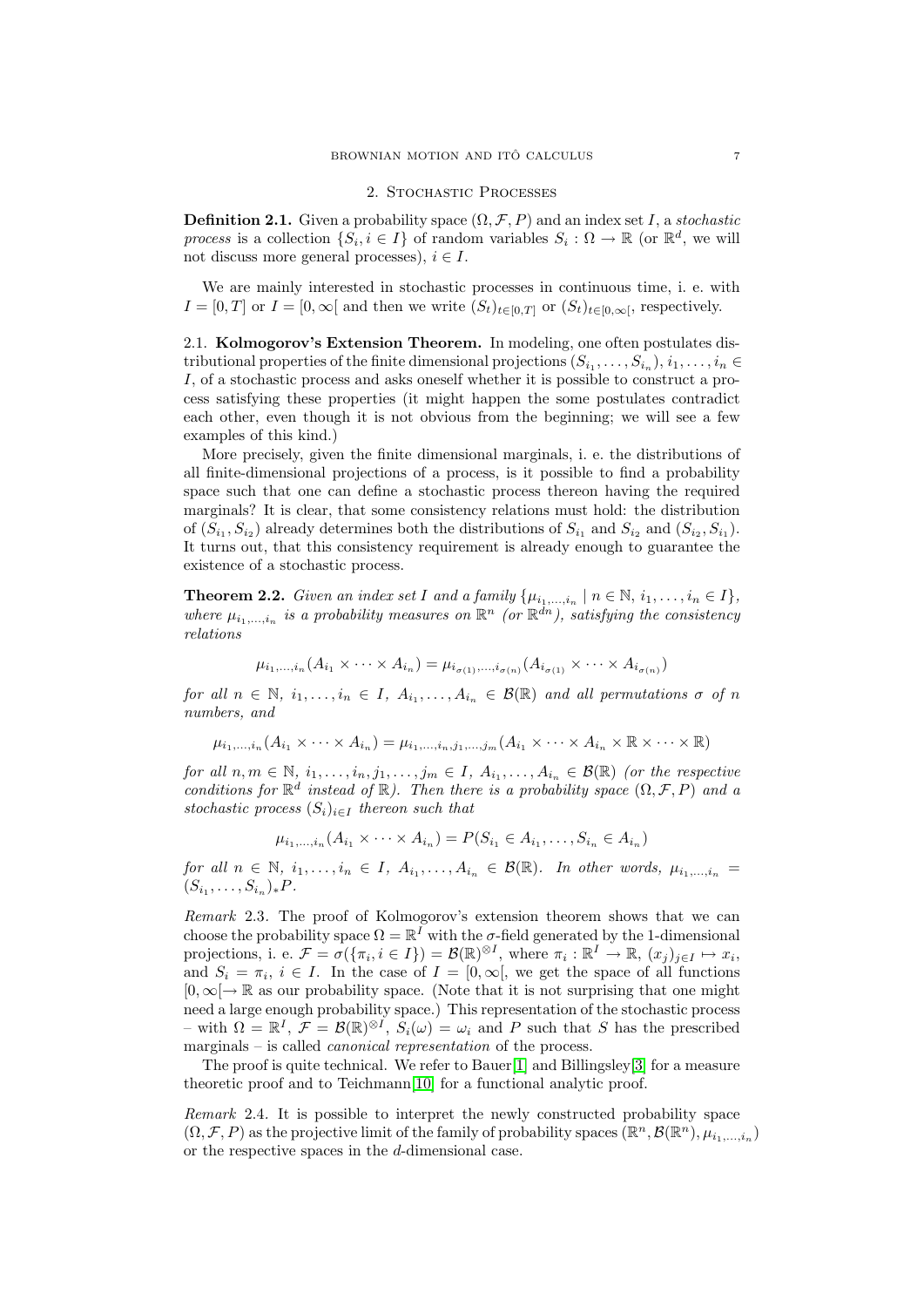## 2. Stochastic Processes

**Definition 2.1.** Given a probability space $(\Omega, \mathcal{F}, P)$ and an index set $I$, a *stochastic process* is a collection $\{S_i, i \in I\}$ of random variables $S_i : \Omega \to \mathbb{R}$ (or $\mathbb{R}^d$, we will not discuss more general processes), $i \in I$.

We are mainly interested in stochastic processes in continuous time, i. e. with $I = [0, T]$ or $I = [0, \infty[$ and then we write $(S_t)_{t \in [0,T]}$ or $(S_t)_{t \in [0,\infty[}$, respectively.

### 2.1. Kolmogorov's Extension Theorem.

In modeling, one often postulates distributional properties of the finite dimensional projections $(S_{i_1}, \ldots, S_{i_n})$, $i_1, \ldots, i_n \in I$, of a stochastic process and asks oneself whether it is possible to construct a process satisfying these properties (it might happen the some postulates contradict each other, even though it is not obvious from the beginning; we will see a few examples of this kind.)

More precisely, given the finite dimensional marginals, i. e. the distributions of all finite-dimensional projections of a process, is it possible to find a probability space such that one can define a stochastic process thereon having the required marginals? It is clear, that some consistency relations must hold: the distribution of $(S_{i_1}, S_{i_2})$ already determines both the distributions of $S_{i_1}$ and $S_{i_2}$ and $(S_{i_2}, S_{i_1})$. It turns out, that this consistency requirement is already enough to guarantee the existence of a stochastic process.

**Theorem 2.2.** *Given an index set $I$ and a family $\{\mu_{i_1,\ldots,i_n} \mid n \in \mathbb{N},\, i_1, \ldots, i_n \in I\}$, where $\mu_{i_1,\ldots,i_n}$ is a probability measures on $\mathbb{R}^n$ (or $\mathbb{R}^{dn}$), satisfying the consistency relations*

$$\mu_{i_1,\ldots,i_n}(A_{i_1} \times \cdots \times A_{i_n}) = \mu_{i_{\sigma(1)},\ldots,i_{\sigma(n)}}(A_{i_{\sigma(1)}} \times \cdots \times A_{i_{\sigma(n)}})$$

*for all $n \in \mathbb{N}$, $i_1, \ldots, i_n \in I$, $A_{i_1}, \ldots, A_{i_n} \in \mathcal{B}(\mathbb{R})$ and all permutations $\sigma$ of $n$ numbers, and*

$$\mu_{i_1,\ldots,i_n}(A_{i_1} \times \cdots \times A_{i_n}) = \mu_{i_1,\ldots,i_n,j_1,\ldots,j_m}(A_{i_1} \times \cdots \times A_{i_n} \times \mathbb{R} \times \cdots \times \mathbb{R})$$

*for all $n, m \in \mathbb{N}$, $i_1, \ldots, i_n, j_1, \ldots, j_m \in I$, $A_{i_1}, \ldots, A_{i_n} \in \mathcal{B}(\mathbb{R})$ (or the respective conditions for $\mathbb{R}^d$ instead of $\mathbb{R}$). Then there is a probability space $(\Omega, \mathcal{F}, P)$ and a stochastic process $(S_i)_{i \in I}$ thereon such that*

$$\mu_{i_1,\ldots,i_n}(A_{i_1} \times \cdots \times A_{i_n}) = P(S_{i_1} \in A_{i_1}, \ldots, S_{i_n} \in A_{i_n})$$

*for all $n \in \mathbb{N}$, $i_1, \ldots, i_n \in I$, $A_{i_1}, \ldots, A_{i_n} \in \mathcal{B}(\mathbb{R})$. In other words, $\mu_{i_1,\ldots,i_n} = (S_{i_1}, \ldots, S_{i_n})_* P$.*

*Remark* 2.3. The proof of Kolmogorov's extension theorem shows that we can choose the probability space $\Omega = \mathbb{R}^I$ with the $\sigma$-field generated by the 1-dimensional projections, i. e. $\mathcal{F} = \sigma(\{\pi_i, i \in I\}) = \mathcal{B}(\mathbb{R})^{\otimes I}$, where $\pi_i : \mathbb{R}^I \to \mathbb{R}$, $(x_j)_{j \in I} \mapsto x_i$, and $S_i = \pi_i$, $i \in I$. In the case of $I = [0, \infty[$, we get the space of all functions $[0, \infty[ \to \mathbb{R}$ as our probability space. (Note that it is not surprising that one might need a large enough probability space.) This representation of the stochastic process – with $\Omega = \mathbb{R}^I$, $\mathcal{F} = \mathcal{B}(\mathbb{R})^{\otimes I}$, $S_i(\omega) = \omega_i$ and $P$ such that $S$ has the prescribed marginals – is called *canonical representation* of the process.

The proof is quite technical. We refer to Bauer[1] and Billingsley[3] for a measure theoretic proof and to Teichmann[10] for a functional analytic proof.

*Remark* 2.4. It is possible to interpret the newly constructed probability space $(\Omega, \mathcal{F}, P)$ as the projective limit of the family of probability spaces $(\mathbb{R}^n, \mathcal{B}(\mathbb{R}^n), \mu_{i_1,\ldots,i_n})$ or the respective spaces in the $d$-dimensional case.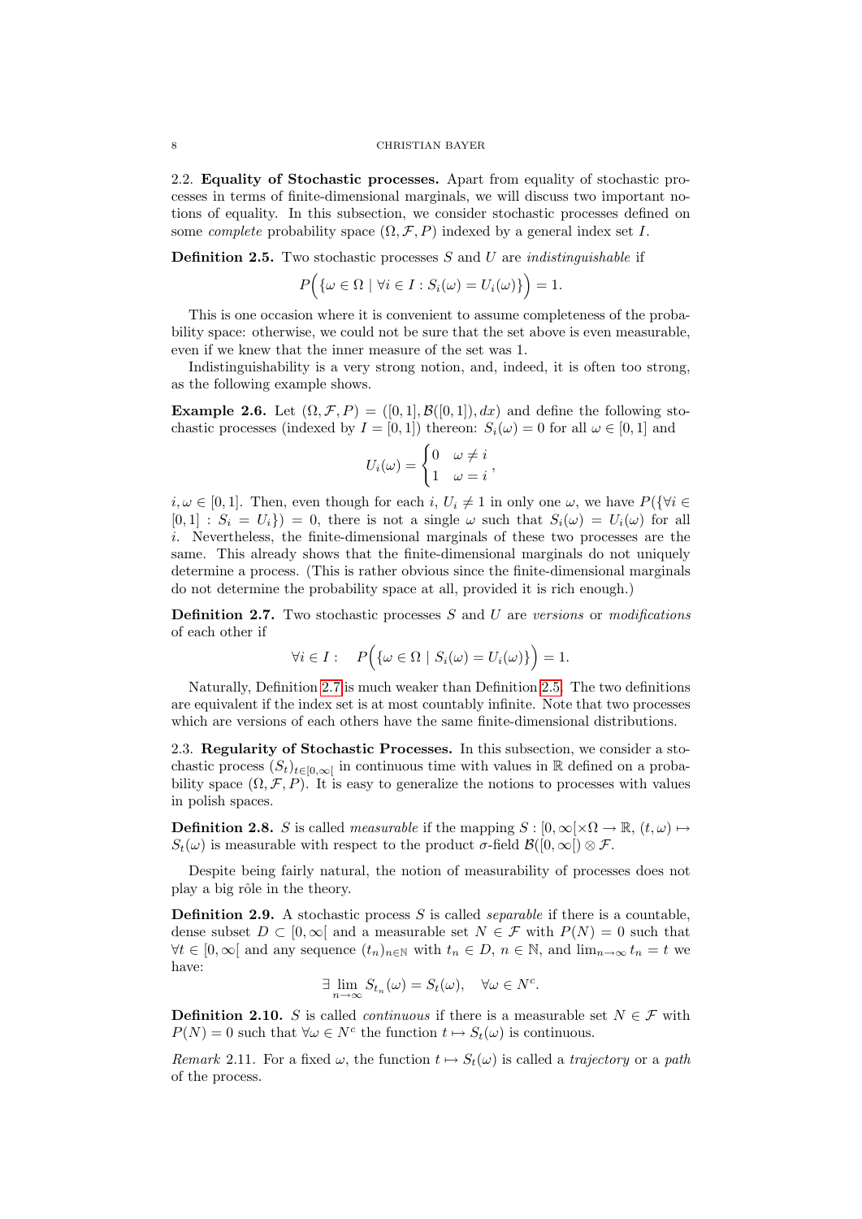### 2.2. Equality of Stochastic processes.

Apart from equality of stochastic processes in terms of finite-dimensional marginals, we will discuss two important notions of equality. In this subsection, we consider stochastic processes defined on some *complete* probability space $(\Omega, \mathcal{F}, P)$ indexed by a general index set $I$.

**Definition 2.5.** Two stochastic processes $S$ and $U$ are *indistinguishable* if

$$P\Big(\{\omega \in \Omega \mid \forall i \in I : S_i(\omega) = U_i(\omega)\}\Big) = 1.$$

This is one occasion where it is convenient to assume completeness of the probability space: otherwise, we could not be sure that the set above is even measurable, even if we knew that the inner measure of the set was 1.

Indistinguishability is a very strong notion, and, indeed, it is often too strong, as the following example shows.

**Example 2.6.** Let $(\Omega, \mathcal{F}, P) = ([0,1], \mathcal{B}([0,1]), dx)$ and define the following stochastic processes (indexed by $I = [0,1]$) thereon: $S_i(\omega) = 0$ for all $\omega \in [0,1]$ and

$$U_i(\omega) = \begin{cases} 0 & \omega \neq i \\ 1 & \omega = i \end{cases},$$

$i, \omega \in [0,1]$. Then, even though for each $i$, $U_i \neq 1$ in only one $\omega$, we have $P(\{\forall i \in [0,1] : S_i = U_i\}) = 0$, there is not a single $\omega$ such that $S_i(\omega) = U_i(\omega)$ for all $i$. Nevertheless, the finite-dimensional marginals of these two processes are the same. This already shows that the finite-dimensional marginals do not uniquely determine a process. (This is rather obvious since the finite-dimensional marginals do not determine the probability space at all, provided it is rich enough.)

**Definition 2.7.** Two stochastic processes $S$ and $U$ are *versions* or *modifications* of each other if

$$\forall i \in I : \quad P\Big(\{\omega \in \Omega \mid S_i(\omega) = U_i(\omega)\}\Big) = 1.$$

Naturally, Definition 2.7 is much weaker than Definition 2.5. The two definitions are equivalent if the index set is at most countably infinite. Note that two processes which are versions of each others have the same finite-dimensional distributions.

### 2.3. Regularity of Stochastic Processes.

In this subsection, we consider a stochastic process $(S_t)_{t \in [0,\infty[}$ in continuous time with values in $\mathbb{R}$ defined on a probability space $(\Omega, \mathcal{F}, P)$. It is easy to generalize the notions to processes with values in polish spaces.

**Definition 2.8.** $S$ is called *measurable* if the mapping $S : [0,\infty[ \times \Omega \to \mathbb{R}$, $(t,\omega) \mapsto S_t(\omega)$ is measurable with respect to the product $\sigma$-field $\mathcal{B}([0,\infty[) \otimes \mathcal{F}$.

Despite being fairly natural, the notion of measurability of processes does not play a big rôle in the theory.

**Definition 2.9.** A stochastic process $S$ is called *separable* if there is a countable, dense subset $D \subset [0,\infty[$ and a measurable set $N \in \mathcal{F}$ with $P(N) = 0$ such that $\forall t \in [0,\infty[$ and any sequence $(t_n)_{n \in \mathbb{N}}$ with $t_n \in D$, $n \in \mathbb{N}$, and $\lim_{n\to\infty} t_n = t$ we have:

$$\exists \lim_{n\to\infty} S_{t_n}(\omega) = S_t(\omega), \quad \forall \omega \in N^c.$$

**Definition 2.10.** $S$ is called *continuous* if there is a measurable set $N \in \mathcal{F}$ with $P(N) = 0$ such that $\forall \omega \in N^c$ the function $t \mapsto S_t(\omega)$ is continuous.

*Remark* 2.11. For a fixed $\omega$, the function $t \mapsto S_t(\omega)$ is called a *trajectory* or a *path* of the process.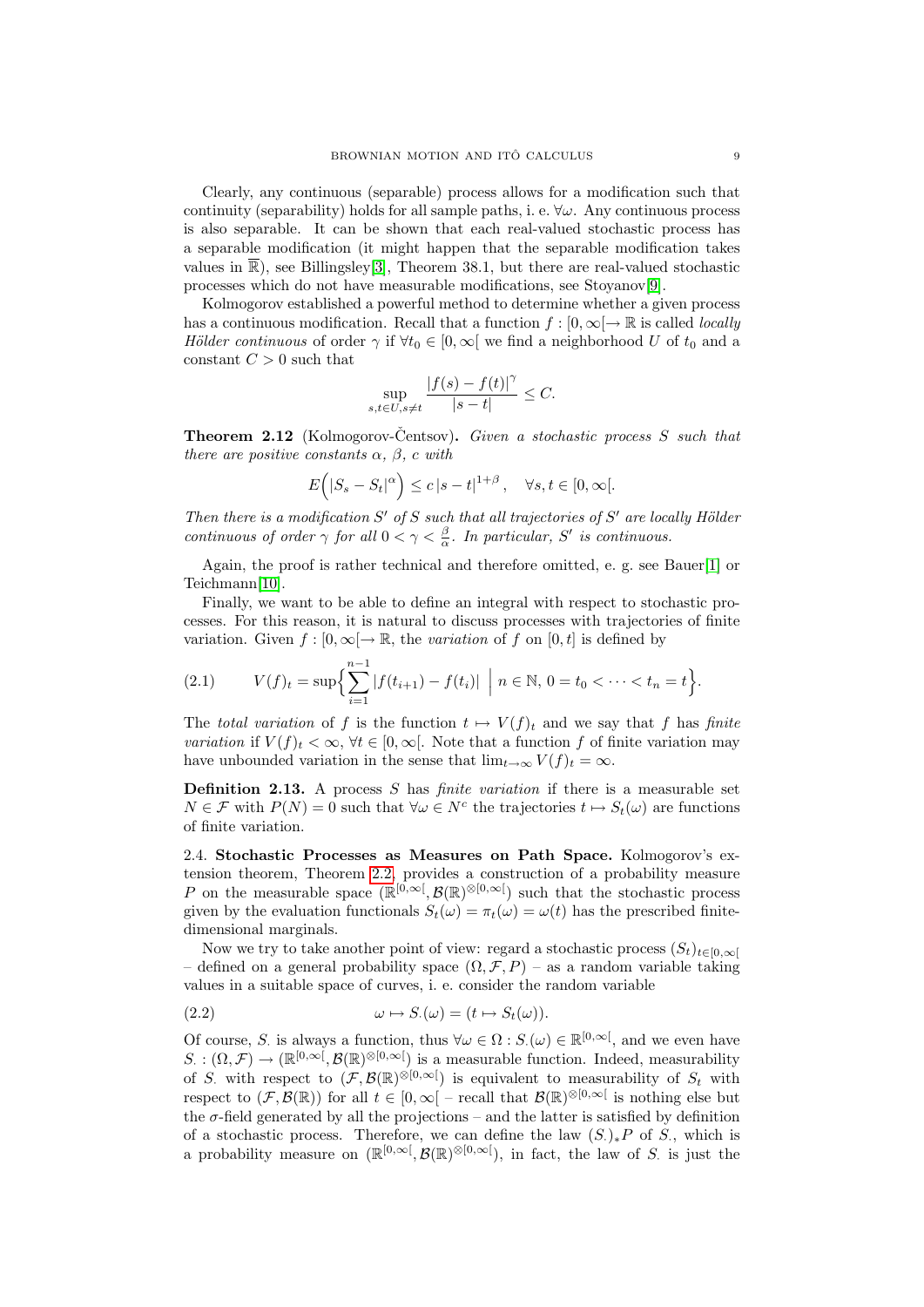Clearly, any continuous (separable) process allows for a modification such that continuity (separability) holds for all sample paths, i. e. $\forall \omega$. Any continuous process is also separable. It can be shown that each real-valued stochastic process has a separable modification (it might happen that the separable modification takes values in $\overline{\mathbb{R}}$), see Billingsley[3], Theorem 38.1, but there are real-valued stochastic processes which do not have measurable modifications, see Stoyanov[9].

Kolmogorov established a powerful method to determine whether a given process has a continuous modification. Recall that a function $f : [0, \infty[ \to \mathbb{R}$ is called *locally Hölder continuous* of order $\gamma$ if $\forall t_0 \in [0, \infty[$ we find a neighborhood $U$ of $t_0$ and a constant $C > 0$ such that

$$\sup_{s,t \in U, s \neq t} \frac{|f(s) - f(t)|^\gamma}{|s - t|} \leq C.$$

**Theorem 2.12** (Kolmogorov-Čentsov)**.** *Given a stochastic process $S$ such that there are positive constants $\alpha$, $\beta$, $c$ with*

$$E\Big(|S_s - S_t|^\alpha\Big) \leq c\,|s - t|^{1+\beta}, \quad \forall s, t \in [0, \infty[.$$

*Then there is a modification $S'$ of $S$ such that all trajectories of $S'$ are locally Hölder continuous of order $\gamma$ for all $0 < \gamma < \frac{\beta}{\alpha}$. In particular, $S'$ is continuous.*

Again, the proof is rather technical and therefore omitted, e. g. see Bauer[1] or Teichmann[10].

Finally, we want to be able to define an integral with respect to stochastic processes. For this reason, it is natural to discuss processes with trajectories of finite variation. Given $f : [0, \infty[ \to \mathbb{R}$, the *variation* of $f$ on $[0, t]$ is defined by

$$V(f)_t = \sup\Big\{\sum_{i=1}^{n-1} |f(t_{i+1}) - f(t_i)| \;\Big|\; n \in \mathbb{N},\, 0 = t_0 < \cdots < t_n = t\Big\}. \tag{2.1}$$

The *total variation* of $f$ is the function $t \mapsto V(f)_t$ and we say that $f$ has *finite variation* if $V(f)_t < \infty$, $\forall t \in [0, \infty[$. Note that a function $f$ of finite variation may have unbounded variation in the sense that $\lim_{t \to \infty} V(f)_t = \infty$.

**Definition 2.13.** A process $S$ has *finite variation* if there is a measurable set $N \in \mathcal{F}$ with $P(N) = 0$ such that $\forall \omega \in N^c$ the trajectories $t \mapsto S_t(\omega)$ are functions of finite variation.

## 2.4. Stochastic Processes as Measures on Path Space.

Kolmogorov's extension theorem, Theorem 2.2, provides a construction of a probability measure $P$ on the measurable space $(\mathbb{R}^{[0,\infty[}, \mathcal{B}(\mathbb{R})^{\otimes [0,\infty[})$ such that the stochastic process given by the evaluation functionals $S_t(\omega) = \pi_t(\omega) = \omega(t)$ has the prescribed finite-dimensional marginals.

Now we try to take another point of view: regard a stochastic process $(S_t)_{t \in [0,\infty[}$ – defined on a general probability space $(\Omega, \mathcal{F}, P)$ – as a random variable taking values in a suitable space of curves, i. e. consider the random variable

$$\omega \mapsto S_\cdot(\omega) = (t \mapsto S_t(\omega)). \tag{2.2}$$

Of course, $S_\cdot$ is always a function, thus $\forall \omega \in \Omega : S_\cdot(\omega) \in \mathbb{R}^{[0,\infty[}$, and we even have $S_\cdot : (\Omega, \mathcal{F}) \to (\mathbb{R}^{[0,\infty[}, \mathcal{B}(\mathbb{R})^{\otimes [0,\infty[})$ is a measurable function. Indeed, measurability of $S_\cdot$ with respect to $(\mathcal{F}, \mathcal{B}(\mathbb{R})^{\otimes [0,\infty[})$ is equivalent to measurability of $S_t$ with respect to $(\mathcal{F}, \mathcal{B}(\mathbb{R}))$ for all $t \in [0, \infty[$ – recall that $\mathcal{B}(\mathbb{R})^{\otimes [0,\infty[}$ is nothing else but the $\sigma$-field generated by all the projections – and the latter is satisfied by definition of a stochastic process. Therefore, we can define the law $(S_\cdot)_* P$ of $S_\cdot$, which is a probability measure on $(\mathbb{R}^{[0,\infty[}, \mathcal{B}(\mathbb{R})^{\otimes [0,\infty[})$, in fact, the law of $S_\cdot$ is just the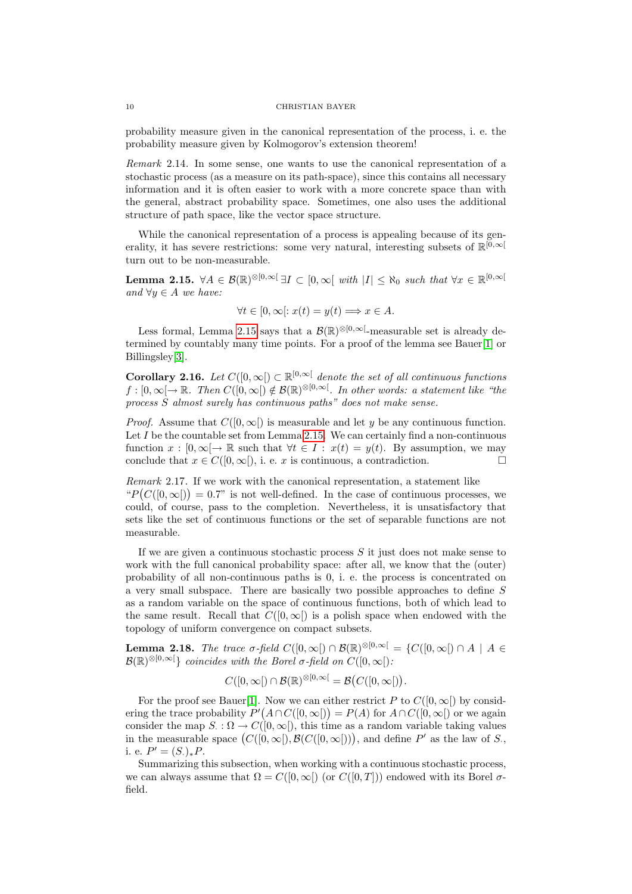probability measure given in the canonical representation of the process, i. e. the probability measure given by Kolmogorov's extension theorem!

*Remark* 2.14. In some sense, one wants to use the canonical representation of a stochastic process (as a measure on its path-space), since this contains all necessary information and it is often easier to work with a more concrete space than with the general, abstract probability space. Sometimes, one also uses the additional structure of path space, like the vector space structure.

While the canonical representation of a process is appealing because of its generality, it has severe restrictions: some very natural, interesting subsets of $\mathbb{R}^{[0,\infty[}$ turn out to be non-measurable.

**Lemma 2.15.** *$\forall A \in \mathcal{B}(\mathbb{R})^{\otimes[0,\infty[}$ $\exists I \subset [0,\infty[$ with $|I| \leq \aleph_0$ such that $\forall x \in \mathbb{R}^{[0,\infty[}$ and $\forall y \in A$ we have:*

$$\forall t \in [0,\infty[: x(t) = y(t) \Longrightarrow x \in A.$$

Less formal, Lemma 2.15 says that a $\mathcal{B}(\mathbb{R})^{\otimes[0,\infty[}$-measurable set is already determined by countably many time points. For a proof of the lemma see Bauer[1] or Billingsley[3].

**Corollary 2.16.** *Let $C([0,\infty[) \subset \mathbb{R}^{[0,\infty[}$ denote the set of all continuous functions $f : [0,\infty[ \to \mathbb{R}$. Then $C([0,\infty[) \notin \mathcal{B}(\mathbb{R})^{\otimes[0,\infty[}$. In other words: a statement like "the process $S$ almost surely has continuous paths" does not make sense.*

*Proof.* Assume that $C([0,\infty[)$ is measurable and let $y$ be any continuous function. Let $I$ be the countable set from Lemma 2.15. We can certainly find a non-continuous function $x : [0,\infty[ \to \mathbb{R}$ such that $\forall t \in I : x(t) = y(t)$. By assumption, we may conclude that $x \in C([0,\infty[)$, i. e. $x$ is continuous, a contradiction. □

*Remark* 2.17. If we work with the canonical representation, a statement like "$P\big(C([0,\infty[)\big) = 0.7$" is not well-defined. In the case of continuous processes, we could, of course, pass to the completion. Nevertheless, it is unsatisfactory that sets like the set of continuous functions or the set of separable functions are not measurable.

If we are given a continuous stochastic process $S$ it just does not make sense to work with the full canonical probability space: after all, we know that the (outer) probability of all non-continuous paths is 0, i. e. the process is concentrated on a very small subspace. There are basically two possible approaches to define $S$ as a random variable on the space of continuous functions, both of which lead to the same result. Recall that $C([0,\infty[)$ is a polish space when endowed with the topology of uniform convergence on compact subsets.

**Lemma 2.18.** *The trace $\sigma$-field $C([0,\infty[) \cap \mathcal{B}(\mathbb{R})^{\otimes[0,\infty[} = \{C([0,\infty[) \cap A \mid A \in \mathcal{B}(\mathbb{R})^{\otimes[0,\infty[}\}$ coincides with the Borel $\sigma$-field on $C([0,\infty[)$:*

$$C([0,\infty[) \cap \mathcal{B}(\mathbb{R})^{\otimes[0,\infty[} = \mathcal{B}\big(C([0,\infty[)\big).$$

For the proof see Bauer[1]. Now we can either restrict $P$ to $C([0,\infty[)$ by considering the trace probability $P'\big(A \cap C([0,\infty[)\big) = P(A)$ for $A \cap C([0,\infty[)$ or we again consider the map $S_\cdot : \Omega \to C([0,\infty[)$, this time as a random variable taking values in the measurable space $\big(C([0,\infty[), \mathcal{B}(C([0,\infty[))\big)$, and define $P'$ as the law of $S_\cdot$, i. e. $P' = (S_\cdot)_* P$.

Summarizing this subsection, when working with a continuous stochastic process, we can always assume that $\Omega = C([0,\infty[)$ (or $C([0,T])$) endowed with its Borel $\sigma$-field.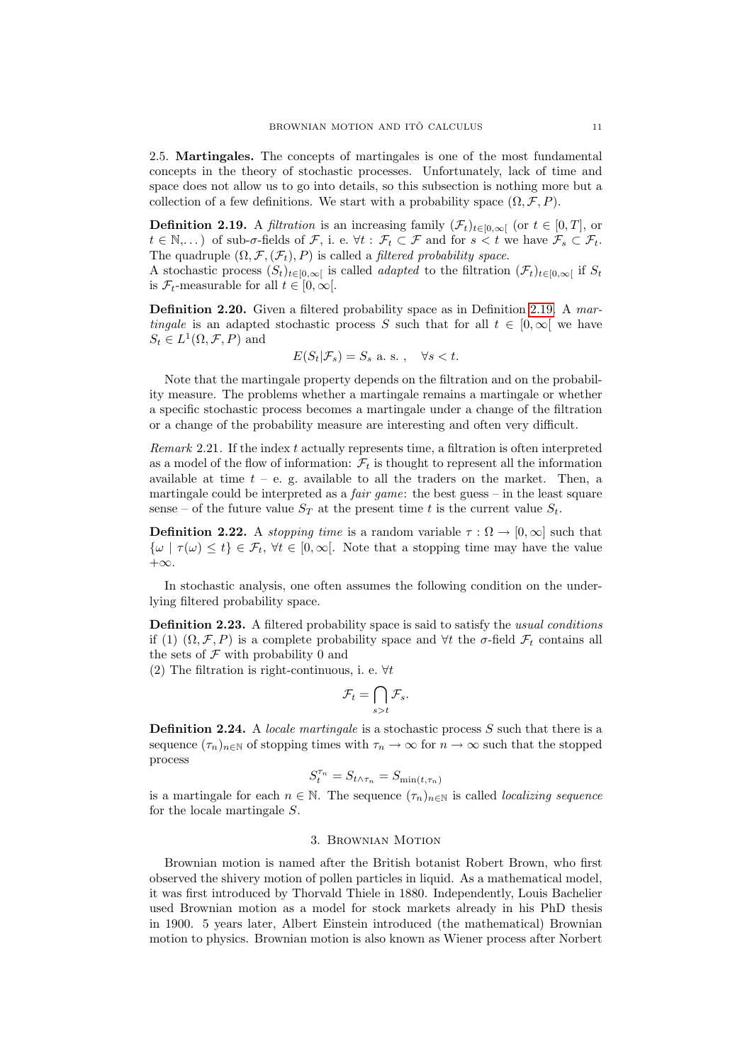2.5. **Martingales.** The concepts of martingales is one of the most fundamental concepts in the theory of stochastic processes. Unfortunately, lack of time and space does not allow us to go into details, so this subsection is nothing more but a collection of a few definitions. We start with a probability space $(\Omega, \mathcal{F}, P)$.

**Definition 2.19.** A *filtration* is an increasing family $(\mathcal{F}_t)_{t\in[0,\infty[}$ (or $t \in [0,T]$, or $t \in \mathbb{N}, \dots$) of sub-$\sigma$-fields of $\mathcal{F}$, i. e. $\forall t : \mathcal{F}_t \subset \mathcal{F}$ and for $s < t$ we have $\mathcal{F}_s \subset \mathcal{F}_t$. The quadruple $(\Omega, \mathcal{F}, (\mathcal{F}_t), P)$ is called a *filtered probability space*.
A stochastic process $(S_t)_{t\in[0,\infty[}$ is called *adapted* to the filtration $(\mathcal{F}_t)_{t\in[0,\infty[}$ if $S_t$ is $\mathcal{F}_t$-measurable for all $t \in [0, \infty[$.

**Definition 2.20.** Given a filtered probability space as in Definition 2.19. A *martingale* is an adapted stochastic process $S$ such that for all $t \in [0, \infty[$ we have $S_t \in L^1(\Omega, \mathcal{F}, P)$ and

$$E(S_t|\mathcal{F}_s) = S_s \text{ a. s. }, \quad \forall s < t.$$

Note that the martingale property depends on the filtration and on the probability measure. The problems whether a martingale remains a martingale or whether a specific stochastic process becomes a martingale under a change of the filtration or a change of the probability measure are interesting and often very difficult.

*Remark* 2.21. If the index $t$ actually represents time, a filtration is often interpreted as a model of the flow of information: $\mathcal{F}_t$ is thought to represent all the information available at time $t$ – e. g. available to all the traders on the market. Then, a martingale could be interpreted as a *fair game*: the best guess – in the least square sense – of the future value $S_T$ at the present time $t$ is the current value $S_t$.

**Definition 2.22.** A *stopping time* is a random variable $\tau : \Omega \to [0, \infty]$ such that $\{\omega \mid \tau(\omega) \leq t\} \in \mathcal{F}_t$, $\forall t \in [0, \infty[$. Note that a stopping time may have the value $+\infty$.

In stochastic analysis, one often assumes the following condition on the underlying filtered probability space.

**Definition 2.23.** A filtered probability space is said to satisfy the *usual conditions* if (1) $(\Omega, \mathcal{F}, P)$ is a complete probability space and $\forall t$ the $\sigma$-field $\mathcal{F}_t$ contains all the sets of $\mathcal{F}$ with probability 0 and
(2) The filtration is right-continuous, i. e. $\forall t$

$$\mathcal{F}_t = \bigcap_{s>t} \mathcal{F}_s.$$

**Definition 2.24.** A *locale martingale* is a stochastic process $S$ such that there is a sequence $(\tau_n)_{n\in\mathbb{N}}$ of stopping times with $\tau_n \to \infty$ for $n \to \infty$ such that the stopped process

$$S_t^{\tau_n} = S_{t\wedge\tau_n} = S_{\min(t,\tau_n)}$$

is a martingale for each $n \in \mathbb{N}$. The sequence $(\tau_n)_{n\in\mathbb{N}}$ is called *localizing sequence* for the locale martingale $S$.

## 3. Brownian Motion

Brownian motion is named after the British botanist Robert Brown, who first observed the shivery motion of pollen particles in liquid. As a mathematical model, it was first introduced by Thorvald Thiele in 1880. Independently, Louis Bachelier used Brownian motion as a model for stock markets already in his PhD thesis in 1900. 5 years later, Albert Einstein introduced (the mathematical) Brownian motion to physics. Brownian motion is also known as Wiener process after Norbert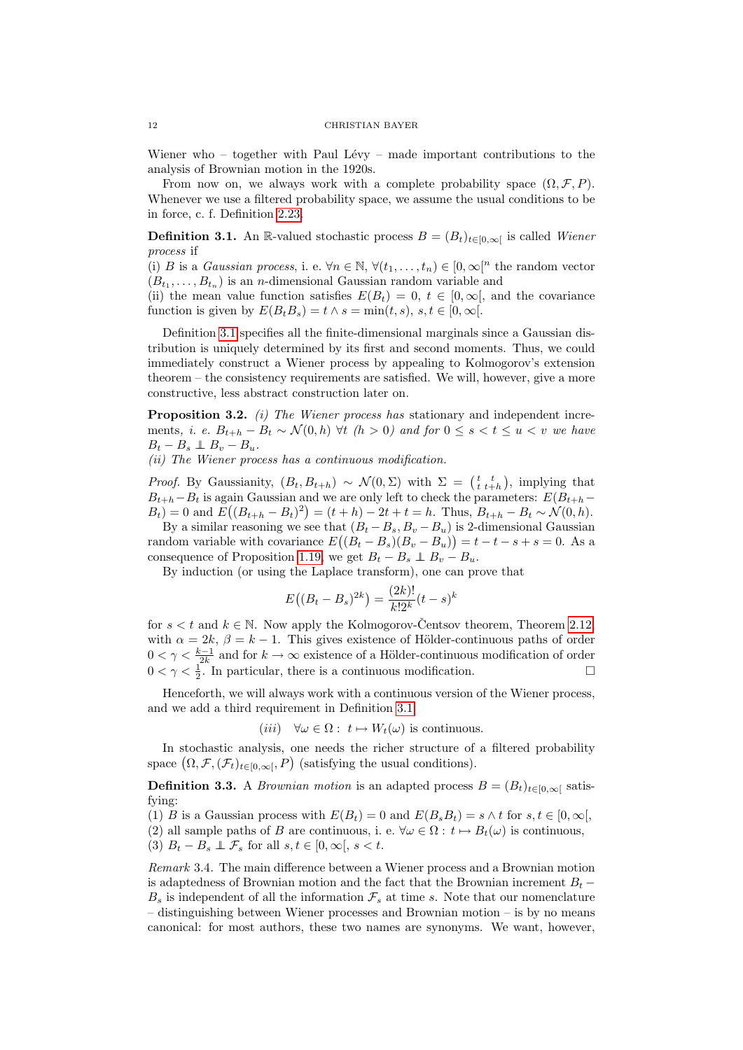Wiener who – together with Paul Lévy – made important contributions to the analysis of Brownian motion in the 1920s.

From now on, we always work with a complete probability space $(\Omega, \mathcal{F}, P)$. Whenever we use a filtered probability space, we assume the usual conditions to be in force, c. f. Definition 2.23.

**Definition 3.1.** An $\mathbb{R}$-valued stochastic process $B = (B_t)_{t\in[0,\infty[}$ is called *Wiener process* if

(i) $B$ is a *Gaussian process*, i. e. $\forall n \in \mathbb{N}$, $\forall (t_1, \dots, t_n) \in [0,\infty[^n$ the random vector $(B_{t_1}, \dots, B_{t_n})$ is an $n$-dimensional Gaussian random variable and

(ii) the mean value function satisfies $E(B_t) = 0$, $t \in [0,\infty[$, and the covariance function is given by $E(B_t B_s) = t \wedge s = \min(t,s)$, $s, t \in [0,\infty[$.

Definition 3.1 specifies all the finite-dimensional marginals since a Gaussian distribution is uniquely determined by its first and second moments. Thus, we could immediately construct a Wiener process by appealing to Kolmogorov's extension theorem – the consistency requirements are satisfied. We will, however, give a more constructive, less abstract construction later on.

**Proposition 3.2.** *(i) The Wiener process has* stationary and independent increments*, i. e.* $B_{t+h} - B_t \sim \mathcal{N}(0,h)$ $\forall t$ $(h > 0)$ *and for* $0 \le s < t \le u < v$ *we have* $B_t - B_s \perp\!\!\!\perp B_v - B_u$.

*(ii) The Wiener process has a continuous modification.*

*Proof.* By Gaussianity, $(B_t, B_{t+h}) \sim \mathcal{N}(0, \Sigma)$ with $\Sigma = \begin{pmatrix} t & t \\ t & t+h \end{pmatrix}$, implying that $B_{t+h} - B_t$ is again Gaussian and we are only left to check the parameters: $E(B_{t+h} - B_t) = 0$ and $E\big((B_{t+h} - B_t)^2\big) = (t+h) - 2t + t = h$. Thus, $B_{t+h} - B_t \sim \mathcal{N}(0,h)$.

By a similar reasoning we see that $(B_t - B_s, B_v - B_u)$ is 2-dimensional Gaussian random variable with covariance $E\big((B_t - B_s)(B_v - B_u)\big) = t - t - s + s = 0$. As a consequence of Proposition 1.19, we get $B_t - B_s \perp\!\!\!\perp B_v - B_u$.

By induction (or using the Laplace transform), one can prove that

$$E\big((B_t - B_s)^{2k}\big) = \frac{(2k)!}{k! 2^k}(t-s)^k$$

for $s < t$ and $k \in \mathbb{N}$. Now apply the Kolmogorov-Čentsov theorem, Theorem 2.12, with $\alpha = 2k$, $\beta = k - 1$. This gives existence of Hölder-continuous paths of order $0 < \gamma < \frac{k-1}{2k}$ and for $k \to \infty$ existence of a Hölder-continuous modification of order $0 < \gamma < \frac{1}{2}$. In particular, there is a continuous modification. $\square$

Henceforth, we will always work with a continuous version of the Wiener process, and we add a third requirement in Definition 3.1

$$(iii) \quad \forall \omega \in \Omega : \ t \mapsto W_t(\omega) \text{ is continuous.}$$

In stochastic analysis, one needs the richer structure of a filtered probability space $\big(\Omega, \mathcal{F}, (\mathcal{F}_t)_{t\in[0,\infty[}, P\big)$ (satisfying the usual conditions).

**Definition 3.3.** A *Brownian motion* is an adapted process $B = (B_t)_{t\in[0,\infty[}$ satisfying:

(1) $B$ is a Gaussian process with $E(B_t) = 0$ and $E(B_s B_t) = s \wedge t$ for $s, t \in [0,\infty[$,

(2) all sample paths of $B$ are continuous, i. e. $\forall \omega \in \Omega : t \mapsto B_t(\omega)$ is continuous,

(3) $B_t - B_s \perp\!\!\!\perp \mathcal{F}_s$ for all $s, t \in [0,\infty[$, $s < t$.

*Remark* 3.4. The main difference between a Wiener process and a Brownian motion is adaptedness of Brownian motion and the fact that the Brownian increment $B_t - B_s$ is independent of all the information $\mathcal{F}_s$ at time $s$. Note that our nomenclature – distinguishing between Wiener processes and Brownian motion – is by no means canonical: for most authors, these two names are synonyms. We want, however,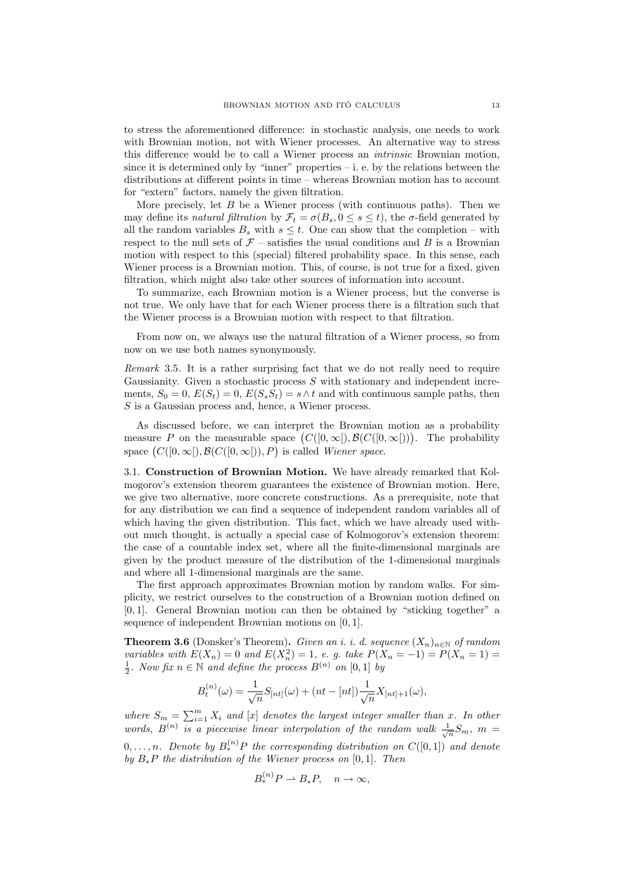to stress the aforementioned difference: in stochastic analysis, one needs to work with Brownian motion, not with Wiener processes. An alternative way to stress this difference would be to call a Wiener process an *intrinsic* Brownian motion, since it is determined only by "inner" properties – i. e. by the relations between the distributions at different points in time – whereas Brownian motion has to account for "extern" factors, namely the given filtration.

More precisely, let $B$ be a Wiener process (with continuous paths). Then we may define its *natural filtration* by $\mathcal{F}_t = \sigma(B_s, 0 \leq s \leq t)$, the $\sigma$-field generated by all the random variables $B_s$ with $s \leq t$. One can show that the completion – with respect to the null sets of $\mathcal{F}$ – satisfies the usual conditions and $B$ is a Brownian motion with respect to this (special) filtered probability space. In this sense, each Wiener process is a Brownian motion. This, of course, is not true for a fixed, given filtration, which might also take other sources of information into account.

To summarize, each Brownian motion is a Wiener process, but the converse is not true. We only have that for each Wiener process there is a filtration such that the Wiener process is a Brownian motion with respect to that filtration.

From now on, we always use the natural filtration of a Wiener process, so from now on we use both names synonymously.

*Remark* 3.5. It is a rather surprising fact that we do not really need to require Gaussianity. Given a stochastic process $S$ with stationary and independent increments, $S_0 = 0$, $E(S_t) = 0$, $E(S_s S_t) = s \wedge t$ and with continuous sample paths, then $S$ is a Gaussian process and, hence, a Wiener process.

As discussed before, we can interpret the Brownian motion as a probability measure $P$ on the measurable space $\big(C([0,\infty[), \mathcal{B}(C([0,\infty[))\big)$. The probability space $\big(C([0,\infty[), \mathcal{B}(C([0,\infty[)), P\big)$ is called *Wiener space*.

## 3.1. Construction of Brownian Motion.

We have already remarked that Kolmogorov's extension theorem guarantees the existence of Brownian motion. Here, we give two alternative, more concrete constructions. As a prerequisite, note that for any distribution we can find a sequence of independent random variables all of which having the given distribution. This fact, which we have already used without much thought, is actually a special case of Kolmogorov's extension theorem: the case of a countable index set, where all the finite-dimensional marginals are given by the product measure of the distribution of the 1-dimensional marginals and where all 1-dimensional marginals are the same.

The first approach approximates Brownian motion by random walks. For simplicity, we restrict ourselves to the construction of a Brownian motion defined on $[0,1]$. General Brownian motion can then be obtained by "sticking together" a sequence of independent Brownian motions on $[0,1]$.

**Theorem 3.6** (Donsker's Theorem)**.** *Given an i. i. d. sequence $(X_n)_{n\in\mathbb{N}}$ of random variables with $E(X_n) = 0$ and $E(X_n^2) = 1$, e. g. take $P(X_n = -1) = P(X_n = 1) = \frac{1}{2}$. Now fix $n \in \mathbb{N}$ and define the process $B^{(n)}$ on $[0,1]$ by*

$$B_t^{(n)}(\omega) = \frac{1}{\sqrt{n}} S_{[nt]}(\omega) + (nt - [nt]) \frac{1}{\sqrt{n}} X_{[nt]+1}(\omega),$$

*where $S_m = \sum_{i=1}^m X_i$ and $[x]$ denotes the largest integer smaller than $x$. In other words, $B^{(n)}$ is a piecewise linear interpolation of the random walk $\frac{1}{\sqrt{n}} S_m$, $m = 0, \dots, n$. Denote by $B_*^{(n)} P$ the corresponding distribution on $C([0,1])$ and denote by $B_* P$ the distribution of the Wiener process on $[0,1]$. Then*

$$B_*^{(n)} P \rightharpoonup B_* P, \quad n \to \infty,$$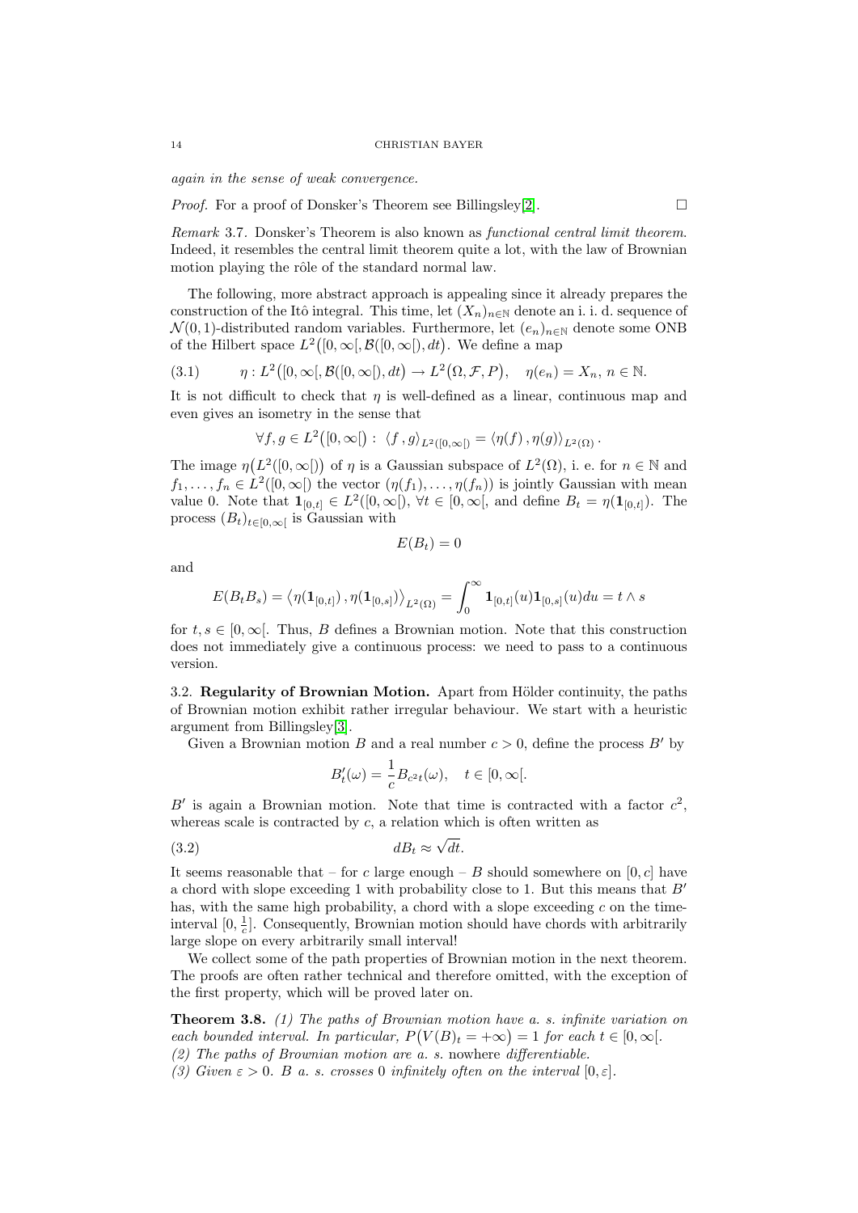*again in the sense of weak convergence.*

*Proof.* For a proof of Donsker's Theorem see Billingsley[2]. □

*Remark* 3.7. Donsker's Theorem is also known as *functional central limit theorem*. Indeed, it resembles the central limit theorem quite a lot, with the law of Brownian motion playing the rôle of the standard normal law.

The following, more abstract approach is appealing since it already prepares the construction of the Itô integral. This time, let $(X_n)_{n\in\mathbb{N}}$ denote an i. i. d. sequence of $\mathcal{N}(0,1)$-distributed random variables. Furthermore, let $(e_n)_{n\in\mathbb{N}}$ denote some ONB of the Hilbert space $L^2\big([0,\infty[, \mathcal{B}([0,\infty[), dt\big)$. We define a map

$$\eta : L^2\big([0,\infty[, \mathcal{B}([0,\infty[), dt\big) \to L^2\big(\Omega, \mathcal{F}, P\big), \quad \eta(e_n) = X_n,\ n \in \mathbb{N}. \tag{3.1}$$

It is not difficult to check that $\eta$ is well-defined as a linear, continuous map and even gives an isometry in the sense that

$$\forall f, g \in L^2\big([0,\infty[\big) : \ \langle f\,, g\rangle_{L^2([0,\infty[)} = \langle \eta(f)\,, \eta(g)\rangle_{L^2(\Omega)}\,.$$

The image $\eta\big(L^2([0,\infty[)\big)$ of $\eta$ is a Gaussian subspace of $L^2(\Omega)$, i. e. for $n \in \mathbb{N}$ and $f_1, \ldots, f_n \in L^2([0,\infty[)$ the vector $(\eta(f_1), \ldots, \eta(f_n))$ is jointly Gaussian with mean value 0. Note that $\mathbf{1}_{[0,t]} \in L^2([0,\infty[)$, $\forall t \in [0,\infty[$, and define $B_t = \eta(\mathbf{1}_{[0,t]})$. The process $(B_t)_{t\in[0,\infty[}$ is Gaussian with

$$E(B_t) = 0$$

and

$$E(B_t B_s) = \big\langle \eta(\mathbf{1}_{[0,t]})\,, \eta(\mathbf{1}_{[0,s]})\big\rangle_{L^2(\Omega)} = \int_0^\infty \mathbf{1}_{[0,t]}(u)\mathbf{1}_{[0,s]}(u)du = t \wedge s$$

for $t, s \in [0,\infty[$. Thus, $B$ defines a Brownian motion. Note that this construction does not immediately give a continuous process: we need to pass to a continuous version.

3.2. **Regularity of Brownian Motion.** Apart from Hölder continuity, the paths of Brownian motion exhibit rather irregular behaviour. We start with a heuristic argument from Billingsley[3].

Given a Brownian motion $B$ and a real number $c > 0$, define the process $B'$ by

$$B'_t(\omega) = \frac{1}{c} B_{c^2 t}(\omega), \quad t \in [0,\infty[.$$

$B'$ is again a Brownian motion. Note that time is contracted with a factor $c^2$, whereas scale is contracted by $c$, a relation which is often written as

$$dB_t \approx \sqrt{dt}. \tag{3.2}$$

It seems reasonable that – for $c$ large enough – $B$ should somewhere on $[0,c]$ have a chord with slope exceeding 1 with probability close to 1. But this means that $B'$ has, with the same high probability, a chord with a slope exceeding $c$ on the time-interval $[0, \frac{1}{c}]$. Consequently, Brownian motion should have chords with arbitrarily large slope on every arbitrarily small interval!

We collect some of the path properties of Brownian motion in the next theorem. The proofs are often rather technical and therefore omitted, with the exception of the first property, which will be proved later on.

**Theorem 3.8.** *(1) The paths of Brownian motion have a. s. infinite variation on each bounded interval. In particular, $P\big(V(B)_t = +\infty\big) = 1$ for each $t \in [0,\infty[$.*
*(2) The paths of Brownian motion are a. s.* nowhere *differentiable.*
*(3) Given $\varepsilon > 0$. $B$ a. s. crosses 0 infinitely often on the interval $[0,\varepsilon]$.*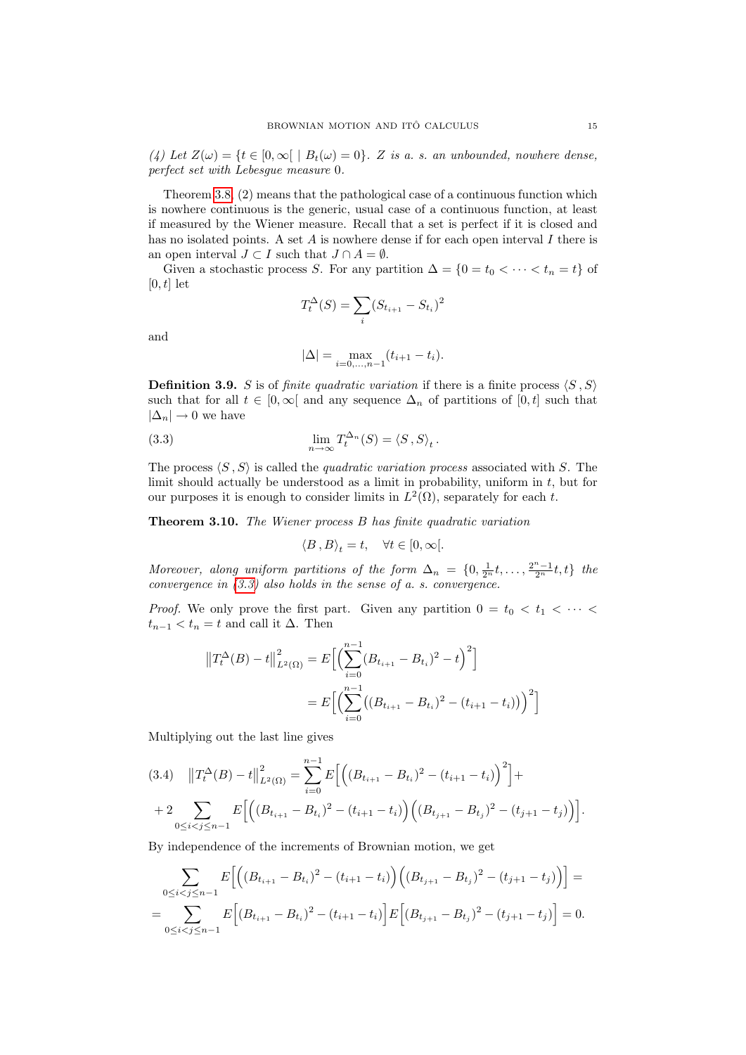*(4) Let $Z(\omega) = \{t \in [0, \infty[ \mid B_t(\omega) = 0\}$. $Z$ is a. s. an unbounded, nowhere dense, perfect set with Lebesgue measure 0.*

Theorem 3.8, (2) means that the pathological case of a continuous function which is nowhere continuous is the generic, usual case of a continuous function, at least if measured by the Wiener measure. Recall that a set is perfect if it is closed and has no isolated points. A set $A$ is nowhere dense if for each open interval $I$ there is an open interval $J \subset I$ such that $J \cap A = \emptyset$.

Given a stochastic process $S$. For any partition $\Delta = \{0 = t_0 < \cdots < t_n = t\}$ of $[0, t]$ let

$$T_t^{\Delta}(S) = \sum_i (S_{t_{i+1}} - S_{t_i})^2$$

and

$$|\Delta| = \max_{i=0,\ldots,n-1} (t_{i+1} - t_i).$$

**Definition 3.9.** $S$ is of *finite quadratic variation* if there is a finite process $\langle S\,, S\rangle$ such that for all $t \in [0, \infty[$ and any sequence $\Delta_n$ of partitions of $[0, t]$ such that $|\Delta_n| \to 0$ we have

$$\lim_{n\to\infty} T_t^{\Delta_n}(S) = \langle S\,, S\rangle_t\,. \tag{3.3}$$

The process $\langle S\,, S\rangle$ is called the *quadratic variation process* associated with $S$. The limit should actually be understood as a limit in probability, uniform in $t$, but for our purposes it is enough to consider limits in $L^2(\Omega)$, separately for each $t$.

**Theorem 3.10.** *The Wiener process $B$ has finite quadratic variation*

$$\langle B\,, B\rangle_t = t, \quad \forall t \in [0, \infty[.$$

*Moreover, along uniform partitions of the form $\Delta_n = \{0, \frac{1}{2^n}t, \ldots, \frac{2^n-1}{2^n}t, t\}$ the convergence in (3.3) also holds in the sense of a. s. convergence.*

*Proof.* We only prove the first part. Given any partition $0 = t_0 < t_1 < \cdots < t_{n-1} < t_n = t$ and call it $\Delta$. Then

$$\begin{aligned}\left\|T_t^{\Delta}(B) - t\right\|^2_{L^2(\Omega)} &= E\Big[\Big(\sum_{i=0}^{n-1}(B_{t_{i+1}} - B_{t_i})^2 - t\Big)^2\Big] \\ &= E\Big[\Big(\sum_{i=0}^{n-1}\big((B_{t_{i+1}} - B_{t_i})^2 - (t_{i+1} - t_i)\big)\Big)^2\Big]\end{aligned}$$

Multiplying out the last line gives

$$\begin{aligned}\left\|T_t^{\Delta}(B) - t\right\|^2_{L^2(\Omega)} &= \sum_{i=0}^{n-1} E\Big[\Big((B_{t_{i+1}} - B_{t_i})^2 - (t_{i+1} - t_i)\Big)^2\Big] + \\ &+ 2\sum_{0\le i<j\le n-1} E\Big[\Big((B_{t_{i+1}} - B_{t_i})^2 - (t_{i+1} - t_i)\Big)\Big((B_{t_{j+1}} - B_{t_j})^2 - (t_{j+1} - t_j)\Big)\Big].\end{aligned} \tag{3.4}$$

By independence of the increments of Brownian motion, we get

$$\begin{aligned}&\sum_{0\le i<j\le n-1} E\Big[\Big((B_{t_{i+1}} - B_{t_i})^2 - (t_{i+1} - t_i)\Big)\Big((B_{t_{j+1}} - B_{t_j})^2 - (t_{j+1} - t_j)\Big)\Big] = \\ &= \sum_{0\le i<j\le n-1} E\Big[(B_{t_{i+1}} - B_{t_i})^2 - (t_{i+1} - t_i)\Big] E\Big[(B_{t_{j+1}} - B_{t_j})^2 - (t_{j+1} - t_j)\Big] = 0.\end{aligned}$$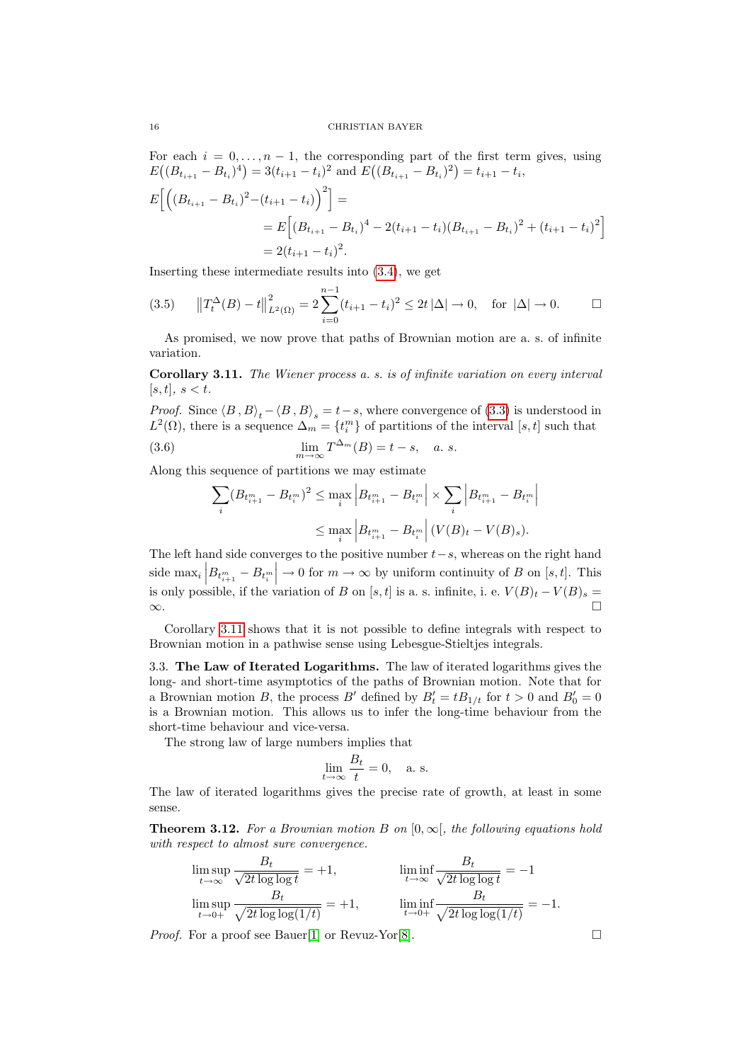For each $i = 0, \ldots, n-1$, the corresponding part of the first term gives, using $E\big((B_{t_{i+1}} - B_{t_i})^4\big) = 3(t_{i+1} - t_i)^2$ and $E\big((B_{t_{i+1}} - B_{t_i})^2\big) = t_{i+1} - t_i$,

$$
\begin{aligned}
E\Big[\Big((B_{t_{i+1}} - B_{t_i})^2 - (t_{i+1} - t_i)\Big)^2\Big] &= \\
&= E\Big[(B_{t_{i+1}} - B_{t_i})^4 - 2(t_{i+1} - t_i)(B_{t_{i+1}} - B_{t_i})^2 + (t_{i+1} - t_i)^2\Big] \\
&= 2(t_{i+1} - t_i)^2.
\end{aligned}
$$

Inserting these intermediate results into (3.4), we get

$$
\left\| T_t^{\Delta}(B) - t \right\|_{L^2(\Omega)}^2 = 2 \sum_{i=0}^{n-1} (t_{i+1} - t_i)^2 \leq 2t \left|\Delta\right| \to 0, \quad \text{for } \left|\Delta\right| \to 0. \tag{3.5}
$$

□

As promised, we now prove that paths of Brownian motion are a. s. of infinite variation.

**Corollary 3.11.** *The Wiener process a. s. is of infinite variation on every interval $[s, t]$, $s < t$.*

*Proof.* Since $\langle B, B \rangle_t - \langle B, B \rangle_s = t - s$, where convergence of (3.3) is understood in $L^2(\Omega)$, there is a sequence $\Delta_m = \{t_i^m\}$ of partitions of the interval $[s, t]$ such that

$$
\lim_{m \to \infty} T^{\Delta_m}(B) = t - s, \quad a.\ s. \tag{3.6}
$$

Along this sequence of partitions we may estimate

$$
\begin{aligned}
\sum_i (B_{t_{i+1}^m} - B_{t_i^m})^2 &\leq \max_i \left| B_{t_{i+1}^m} - B_{t_i^m} \right| \times \sum_i \left| B_{t_{i+1}^m} - B_{t_i^m} \right| \\
&\leq \max_i \left| B_{t_{i+1}^m} - B_{t_i^m} \right| (V(B)_t - V(B)_s).
\end{aligned}
$$

The left hand side converges to the positive number $t - s$, whereas on the right hand side $\max_i \left| B_{t_{i+1}^m} - B_{t_i^m} \right| \to 0$ for $m \to \infty$ by uniform continuity of $B$ on $[s, t]$. This is only possible, if the variation of $B$ on $[s, t]$ is a. s. infinite, i. e. $V(B)_t - V(B)_s = \infty$. □

Corollary 3.11 shows that it is not possible to define integrals with respect to Brownian motion in a pathwise sense using Lebesgue-Stieltjes integrals.

### 3.3. The Law of Iterated Logarithms.

The law of iterated logarithms gives the long- and short-time asymptotics of the paths of Brownian motion. Note that for a Brownian motion $B$, the process $B'$ defined by $B'_t = t B_{1/t}$ for $t > 0$ and $B'_0 = 0$ is a Brownian motion. This allows us to infer the long-time behaviour from the short-time behaviour and vice-versa.

The strong law of large numbers implies that

$$
\lim_{t \to \infty} \frac{B_t}{t} = 0, \quad \text{a. s.}
$$

The law of iterated logarithms gives the precise rate of growth, at least in some sense.

**Theorem 3.12.** *For a Brownian motion $B$ on $[0, \infty[$, the following equations hold with respect to almost sure convergence.*

$$
\limsup_{t \to \infty} \frac{B_t}{\sqrt{2t \log \log t}} = +1, \qquad \liminf_{t \to \infty} \frac{B_t}{\sqrt{2t \log \log t}} = -1
$$

$$
\limsup_{t \to 0+} \frac{B_t}{\sqrt{2t \log \log (1/t)}} = +1, \qquad \liminf_{t \to 0+} \frac{B_t}{\sqrt{2t \log \log (1/t)}} = -1.
$$

*Proof.* For a proof see Bauer[1] or Revuz-Yor[8]. □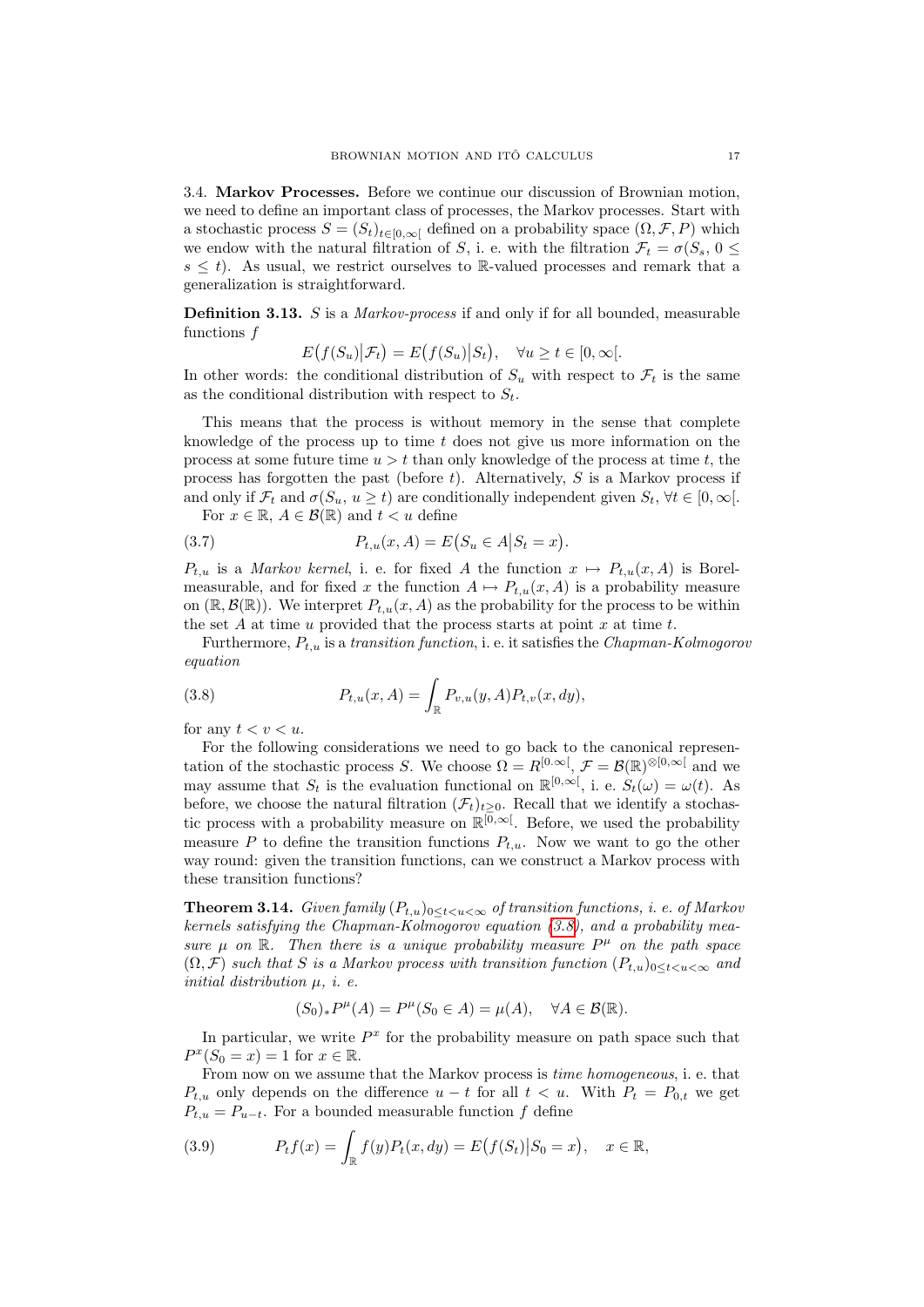### 3.4. **Markov Processes.**

Before we continue our discussion of Brownian motion, we need to define an important class of processes, the Markov processes. Start with a stochastic process $S = (S_t)_{t\in[0,\infty[}$ defined on a probability space $(\Omega, \mathcal{F}, P)$ which we endow with the natural filtration of $S$, i. e. with the filtration $\mathcal{F}_t = \sigma(S_s, 0 \leq s \leq t)$. As usual, we restrict ourselves to $\mathbb{R}$-valued processes and remark that a generalization is straightforward.

**Definition 3.13.** $S$ is a *Markov-process* if and only if for all bounded, measurable functions $f$

$$E\big(f(S_u)\big|\mathcal{F}_t\big) = E\big(f(S_u)\big|S_t\big), \quad \forall u \geq t \in [0, \infty[.$$

In other words: the conditional distribution of $S_u$ with respect to $\mathcal{F}_t$ is the same as the conditional distribution with respect to $S_t$.

This means that the process is without memory in the sense that complete knowledge of the process up to time $t$ does not give us more information on the process at some future time $u > t$ than only knowledge of the process at time $t$, the process has forgotten the past (before $t$). Alternatively, $S$ is a Markov process if and only if $\mathcal{F}_t$ and $\sigma(S_u, u \geq t)$ are conditionally independent given $S_t$, $\forall t \in [0, \infty[$.

For $x \in \mathbb{R}$, $A \in \mathcal{B}(\mathbb{R})$ and $t < u$ define

$$P_{t,u}(x, A) = E\big(S_u \in A\big|S_t = x\big). \tag{3.7}$$

$P_{t,u}$ is a *Markov kernel*, i. e. for fixed $A$ the function $x \mapsto P_{t,u}(x, A)$ is Borel-measurable, and for fixed $x$ the function $A \mapsto P_{t,u}(x, A)$ is a probability measure on $(\mathbb{R}, \mathcal{B}(\mathbb{R}))$. We interpret $P_{t,u}(x, A)$ as the probability for the process to be within the set $A$ at time $u$ provided that the process starts at point $x$ at time $t$.

Furthermore, $P_{t,u}$ is a *transition function*, i. e. it satisfies the *Chapman-Kolmogorov equation*

$$P_{t,u}(x, A) = \int_{\mathbb{R}} P_{v,u}(y, A) P_{t,v}(x, dy), \tag{3.8}$$

for any $t < v < u$.

For the following considerations we need to go back to the canonical representation of the stochastic process $S$. We choose $\Omega = R^{[0,\infty[}$, $\mathcal{F} = \mathcal{B}(\mathbb{R})^{\otimes[0,\infty[}$ and we may assume that $S_t$ is the evaluation functional on $\mathbb{R}^{[0,\infty[}$, i. e. $S_t(\omega) = \omega(t)$. As before, we choose the natural filtration $(\mathcal{F}_t)_{t\geq 0}$. Recall that we identify a stochastic process with a probability measure on $\mathbb{R}^{[0,\infty[}$. Before, we used the probability measure $P$ to define the transition functions $P_{t,u}$. Now we want to go the other way round: given the transition functions, can we construct a Markov process with these transition functions?

**Theorem 3.14.** *Given family $(P_{t,u})_{0\leq t<u<\infty}$ of transition functions, i. e. of Markov kernels satisfying the Chapman-Kolmogorov equation (3.8), and a probability measure $\mu$ on $\mathbb{R}$. Then there is a unique probability measure $P^\mu$ on the path space $(\Omega, \mathcal{F})$ such that $S$ is a Markov process with transition function $(P_{t,u})_{0\leq t<u<\infty}$ and initial distribution $\mu$, i. e.*

$$(S_0)_* P^\mu(A) = P^\mu(S_0 \in A) = \mu(A), \quad \forall A \in \mathcal{B}(\mathbb{R}).$$

In particular, we write $P^x$ for the probability measure on path space such that $P^x(S_0 = x) = 1$ for $x \in \mathbb{R}$.

From now on we assume that the Markov process is *time homogeneous*, i. e. that $P_{t,u}$ only depends on the difference $u - t$ for all $t < u$. With $P_t = P_{0,t}$ we get $P_{t,u} = P_{u-t}$. For a bounded measurable function $f$ define

$$P_t f(x) = \int_{\mathbb{R}} f(y) P_t(x, dy) = E\big(f(S_t)\big|S_0 = x\big), \quad x \in \mathbb{R}, \tag{3.9}$$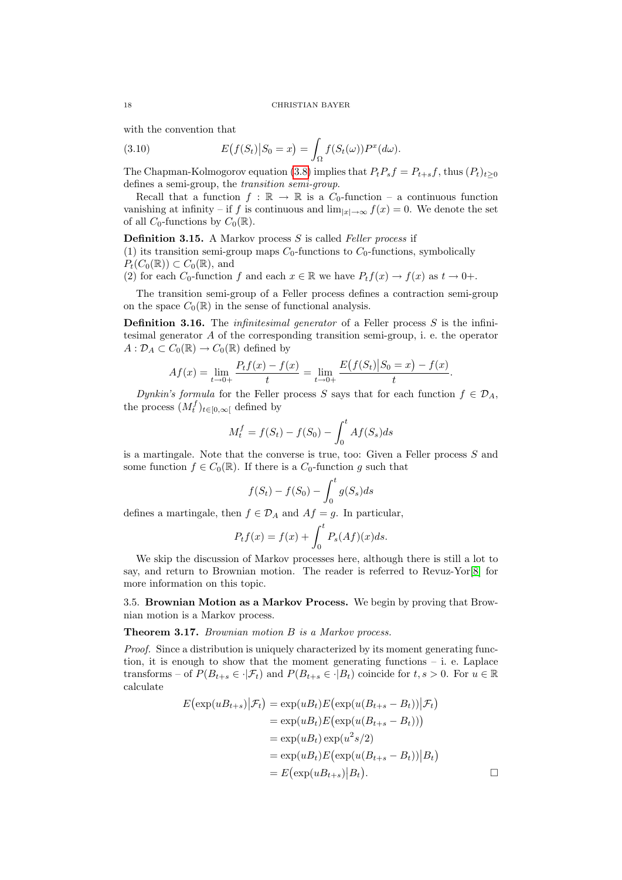with the convention that

$$E\big(f(S_t)\big|S_0 = x\big) = \int_\Omega f(S_t(\omega))P^x(d\omega). \tag{3.10}$$

The Chapman-Kolmogorov equation (3.8) implies that $P_t P_s f = P_{t+s} f$, thus $(P_t)_{t\geq 0}$ defines a semi-group, the *transition semi-group*.

Recall that a function $f : \mathbb{R} \to \mathbb{R}$ is a $C_0$-function – a continuous function vanishing at infinity – if $f$ is continuous and $\lim_{|x|\to\infty} f(x) = 0$. We denote the set of all $C_0$-functions by $C_0(\mathbb{R})$.

**Definition 3.15.** A Markov process $S$ is called *Feller process* if
(1) its transition semi-group maps $C_0$-functions to $C_0$-functions, symbolically $P_t(C_0(\mathbb{R})) \subset C_0(\mathbb{R})$, and
(2) for each $C_0$-function $f$ and each $x \in \mathbb{R}$ we have $P_t f(x) \to f(x)$ as $t \to 0+$.

The transition semi-group of a Feller process defines a contraction semi-group on the space $C_0(\mathbb{R})$ in the sense of functional analysis.

**Definition 3.16.** The *infinitesimal generator* of a Feller process $S$ is the infinitesimal generator $A$ of the corresponding transition semi-group, i. e. the operator $A : \mathcal{D}_A \subset C_0(\mathbb{R}) \to C_0(\mathbb{R})$ defined by

$$Af(x) = \lim_{t\to 0+} \frac{P_t f(x) - f(x)}{t} = \lim_{t\to 0+} \frac{E\big(f(S_t)\big|S_0 = x\big) - f(x)}{t}.$$

*Dynkin's formula* for the Feller process $S$ says that for each function $f \in \mathcal{D}_A$, the process $(M_t^f)_{t\in[0,\infty[}$ defined by

$$M_t^f = f(S_t) - f(S_0) - \int_0^t Af(S_s)ds$$

is a martingale. Note that the converse is true, too: Given a Feller process $S$ and some function $f \in C_0(\mathbb{R})$. If there is a $C_0$-function $g$ such that

$$f(S_t) - f(S_0) - \int_0^t g(S_s)ds$$

defines a martingale, then $f \in \mathcal{D}_A$ and $Af = g$. In particular,

$$P_t f(x) = f(x) + \int_0^t P_s(Af)(x)ds.$$

We skip the discussion of Markov processes here, although there is still a lot to say, and return to Brownian motion. The reader is referred to Revuz-Yor[8] for more information on this topic.

## 3.5. Brownian Motion as a Markov Process.

We begin by proving that Brownian motion is a Markov process.

**Theorem 3.17.** *Brownian motion $B$ is a Markov process.*

*Proof.* Since a distribution is uniquely characterized by its moment generating function, it is enough to show that the moment generating functions – i. e. Laplace transforms – of $P(B_{t+s} \in \cdot|\mathcal{F}_t)$ and $P(B_{t+s} \in \cdot|B_t)$ coincide for $t, s > 0$. For $u \in \mathbb{R}$ calculate

$$\begin{aligned}
E\big(\exp(uB_{t+s})\big|\mathcal{F}_t\big) &= \exp(uB_t)E\big(\exp(u(B_{t+s} - B_t))\big|\mathcal{F}_t\big) \\
&= \exp(uB_t)E\big(\exp(u(B_{t+s} - B_t))\big) \\
&= \exp(uB_t)\exp(u^2 s/2) \\
&= \exp(uB_t)E\big(\exp(u(B_{t+s} - B_t))\big|B_t\big) \\
&= E\big(\exp(uB_{t+s})\big|B_t\big).
\end{aligned}$$

□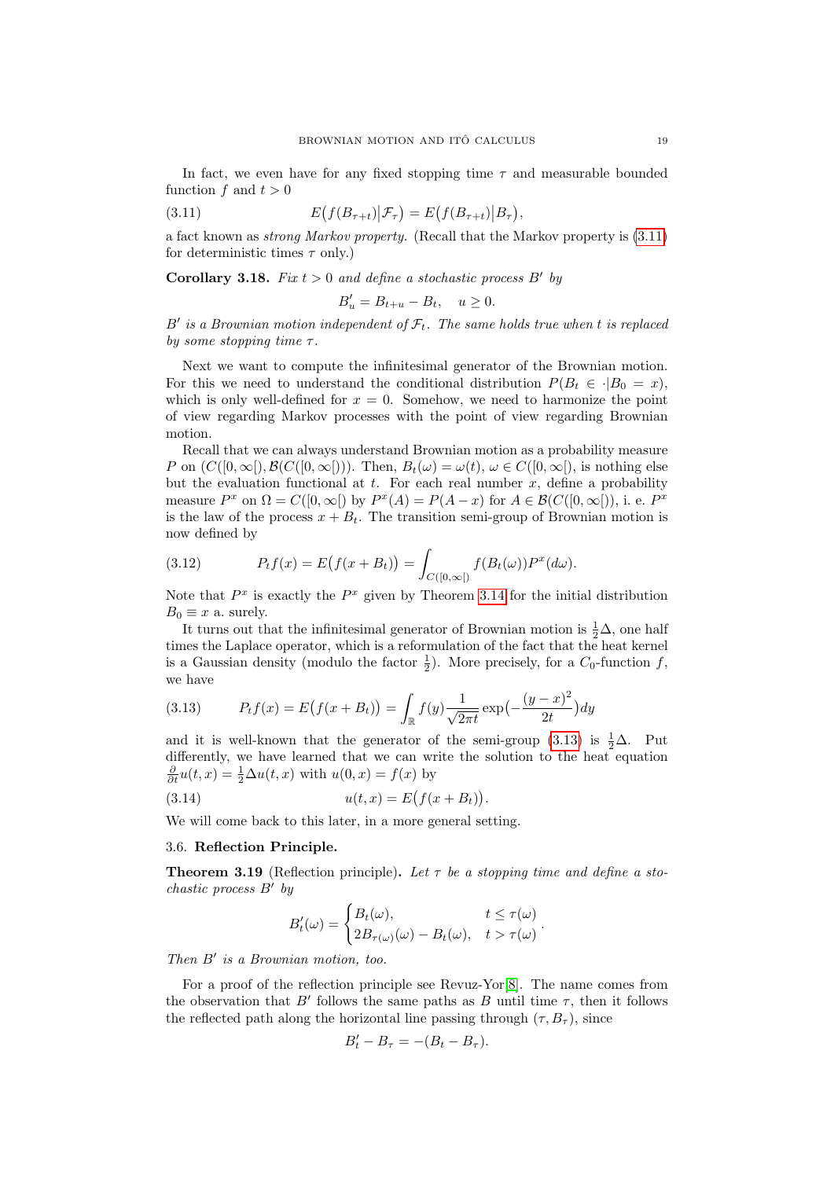In fact, we even have for any fixed stopping time $\tau$ and measurable bounded function $f$ and $t > 0$

$$E\big(f(B_{\tau+t})\big|\mathcal{F}_\tau\big) = E\big(f(B_{\tau+t})\big|B_\tau\big), \tag{3.11}$$

a fact known as *strong Markov property.* (Recall that the Markov property is (3.11) for deterministic times $\tau$ only.)

**Corollary 3.18.** *Fix $t > 0$ and define a stochastic process $B'$ by*

$$B'_u = B_{t+u} - B_t, \quad u \geq 0.$$

*$B'$ is a Brownian motion independent of $\mathcal{F}_t$. The same holds true when $t$ is replaced by some stopping time $\tau$.*

Next we want to compute the infinitesimal generator of the Brownian motion. For this we need to understand the conditional distribution $P(B_t \in \cdot | B_0 = x)$, which is only well-defined for $x = 0$. Somehow, we need to harmonize the point of view regarding Markov processes with the point of view regarding Brownian motion.

Recall that we can always understand Brownian motion as a probability measure $P$ on $(C([0,\infty[), \mathcal{B}(C([0,\infty[)))$. Then, $B_t(\omega) = \omega(t)$, $\omega \in C([0,\infty[)$, is nothing else but the evaluation functional at $t$. For each real number $x$, define a probability measure $P^x$ on $\Omega = C([0,\infty[)$ by $P^x(A) = P(A - x)$ for $A \in \mathcal{B}(C([0,\infty[))$, i. e. $P^x$ is the law of the process $x + B_t$. The transition semi-group of Brownian motion is now defined by

$$P_t f(x) = E\big(f(x + B_t)\big) = \int_{C([0,\infty[)} f(B_t(\omega)) P^x(d\omega). \tag{3.12}$$

Note that $P^x$ is exactly the $P^x$ given by Theorem 3.14 for the initial distribution $B_0 \equiv x$ a. surely.

It turns out that the infinitesimal generator of Brownian motion is $\frac{1}{2}\Delta$, one half times the Laplace operator, which is a reformulation of the fact that the heat kernel is a Gaussian density (modulo the factor $\frac{1}{2}$). More precisely, for a $C_0$-function $f$, we have

$$P_t f(x) = E\big(f(x + B_t)\big) = \int_{\mathbb{R}} f(y) \frac{1}{\sqrt{2\pi t}} \exp\big(-\frac{(y-x)^2}{2t}\big) dy \tag{3.13}$$

and it is well-known that the generator of the semi-group (3.13) is $\frac{1}{2}\Delta$. Put differently, we have learned that we can write the solution to the heat equation $\frac{\partial}{\partial t} u(t,x) = \frac{1}{2}\Delta u(t,x)$ with $u(0,x) = f(x)$ by

$$u(t,x) = E\big(f(x + B_t)\big). \tag{3.14}$$

We will come back to this later, in a more general setting.

### 3.6. Reflection Principle.

**Theorem 3.19** (Reflection principle)**.** *Let $\tau$ be a stopping time and define a stochastic process $B'$ by*

$$B'_t(\omega) = \begin{cases} B_t(\omega), & t \leq \tau(\omega) \\ 2B_{\tau(\omega)}(\omega) - B_t(\omega), & t > \tau(\omega) \end{cases}.$$

*Then $B'$ is a Brownian motion, too.*

For a proof of the reflection principle see Revuz-Yor[8]. The name comes from the observation that $B'$ follows the same paths as $B$ until time $\tau$, then it follows the reflected path along the horizontal line passing through $(\tau, B_\tau)$, since

$$B'_t - B_\tau = -(B_t - B_\tau).$$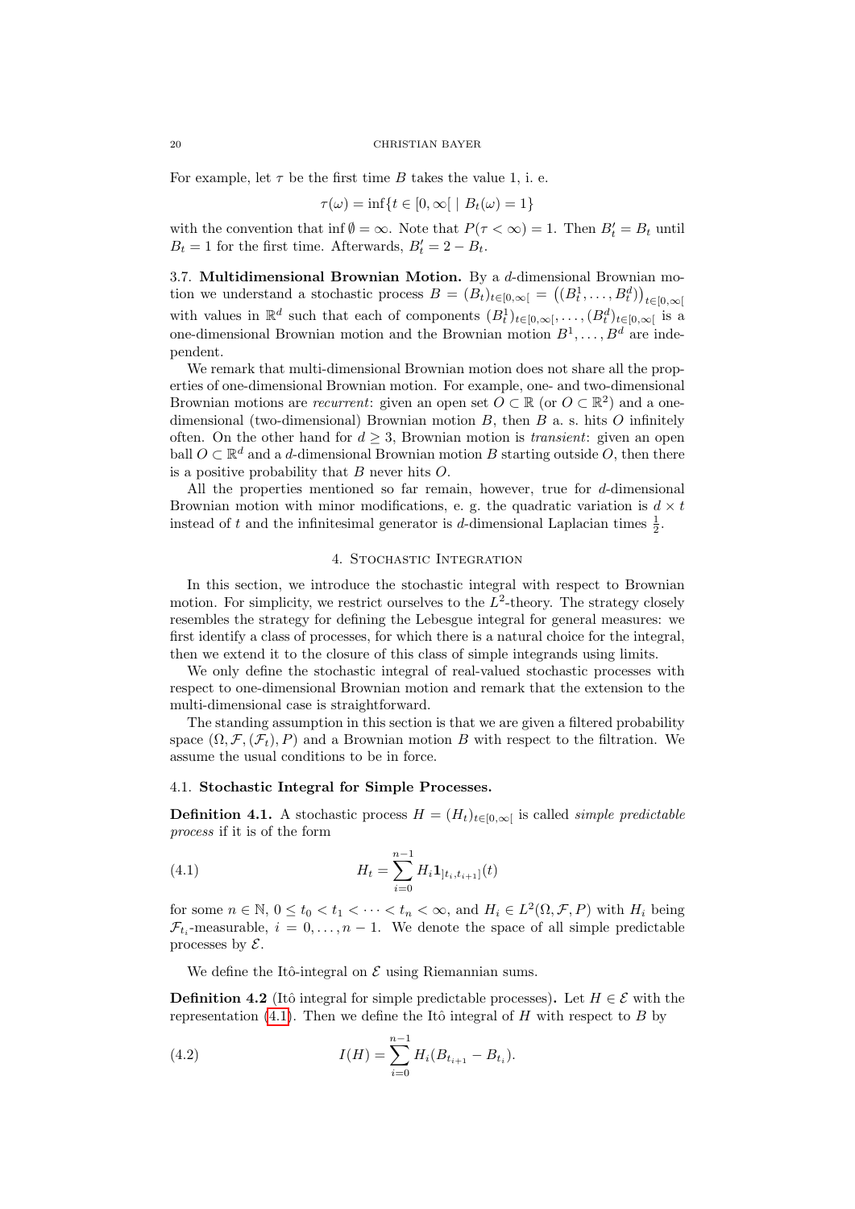For example, let $\tau$ be the first time $B$ takes the value 1, i. e.

$$\tau(\omega) = \inf\{t \in [0, \infty[ \mid B_t(\omega) = 1\}$$

with the convention that $\inf \emptyset = \infty$. Note that $P(\tau < \infty) = 1$. Then $B'_t = B_t$ until $B_t = 1$ for the first time. Afterwards, $B'_t = 2 - B_t$.

3.7. **Multidimensional Brownian Motion.** By a $d$-dimensional Brownian motion we understand a stochastic process $B = (B_t)_{t\in[0,\infty[} = \left((B_t^1, \dots, B_t^d)\right)_{t\in[0,\infty[}$ with values in $\mathbb{R}^d$ such that each of components $(B_t^1)_{t\in[0,\infty[}, \dots, (B_t^d)_{t\in[0,\infty[}$ is a one-dimensional Brownian motion and the Brownian motion $B^1, \dots, B^d$ are independent.

We remark that multi-dimensional Brownian motion does not share all the properties of one-dimensional Brownian motion. For example, one- and two-dimensional Brownian motions are *recurrent*: given an open set $O \subset \mathbb{R}$ (or $O \subset \mathbb{R}^2$) and a one-dimensional (two-dimensional) Brownian motion $B$, then $B$ a. s. hits $O$ infinitely often. On the other hand for $d \geq 3$, Brownian motion is *transient*: given an open ball $O \subset \mathbb{R}^d$ and a $d$-dimensional Brownian motion $B$ starting outside $O$, then there is a positive probability that $B$ never hits $O$.

All the properties mentioned so far remain, however, true for $d$-dimensional Brownian motion with minor modifications, e. g. the quadratic variation is $d \times t$ instead of $t$ and the infinitesimal generator is $d$-dimensional Laplacian times $\frac{1}{2}$.

## 4. Stochastic Integration

In this section, we introduce the stochastic integral with respect to Brownian motion. For simplicity, we restrict ourselves to the $L^2$-theory. The strategy closely resembles the strategy for defining the Lebesgue integral for general measures: we first identify a class of processes, for which there is a natural choice for the integral, then we extend it to the closure of this class of simple integrands using limits.

We only define the stochastic integral of real-valued stochastic processes with respect to one-dimensional Brownian motion and remark that the extension to the multi-dimensional case is straightforward.

The standing assumption in this section is that we are given a filtered probability space $(\Omega, \mathcal{F}, (\mathcal{F}_t), P)$ and a Brownian motion $B$ with respect to the filtration. We assume the usual conditions to be in force.

### 4.1. Stochastic Integral for Simple Processes.

**Definition 4.1.** A stochastic process $H = (H_t)_{t\in[0,\infty[}$ is called *simple predictable process* if it is of the form

$$H_t = \sum_{i=0}^{n-1} H_i \mathbf{1}_{]t_i,t_{i+1}]}(t) \tag{4.1}$$

for some $n \in \mathbb{N}$, $0 \leq t_0 < t_1 < \cdots < t_n < \infty$, and $H_i \in L^2(\Omega, \mathcal{F}, P)$ with $H_i$ being $\mathcal{F}_{t_i}$-measurable, $i = 0, \dots, n-1$. We denote the space of all simple predictable processes by $\mathcal{E}$.

We define the Itô-integral on $\mathcal{E}$ using Riemannian sums.

**Definition 4.2** (Itô integral for simple predictable processes)**.** Let $H \in \mathcal{E}$ with the representation (4.1). Then we define the Itô integral of $H$ with respect to $B$ by

$$I(H) = \sum_{i=0}^{n-1} H_i (B_{t_{i+1}} - B_{t_i}). \tag{4.2}$$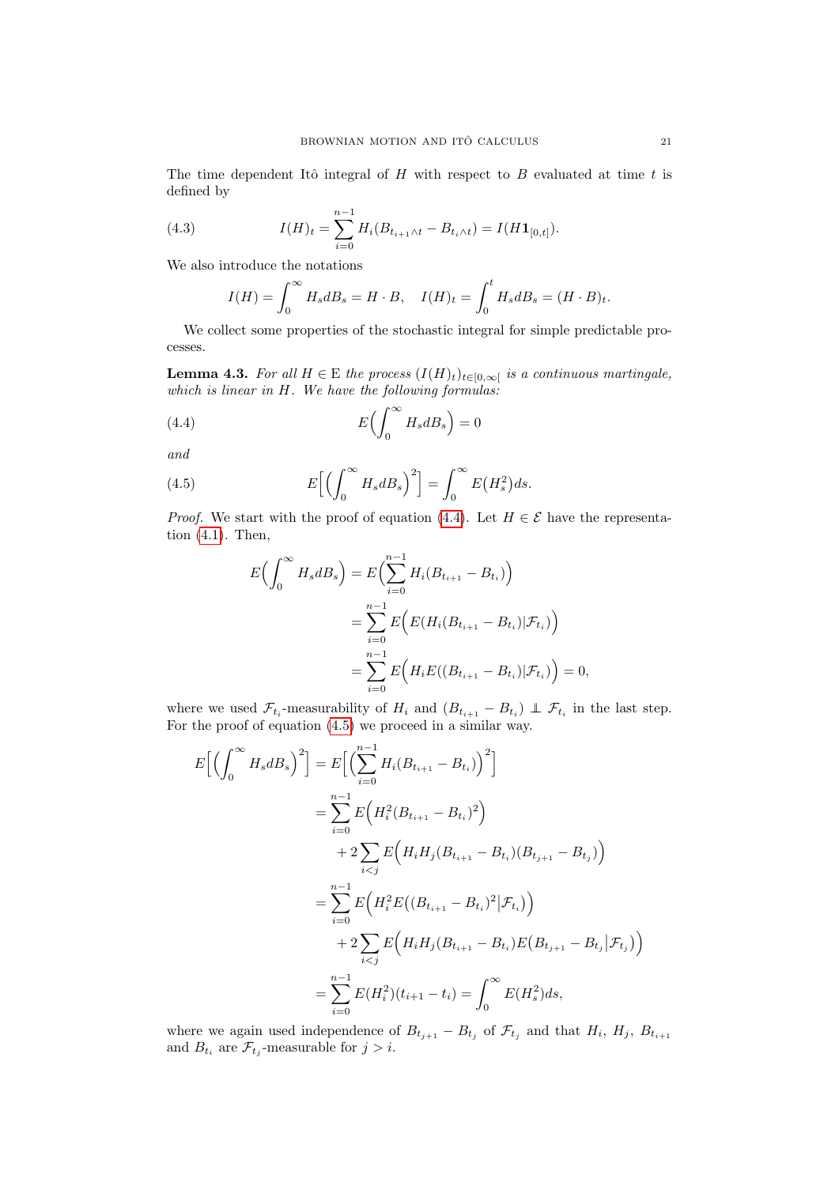The time dependent Itô integral of $H$ with respect to $B$ evaluated at time $t$ is defined by

$$I(H)_t = \sum_{i=0}^{n-1} H_i (B_{t_{i+1}\wedge t} - B_{t_i \wedge t}) = I(H\mathbf{1}_{[0,t]}). \tag{4.3}$$

We also introduce the notations

$$I(H) = \int_0^\infty H_s dB_s = H \cdot B, \quad I(H)_t = \int_0^t H_s dB_s = (H \cdot B)_t.$$

We collect some properties of the stochastic integral for simple predictable processes.

**Lemma 4.3.** *For all $H \in \mathrm{E}$ the process $(I(H)_t)_{t\in[0,\infty[}$ is a continuous martingale, which is linear in $H$. We have the following formulas:*

$$E\Big(\int_0^\infty H_s dB_s\Big) = 0 \tag{4.4}$$

*and*

$$E\Big[\Big(\int_0^\infty H_s dB_s\Big)^2\Big] = \int_0^\infty E(H_s^2) ds. \tag{4.5}$$

*Proof.* We start with the proof of equation (4.4). Let $H \in \mathcal{E}$ have the representation (4.1). Then,

$$\begin{aligned}
E\Big(\int_0^\infty H_s dB_s\Big) &= E\Big(\sum_{i=0}^{n-1} H_i(B_{t_{i+1}} - B_{t_i})\Big) \\
&= \sum_{i=0}^{n-1} E\Big(E(H_i(B_{t_{i+1}} - B_{t_i})|\mathcal{F}_{t_i})\Big) \\
&= \sum_{i=0}^{n-1} E\Big(H_i E((B_{t_{i+1}} - B_{t_i})|\mathcal{F}_{t_i})\Big) = 0,
\end{aligned}$$

where we used $\mathcal{F}_{t_i}$-measurability of $H_i$ and $(B_{t_{i+1}} - B_{t_i}) \perp\!\!\!\perp \mathcal{F}_{t_i}$ in the last step. For the proof of equation (4.5) we proceed in a similar way.

$$\begin{aligned}
E\Big[\Big(\int_0^\infty H_s dB_s\Big)^2\Big] &= E\Big[\Big(\sum_{i=0}^{n-1} H_i(B_{t_{i+1}} - B_{t_i})\Big)^2\Big] \\
&= \sum_{i=0}^{n-1} E\Big(H_i^2 (B_{t_{i+1}} - B_{t_i})^2\Big) \\
&\quad + 2\sum_{i<j} E\Big(H_i H_j (B_{t_{i+1}} - B_{t_i})(B_{t_{j+1}} - B_{t_j})\Big) \\
&= \sum_{i=0}^{n-1} E\Big(H_i^2 E\big((B_{t_{i+1}} - B_{t_i})^2 \big| \mathcal{F}_{t_i}\big)\Big) \\
&\quad + 2\sum_{i<j} E\Big(H_i H_j (B_{t_{i+1}} - B_{t_i}) E\big(B_{t_{j+1}} - B_{t_j} \big| \mathcal{F}_{t_j}\big)\Big) \\
&= \sum_{i=0}^{n-1} E(H_i^2)(t_{i+1} - t_i) = \int_0^\infty E(H_s^2) ds,
\end{aligned}$$

where we again used independence of $B_{t_{j+1}} - B_{t_j}$ of $\mathcal{F}_{t_j}$ and that $H_i$, $H_j$, $B_{t_{i+1}}$ and $B_{t_i}$ are $\mathcal{F}_{t_j}$-measurable for $j > i$.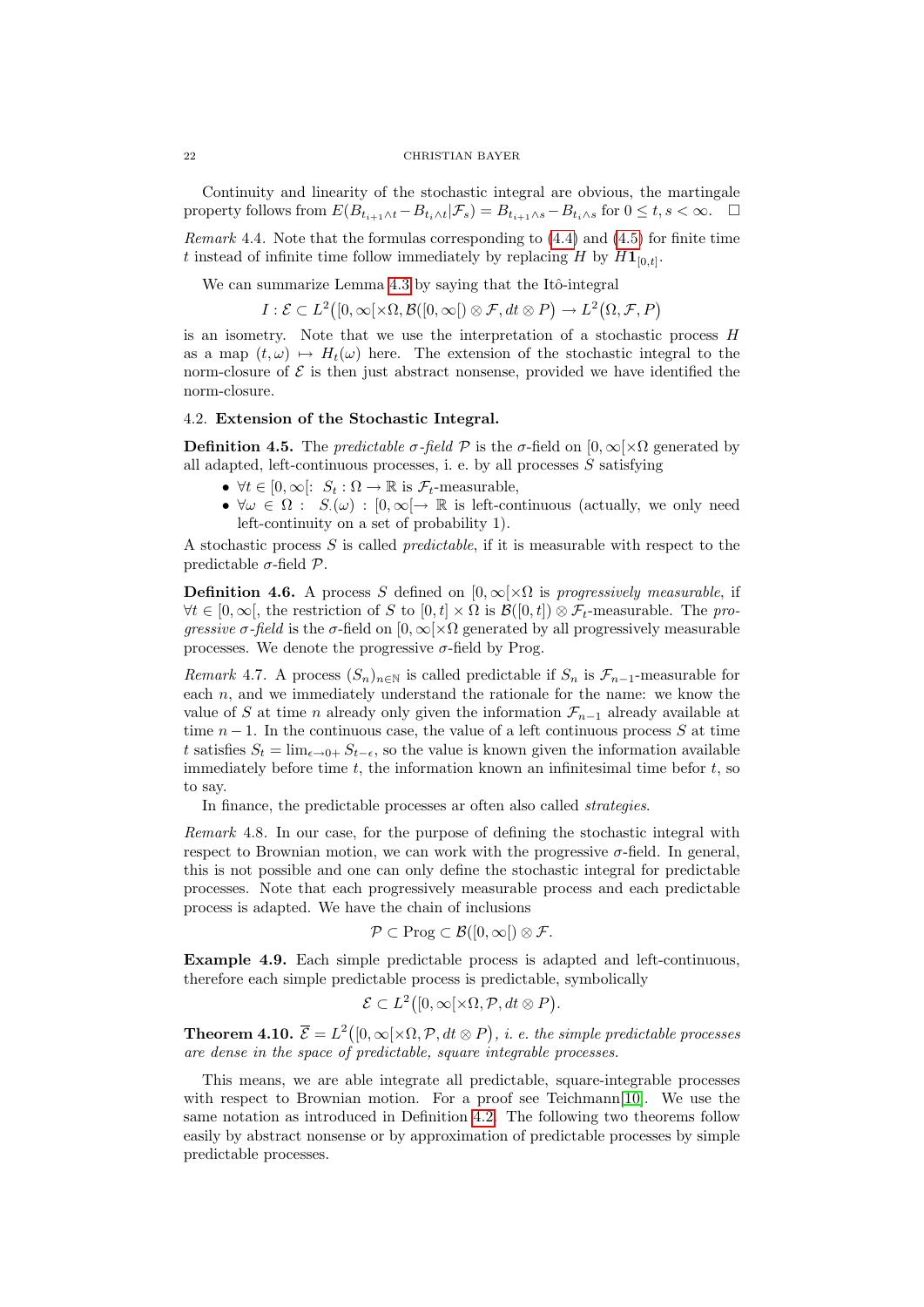Continuity and linearity of the stochastic integral are obvious, the martingale property follows from $E(B_{t_{i+1}\wedge t} - B_{t_i \wedge t} | \mathcal{F}_s) = B_{t_{i+1}\wedge s} - B_{t_i \wedge s}$ for $0 \le t, s < \infty$. $\square$

*Remark* 4.4. Note that the formulas corresponding to (4.4) and (4.5) for finite time $t$ instead of infinite time follow immediately by replacing $H$ by $H\mathbf{1}_{[0,t]}$.

We can summarize Lemma 4.3 by saying that the Itô-integral

$$I : \mathcal{E} \subset L^2\big([0,\infty[\times\Omega, \mathcal{B}([0,\infty[) \otimes \mathcal{F}, dt \otimes P\big) \to L^2\big(\Omega, \mathcal{F}, P\big)$$

is an isometry. Note that we use the interpretation of a stochastic process $H$ as a map $(t,\omega) \mapsto H_t(\omega)$ here. The extension of the stochastic integral to the norm-closure of $\mathcal{E}$ is then just abstract nonsense, provided we have identified the norm-closure.

## 4.2. Extension of the Stochastic Integral.

**Definition 4.5.** The *predictable $\sigma$-field* $\mathcal{P}$ is the $\sigma$-field on $[0,\infty[\times\Omega$ generated by all adapted, left-continuous processes, i. e. by all processes $S$ satisfying

- $\forall t \in [0,\infty[$: $S_t : \Omega \to \mathbb{R}$ is $\mathcal{F}_t$-measurable,
- $\forall \omega \in \Omega$ : $S_\cdot(\omega) : [0,\infty[ \to \mathbb{R}$ is left-continuous (actually, we only need left-continuity on a set of probability 1).

A stochastic process $S$ is called *predictable*, if it is measurable with respect to the predictable $\sigma$-field $\mathcal{P}$.

**Definition 4.6.** A process $S$ defined on $[0,\infty[\times\Omega$ is *progressively measurable*, if $\forall t \in [0,\infty[$, the restriction of $S$ to $[0,t]\times\Omega$ is $\mathcal{B}([0,t]) \otimes \mathcal{F}_t$-measurable. The *progressive $\sigma$-field* is the $\sigma$-field on $[0,\infty[\times\Omega$ generated by all progressively measurable processes. We denote the progressive $\sigma$-field by Prog.

*Remark* 4.7. A process $(S_n)_{n\in\mathbb{N}}$ is called predictable if $S_n$ is $\mathcal{F}_{n-1}$-measurable for each $n$, and we immediately understand the rationale for the name: we know the value of $S$ at time $n$ already only given the information $\mathcal{F}_{n-1}$ already available at time $n-1$. In the continuous case, the value of a left continuous process $S$ at time $t$ satisfies $S_t = \lim_{\epsilon\to 0+} S_{t-\epsilon}$, so the value is known given the information available immediately before time $t$, the information known an infinitesimal time befor $t$, so to say.

In finance, the predictable processes ar often also called *strategies*.

*Remark* 4.8. In our case, for the purpose of defining the stochastic integral with respect to Brownian motion, we can work with the progressive $\sigma$-field. In general, this is not possible and one can only define the stochastic integral for predictable processes. Note that each progressively measurable process and each predictable process is adapted. We have the chain of inclusions

$$\mathcal{P} \subset \mathrm{Prog} \subset \mathcal{B}([0,\infty[) \otimes \mathcal{F}.$$

**Example 4.9.** Each simple predictable process is adapted and left-continuous, therefore each simple predictable process is predictable, symbolically

$$\mathcal{E} \subset L^2\big([0,\infty[\times\Omega, \mathcal{P}, dt \otimes P\big).$$

**Theorem 4.10.** $\overline{\mathcal{E}} = L^2\big([0,\infty[\times\Omega, \mathcal{P}, dt \otimes P\big)$*, i. e. the simple predictable processes are dense in the space of predictable, square integrable processes.*

This means, we are able integrate all predictable, square-integrable processes with respect to Brownian motion. For a proof see Teichmann[10]. We use the same notation as introduced in Definition 4.2. The following two theorems follow easily by abstract nonsense or by approximation of predictable processes by simple predictable processes.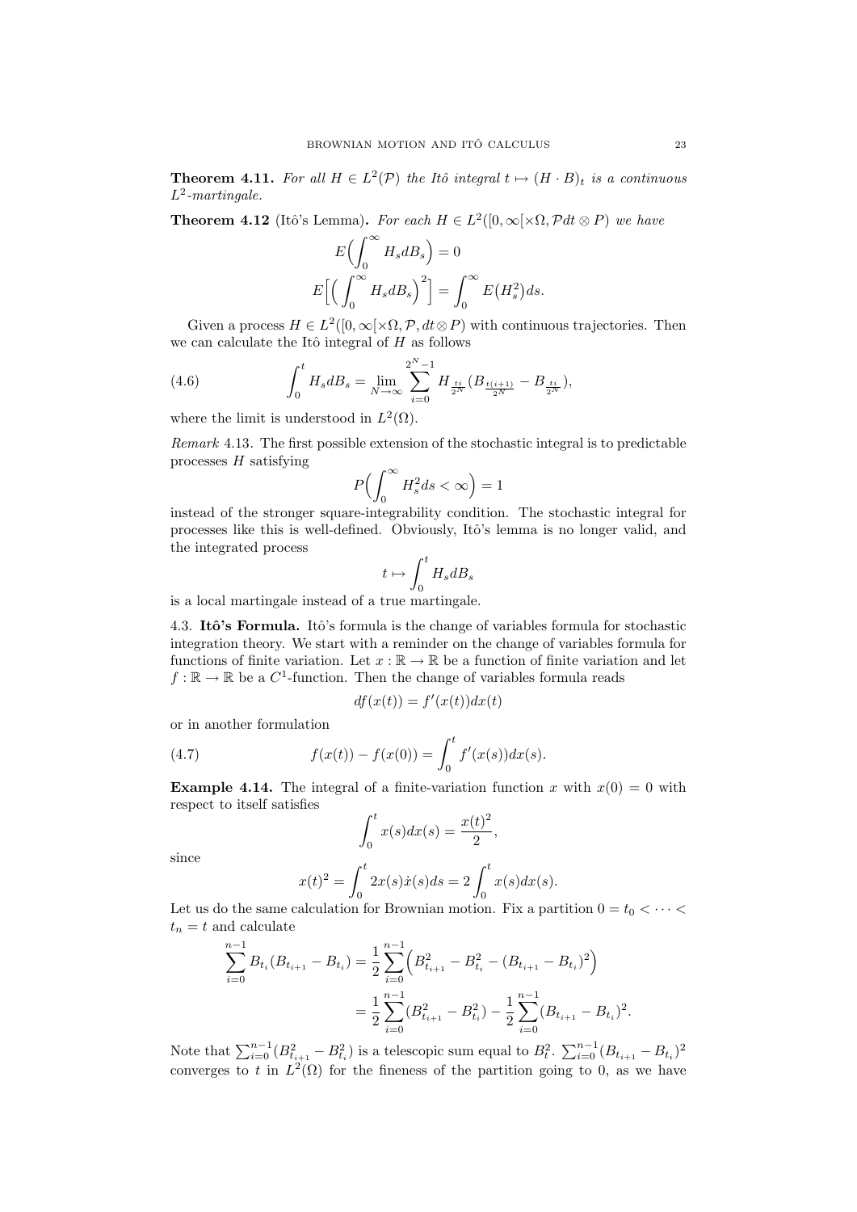**Theorem 4.11.** *For all $H \in L^2(\mathcal{P})$ the Itô integral $t \mapsto (H \cdot B)_t$ is a continuous $L^2$-martingale.*

**Theorem 4.12** (Itô's Lemma)**.** *For each $H \in L^2([0,\infty[\times\Omega, \mathcal{P}dt \otimes P)$ we have*

$$E\Big(\int_0^\infty H_s dB_s\Big) = 0$$

$$E\Big[\Big(\int_0^\infty H_s dB_s\Big)^2\Big] = \int_0^\infty E\big(H_s^2\big)ds.$$

Given a process $H \in L^2([0,\infty[\times\Omega, \mathcal{P}, dt \otimes P)$ with continuous trajectories. Then we can calculate the Itô integral of $H$ as follows

$$\int_0^t H_s dB_s = \lim_{N\to\infty} \sum_{i=0}^{2^N-1} H_{\frac{ti}{2^N}} (B_{\frac{t(i+1)}{2^N}} - B_{\frac{ti}{2^N}}), \tag{4.6}$$

where the limit is understood in $L^2(\Omega)$.

*Remark* 4.13. The first possible extension of the stochastic integral is to predictable processes $H$ satisfying

$$P\Big(\int_0^\infty H_s^2 ds < \infty\Big) = 1$$

instead of the stronger square-integrability condition. The stochastic integral for processes like this is well-defined. Obviously, Itô's lemma is no longer valid, and the integrated process

$$t \mapsto \int_0^t H_s dB_s$$

is a local martingale instead of a true martingale.

4.3. **Itô's Formula.** Itô's formula is the change of variables formula for stochastic integration theory. We start with a reminder on the change of variables formula for functions of finite variation. Let $x : \mathbb{R} \to \mathbb{R}$ be a function of finite variation and let $f : \mathbb{R} \to \mathbb{R}$ be a $C^1$-function. Then the change of variables formula reads

$$df(x(t)) = f'(x(t))dx(t)$$

or in another formulation

$$f(x(t)) - f(x(0)) = \int_0^t f'(x(s))dx(s). \tag{4.7}$$

**Example 4.14.** The integral of a finite-variation function $x$ with $x(0) = 0$ with respect to itself satisfies

$$\int_0^t x(s)dx(s) = \frac{x(t)^2}{2},$$

since

$$x(t)^2 = \int_0^t 2x(s)\dot{x}(s)ds = 2\int_0^t x(s)dx(s).$$

Let us do the same calculation for Brownian motion. Fix a partition $0 = t_0 < \cdots < t_n = t$ and calculate

$$\begin{aligned}\sum_{i=0}^{n-1} B_{t_i}(B_{t_{i+1}} - B_{t_i}) &= \frac{1}{2}\sum_{i=0}^{n-1}\Big(B_{t_{i+1}}^2 - B_{t_i}^2 - (B_{t_{i+1}} - B_{t_i})^2\Big) \\ &= \frac{1}{2}\sum_{i=0}^{n-1}(B_{t_{i+1}}^2 - B_{t_i}^2) - \frac{1}{2}\sum_{i=0}^{n-1}(B_{t_{i+1}} - B_{t_i})^2.\end{aligned}$$

Note that $\sum_{i=0}^{n-1}(B_{t_{i+1}}^2 - B_{t_i}^2)$ is a telescopic sum equal to $B_t^2$. $\sum_{i=0}^{n-1}(B_{t_{i+1}} - B_{t_i})^2$ converges to $t$ in $L^2(\Omega)$ for the fineness of the partition going to 0, as we have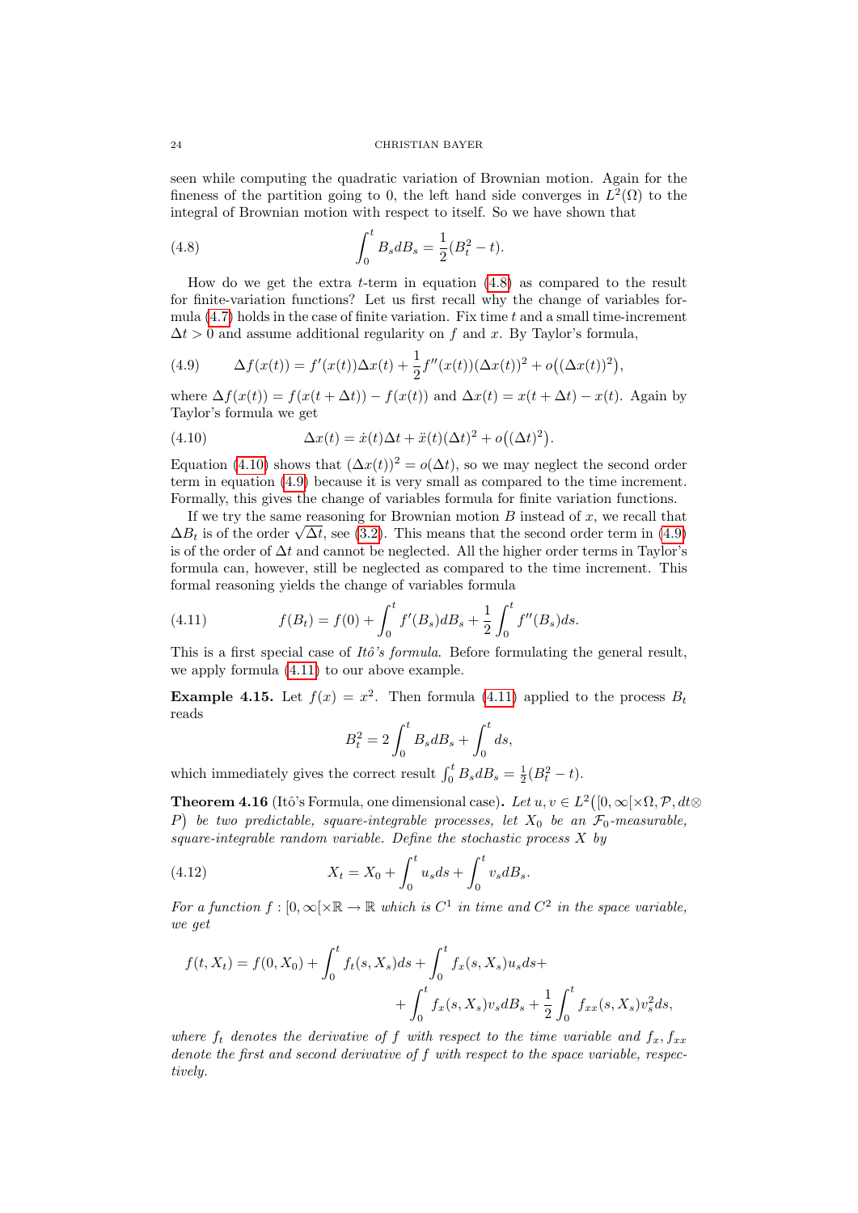seen while computing the quadratic variation of Brownian motion. Again for the fineness of the partition going to 0, the left hand side converges in $L^2(\Omega)$ to the integral of Brownian motion with respect to itself. So we have shown that

$$\int_0^t B_s dB_s = \frac{1}{2}(B_t^2 - t). \tag{4.8}$$

How do we get the extra $t$-term in equation (4.8) as compared to the result for finite-variation functions? Let us first recall why the change of variables formula (4.7) holds in the case of finite variation. Fix time $t$ and a small time-increment $\Delta t > 0$ and assume additional regularity on $f$ and $x$. By Taylor's formula,

$$\Delta f(x(t)) = f'(x(t))\Delta x(t) + \frac{1}{2} f''(x(t))(\Delta x(t))^2 + o\big((\Delta x(t))^2\big), \tag{4.9}$$

where $\Delta f(x(t)) = f(x(t+\Delta t)) - f(x(t))$ and $\Delta x(t) = x(t+\Delta t) - x(t)$. Again by Taylor's formula we get

$$\Delta x(t) = \dot{x}(t)\Delta t + \ddot{x}(t)(\Delta t)^2 + o\big((\Delta t)^2\big). \tag{4.10}$$

Equation (4.10) shows that $(\Delta x(t))^2 = o(\Delta t)$, so we may neglect the second order term in equation (4.9) because it is very small as compared to the time increment. Formally, this gives the change of variables formula for finite variation functions.

If we try the same reasoning for Brownian motion $B$ instead of $x$, we recall that $\Delta B_t$ is of the order $\sqrt{\Delta t}$, see (3.2). This means that the second order term in (4.9) is of the order of $\Delta t$ and cannot be neglected. All the higher order terms in Taylor's formula can, however, still be neglected as compared to the time increment. This formal reasoning yields the change of variables formula

$$f(B_t) = f(0) + \int_0^t f'(B_s) dB_s + \frac{1}{2}\int_0^t f''(B_s) ds. \tag{4.11}$$

This is a first special case of *Itô's formula*. Before formulating the general result, we apply formula (4.11) to our above example.

**Example 4.15.** Let $f(x) = x^2$. Then formula (4.11) applied to the process $B_t$ reads

$$B_t^2 = 2\int_0^t B_s dB_s + \int_0^t ds,$$

which immediately gives the correct result $\int_0^t B_s dB_s = \frac{1}{2}(B_t^2 - t)$.

**Theorem 4.16** (Itô's Formula, one dimensional case)**.** *Let $u, v \in L^2\big([0,\infty[\times\Omega, \mathcal{P}, dt \otimes P\big)$ be two predictable, square-integrable processes, let $X_0$ be an $\mathcal{F}_0$-measurable, square-integrable random variable. Define the stochastic process $X$ by*

$$X_t = X_0 + \int_0^t u_s ds + \int_0^t v_s dB_s. \tag{4.12}$$

*For a function $f : [0,\infty[\times\mathbb{R} \to \mathbb{R}$ which is $C^1$ in time and $C^2$ in the space variable, we get*

$$f(t, X_t) = f(0, X_0) + \int_0^t f_t(s, X_s) ds + \int_0^t f_x(s, X_s) u_s ds + \\ + \int_0^t f_x(s, X_s) v_s dB_s + \frac{1}{2}\int_0^t f_{xx}(s, X_s) v_s^2 ds,$$

*where $f_t$ denotes the derivative of $f$ with respect to the time variable and $f_x, f_{xx}$ denote the first and second derivative of $f$ with respect to the space variable, respectively.*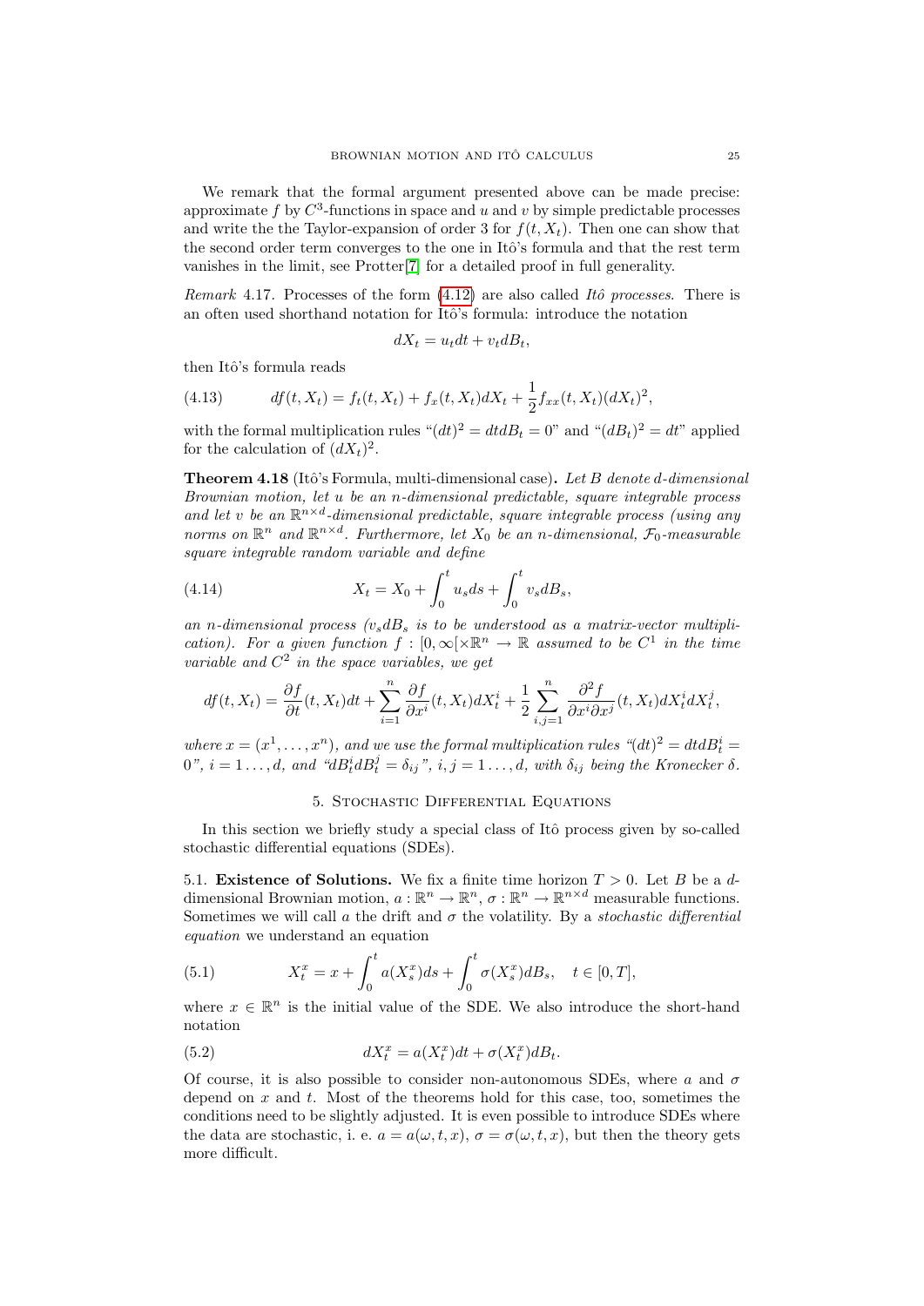We remark that the formal argument presented above can be made precise: approximate $f$ by $C^3$-functions in space and $u$ and $v$ by simple predictable processes and write the the Taylor-expansion of order 3 for $f(t, X_t)$. Then one can show that the second order term converges to the one in Itô's formula and that the rest term vanishes in the limit, see Protter[7] for a detailed proof in full generality.

*Remark* 4.17. Processes of the form (4.12) are also called *Itô processes*. There is an often used shorthand notation for Itô's formula: introduce the notation

$$dX_t = u_t dt + v_t dB_t,$$

then Itô's formula reads

$$df(t, X_t) = f_t(t, X_t) + f_x(t, X_t)dX_t + \frac{1}{2} f_{xx}(t, X_t)(dX_t)^2, \tag{4.13}$$

with the formal multiplication rules "$(dt)^2 = dt dB_t = 0$" and "$(dB_t)^2 = dt$" applied for the calculation of $(dX_t)^2$.

**Theorem 4.18** (Itô's Formula, multi-dimensional case)**.** *Let $B$ denote $d$-dimensional Brownian motion, let $u$ be an $n$-dimensional predictable, square integrable process and let $v$ be an $\mathbb{R}^{n\times d}$-dimensional predictable, square integrable process (using any norms on $\mathbb{R}^n$ and $\mathbb{R}^{n\times d}$. Furthermore, let $X_0$ be an $n$-dimensional, $\mathcal{F}_0$-measurable square integrable random variable and define*

$$X_t = X_0 + \int_0^t u_s ds + \int_0^t v_s dB_s, \tag{4.14}$$

*an $n$-dimensional process ($v_s dB_s$ is to be understood as a matrix-vector multiplication). For a given function $f : [0, \infty[ \times \mathbb{R}^n \to \mathbb{R}$ assumed to be $C^1$ in the time variable and $C^2$ in the space variables, we get*

$$df(t, X_t) = \frac{\partial f}{\partial t}(t, X_t)dt + \sum_{i=1}^{n} \frac{\partial f}{\partial x^i}(t, X_t)dX_t^i + \frac{1}{2}\sum_{i,j=1}^{n} \frac{\partial^2 f}{\partial x^i \partial x^j}(t, X_t)dX_t^i dX_t^j,$$

*where $x = (x^1, \ldots, x^n)$, and we use the formal multiplication rules "$(dt)^2 = dt dB_t^i = 0$", $i = 1 \ldots, d$, and "$dB_t^i dB_t^j = \delta_{ij}$", $i, j = 1 \ldots, d$, with $\delta_{ij}$ being the Kronecker $\delta$.*

## 5. Stochastic Differential Equations

In this section we briefly study a special class of Itô process given by so-called stochastic differential equations (SDEs).

### 5.1. Existence of Solutions.

We fix a finite time horizon $T > 0$. Let $B$ be a $d$-dimensional Brownian motion, $a : \mathbb{R}^n \to \mathbb{R}^n$, $\sigma : \mathbb{R}^n \to \mathbb{R}^{n\times d}$ measurable functions. Sometimes we will call $a$ the drift and $\sigma$ the volatility. By a *stochastic differential equation* we understand an equation

$$X_t^x = x + \int_0^t a(X_s^x)ds + \int_0^t \sigma(X_s^x)dB_s, \quad t \in [0, T], \tag{5.1}$$

where $x \in \mathbb{R}^n$ is the initial value of the SDE. We also introduce the short-hand notation

$$dX_t^x = a(X_t^x)dt + \sigma(X_t^x)dB_t. \tag{5.2}$$

Of course, it is also possible to consider non-autonomous SDEs, where $a$ and $\sigma$ depend on $x$ and $t$. Most of the theorems hold for this case, too, sometimes the conditions need to be slightly adjusted. It is even possible to introduce SDEs where the data are stochastic, i. e. $a = a(\omega, t, x)$, $\sigma = \sigma(\omega, t, x)$, but then the theory gets more difficult.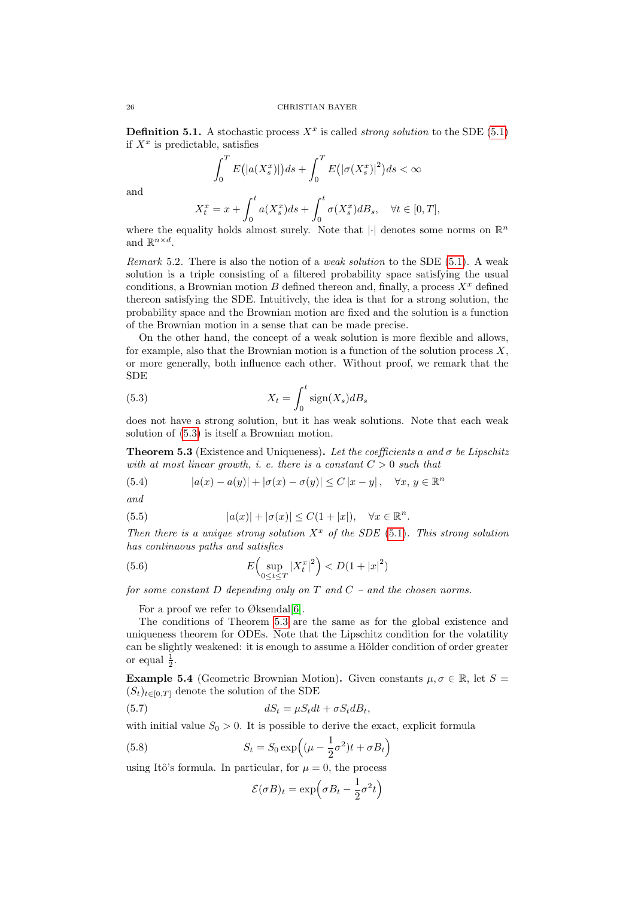**Definition 5.1.** A stochastic process $X^x$ is called *strong solution* to the SDE (5.1) if $X^x$ is predictable, satisfies

$$\int_0^T E\big(|a(X_s^x)|\big)ds + \int_0^T E\big(|\sigma(X_s^x)|^2\big)ds < \infty$$

and

$$X_t^x = x + \int_0^t a(X_s^x)ds + \int_0^t \sigma(X_s^x)dB_s, \quad \forall t \in [0,T],$$

where the equality holds almost surely. Note that $|\cdot|$ denotes some norms on $\mathbb{R}^n$ and $\mathbb{R}^{n\times d}$.

*Remark* 5.2. There is also the notion of a *weak solution* to the SDE (5.1). A weak solution is a triple consisting of a filtered probability space satisfying the usual conditions, a Brownian motion $B$ defined thereon and, finally, a process $X^x$ defined thereon satisfying the SDE. Intuitively, the idea is that for a strong solution, the probability space and the Brownian motion are fixed and the solution is a function of the Brownian motion in a sense that can be made precise.

On the other hand, the concept of a weak solution is more flexible and allows, for example, also that the Brownian motion is a function of the solution process $X$, or more generally, both influence each other. Without proof, we remark that the SDE

$$X_t = \int_0^t \operatorname{sign}(X_s)dB_s \tag{5.3}$$

does not have a strong solution, but it has weak solutions. Note that each weak solution of (5.3) is itself a Brownian motion.

**Theorem 5.3** (Existence and Uniqueness)**.** *Let the coefficients $a$ and $\sigma$ be Lipschitz with at most linear growth, i. e. there is a constant $C > 0$ such that*

$$|a(x) - a(y)| + |\sigma(x) - \sigma(y)| \leq C\,|x-y|, \quad \forall x, y \in \mathbb{R}^n \tag{5.4}$$

*and*

$$|a(x)| + |\sigma(x)| \leq C(1 + |x|), \quad \forall x \in \mathbb{R}^n. \tag{5.5}$$

*Then there is a unique strong solution $X^x$ of the SDE (5.1). This strong solution has continuous paths and satisfies*

$$E\Big(\sup_{0\leq t\leq T} |X_t^x|^2\Big) < D(1 + |x|^2) \tag{5.6}$$

*for some constant $D$ depending only on $T$ and $C$ – and the chosen norms.*

For a proof we refer to Øksendal[6].

The conditions of Theorem 5.3 are the same as for the global existence and uniqueness theorem for ODEs. Note that the Lipschitz condition for the volatility can be slightly weakened: it is enough to assume a Hölder condition of order greater or equal $\frac{1}{2}$.

**Example 5.4** (Geometric Brownian Motion)**.** Given constants $\mu, \sigma \in \mathbb{R}$, let $S = (S_t)_{t\in[0,T]}$ denote the solution of the SDE

$$dS_t = \mu S_t dt + \sigma S_t dB_t, \tag{5.7}$$

with initial value $S_0 > 0$. It is possible to derive the exact, explicit formula

$$S_t = S_0 \exp\Big((\mu - \frac{1}{2}\sigma^2)t + \sigma B_t\Big) \tag{5.8}$$

using Itô's formula. In particular, for $\mu = 0$, the process

$$\mathcal{E}(\sigma B)_t = \exp\Big(\sigma B_t - \frac{1}{2}\sigma^2 t\Big)$$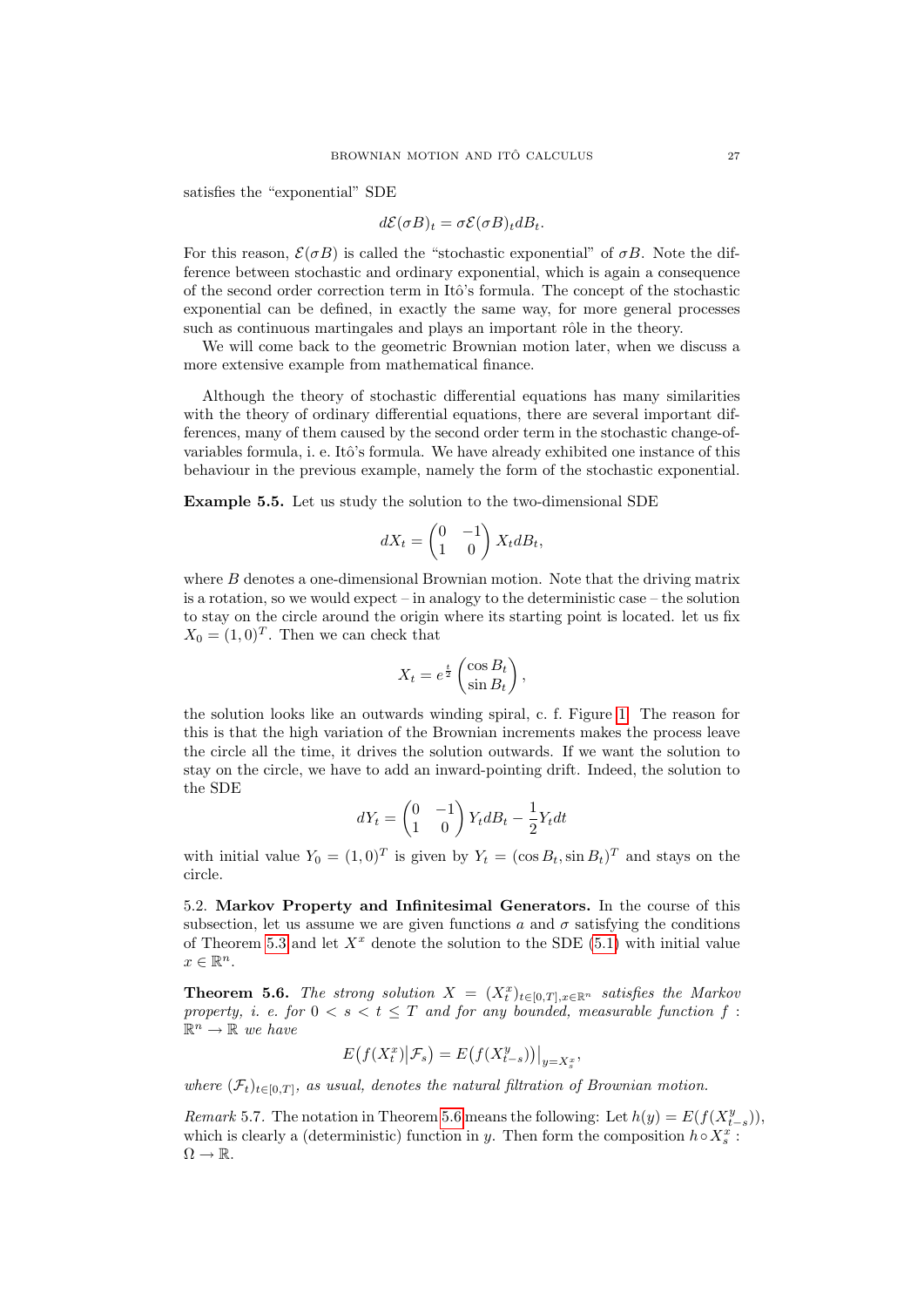satisfies the "exponential" SDE

$$d\mathcal{E}(\sigma B)_t = \sigma \mathcal{E}(\sigma B)_t dB_t.$$

For this reason, $\mathcal{E}(\sigma B)$ is called the "stochastic exponential" of $\sigma B$. Note the difference between stochastic and ordinary exponential, which is again a consequence of the second order correction term in Itô's formula. The concept of the stochastic exponential can be defined, in exactly the same way, for more general processes such as continuous martingales and plays an important rôle in the theory.

We will come back to the geometric Brownian motion later, when we discuss a more extensive example from mathematical finance.

Although the theory of stochastic differential equations has many similarities with the theory of ordinary differential equations, there are several important differences, many of them caused by the second order term in the stochastic change-of-variables formula, i. e. Itô's formula. We have already exhibited one instance of this behaviour in the previous example, namely the form of the stochastic exponential.

**Example 5.5.** Let us study the solution to the two-dimensional SDE

$$dX_t = \begin{pmatrix} 0 & -1 \\ 1 & 0 \end{pmatrix} X_t dB_t,$$

where $B$ denotes a one-dimensional Brownian motion. Note that the driving matrix is a rotation, so we would expect – in analogy to the deterministic case – the solution to stay on the circle around the origin where its starting point is located. let us fix $X_0 = (1, 0)^T$. Then we can check that

$$X_t = e^{\frac{t}{2}} \begin{pmatrix} \cos B_t \\ \sin B_t \end{pmatrix},$$

the solution looks like an outwards winding spiral, c. f. Figure 1. The reason for this is that the high variation of the Brownian increments makes the process leave the circle all the time, it drives the solution outwards. If we want the solution to stay on the circle, we have to add an inward-pointing drift. Indeed, the solution to the SDE

$$dY_t = \begin{pmatrix} 0 & -1 \\ 1 & 0 \end{pmatrix} Y_t dB_t - \frac{1}{2} Y_t dt$$

with initial value $Y_0 = (1, 0)^T$ is given by $Y_t = (\cos B_t, \sin B_t)^T$ and stays on the circle.

5.2. **Markov Property and Infinitesimal Generators.** In the course of this subsection, let us assume we are given functions $a$ and $\sigma$ satisfying the conditions of Theorem 5.3 and let $X^x$ denote the solution to the SDE (5.1) with initial value $x \in \mathbb{R}^n$.

**Theorem 5.6.** *The strong solution $X = (X^x_t)_{t\in[0,T], x\in\mathbb{R}^n}$ satisfies the Markov property, i. e. for $0 < s < t \leq T$ and for any bounded, measurable function $f : \mathbb{R}^n \to \mathbb{R}$ we have*

$$E\big(f(X^x_t)\big|\mathcal{F}_s\big) = E\big(f(X^y_{t-s})\big)\big|_{y=X^x_s},$$

*where $(\mathcal{F}_t)_{t\in[0,T]}$, as usual, denotes the natural filtration of Brownian motion.*

*Remark* 5.7. The notation in Theorem 5.6 means the following: Let $h(y) = E(f(X^y_{t-s}))$, which is clearly a (deterministic) function in $y$. Then form the composition $h \circ X^x_s : \Omega \to \mathbb{R}$.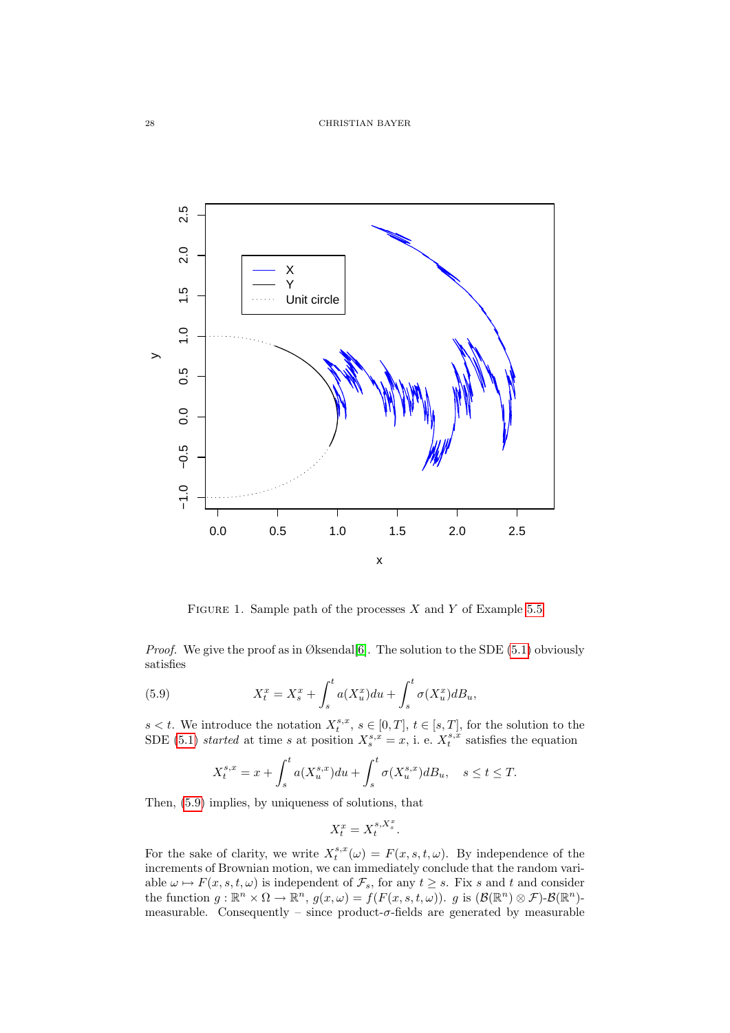FIGURE 1. Sample path of the processes $X$ and $Y$ of Example 5.5

*Proof.* We give the proof as in Øksendal[6]. The solution to the SDE (5.1) obviously satisfies

$$X_t^x = X_s^x + \int_s^t a(X_u^x)du + \int_s^t \sigma(X_u^x)dB_u, \tag{5.9}$$

$s < t$. We introduce the notation $X_t^{s,x}$, $s \in [0,T]$, $t \in [s,T]$, for the solution to the SDE (5.1) *started* at time $s$ at position $X_s^{s,x} = x$, i. e. $X_t^{s,x}$ satisfies the equation

$$X_t^{s,x} = x + \int_s^t a(X_u^{s,x})du + \int_s^t \sigma(X_u^{s,x})dB_u, \quad s \le t \le T.$$

Then, (5.9) implies, by uniqueness of solutions, that

$$X_t^x = X_t^{s,X_s^x}.$$

For the sake of clarity, we write $X_t^{s,x}(\omega) = F(x,s,t,\omega)$. By independence of the increments of Brownian motion, we can immediately conclude that the random variable $\omega \mapsto F(x,s,t,\omega)$ is independent of $\mathcal{F}_s$, for any $t \ge s$. Fix $s$ and $t$ and consider the function $g : \mathbb{R}^n \times \Omega \to \mathbb{R}^n$, $g(x,\omega) = f(F(x,s,t,\omega))$. $g$ is $(\mathcal{B}(\mathbb{R}^n) \otimes \mathcal{F})$-$\mathcal{B}(\mathbb{R}^n)$-measurable. Consequently – since product-$\sigma$-fields are generated by measurable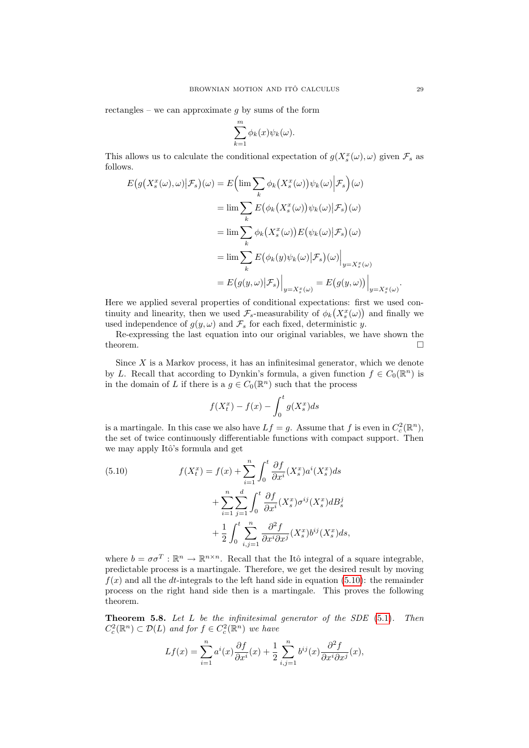rectangles – we can approximate $g$ by sums of the form

$$\sum_{k=1}^{m} \phi_k(x)\psi_k(\omega).$$

This allows us to calculate the conditional expectation of $g(X_s^x(\omega), \omega)$ given $\mathcal{F}_s$ as follows.

$$\begin{aligned}
E\big(g\big(X_s^x(\omega), \omega\big)\big|\mathcal{F}_s\big)(\omega) &= E\Big(\lim \sum_k \phi_k\big(X_s^x(\omega)\big)\psi_k(\omega)\Big|\mathcal{F}_s\Big)(\omega) \\
&= \lim \sum_k E\big(\phi_k\big(X_s^x(\omega)\big)\psi_k(\omega)\big|\mathcal{F}_s\big)(\omega) \\
&= \lim \sum_k \phi_k\big(X_s^x(\omega)\big)E\big(\psi_k(\omega)\big|\mathcal{F}_s\big)(\omega) \\
&= \lim \sum_k E\big(\phi_k(y)\psi_k(\omega)\big|\mathcal{F}_s\big)(\omega)\Big|_{y=X_s^x(\omega)} \\
&= E\big(g(y,\omega)\big|\mathcal{F}_s\big)\Big|_{y=X_s^x(\omega)} = E\big(g(y,\omega)\big)\Big|_{y=X_s^x(\omega)}.
\end{aligned}$$

Here we applied several properties of conditional expectations: first we used continuity and linearity, then we used $\mathcal{F}_s$-measurability of $\phi_k\big(X_s^x(\omega)\big)$ and finally we used independence of $g(y,\omega)$ and $\mathcal{F}_s$ for each fixed, deterministic $y$.

Re-expressing the last equation into our original variables, we have shown the theorem. □

Since $X$ is a Markov process, it has an infinitesimal generator, which we denote by $L$. Recall that according to Dynkin's formula, a given function $f \in C_0(\mathbb{R}^n)$ is in the domain of $L$ if there is a $g \in C_0(\mathbb{R}^n)$ such that the process

$$f(X_t^x) - f(x) - \int_0^t g(X_s^x)ds$$

is a martingale. In this case we also have $Lf = g$. Assume that $f$ is even in $C_c^2(\mathbb{R}^n)$, the set of twice continuously differentiable functions with compact support. Then we may apply Itô's formula and get

$$\begin{aligned}
f(X_t^x) = f(x) &+ \sum_{i=1}^{n} \int_0^t \frac{\partial f}{\partial x^i}(X_s^x)a^i(X_s^x)ds \\
&+ \sum_{i=1}^{n}\sum_{j=1}^{d} \int_0^t \frac{\partial f}{\partial x^i}(X_s^x)\sigma^{ij}(X_s^x)dB_s^j \\
&+ \frac{1}{2}\int_0^t \sum_{i,j=1}^{n} \frac{\partial^2 f}{\partial x^i \partial x^j}(X_s^x)b^{ij}(X_s^x)ds,
\end{aligned} \tag{5.10}$$

where $b = \sigma\sigma^T : \mathbb{R}^n \to \mathbb{R}^{n\times n}$. Recall that the Itô integral of a square integrable, predictable process is a martingale. Therefore, we get the desired result by moving $f(x)$ and all the $dt$-integrals to the left hand side in equation (5.10): the remainder process on the right hand side then is a martingale. This proves the following theorem.

**Theorem 5.8.** *Let $L$ be the infinitesimal generator of the SDE (5.1). Then $C_c^2(\mathbb{R}^n) \subset \mathcal{D}(L)$ and for $f \in C_c^2(\mathbb{R}^n)$ we have*

$$Lf(x) = \sum_{i=1}^{n} a^i(x)\frac{\partial f}{\partial x^i}(x) + \frac{1}{2}\sum_{i,j=1}^{n} b^{ij}(x)\frac{\partial^2 f}{\partial x^i \partial x^j}(x),$$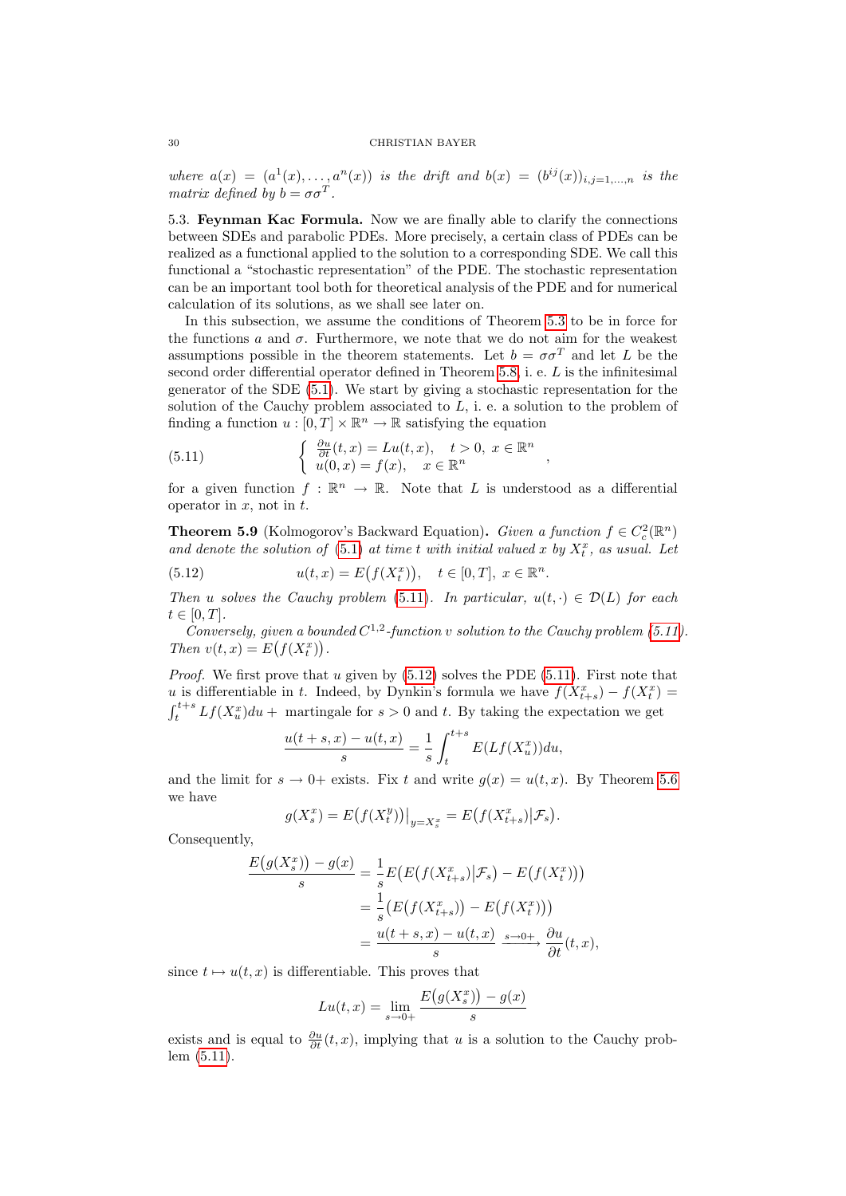*where* $a(x) = (a^1(x), \dots, a^n(x))$ *is the drift and* $b(x) = (b^{ij}(x))_{i,j=1,\dots,n}$ *is the matrix defined by* $b = \sigma\sigma^T$.

5.3. **Feynman Kac Formula.** Now we are finally able to clarify the connections between SDEs and parabolic PDEs. More precisely, a certain class of PDEs can be realized as a functional applied to the solution to a corresponding SDE. We call this functional a "stochastic representation" of the PDE. The stochastic representation can be an important tool both for theoretical analysis of the PDE and for numerical calculation of its solutions, as we shall see later on.

In this subsection, we assume the conditions of Theorem 5.3 to be in force for the functions $a$ and $\sigma$. Furthermore, we note that we do not aim for the weakest assumptions possible in the theorem statements. Let $b = \sigma\sigma^T$ and let $L$ be the second order differential operator defined in Theorem 5.8, i. e. $L$ is the infinitesimal generator of the SDE (5.1). We start by giving a stochastic representation for the solution of the Cauchy problem associated to $L$, i. e. a solution to the problem of finding a function $u : [0,T] \times \mathbb{R}^n \to \mathbb{R}$ satisfying the equation

$$
\begin{cases} \frac{\partial u}{\partial t}(t,x) = Lu(t,x), & t > 0,\ x \in \mathbb{R}^n \\ u(0,x) = f(x), & x \in \mathbb{R}^n \end{cases}, \tag{5.11}
$$

for a given function $f : \mathbb{R}^n \to \mathbb{R}$. Note that $L$ is understood as a differential operator in $x$, not in $t$.

**Theorem 5.9** (Kolmogorov's Backward Equation)**.** *Given a function* $f \in C_c^2(\mathbb{R}^n)$ *and denote the solution of* (5.1) *at time* $t$ *with initial valued* $x$ *by* $X_t^x$*, as usual. Let*

$$
u(t,x) = E\big(f(X_t^x)\big), \quad t \in [0,T],\ x \in \mathbb{R}^n. \tag{5.12}
$$

*Then* $u$ *solves the Cauchy problem* (5.11)*. In particular,* $u(t,\cdot) \in \mathcal{D}(L)$ *for each* $t \in [0,T]$.

*Conversely, given a bounded* $C^{1,2}$*-function* $v$ *solution to the Cauchy problem (5.11). Then* $v(t,x) = E\big(f(X_t^x)\big)$.

*Proof.* We first prove that $u$ given by (5.12) solves the PDE (5.11). First note that $u$ is differentiable in $t$. Indeed, by Dynkin's formula we have $f(X_{t+s}^x) - f(X_t^x) = \int_t^{t+s} Lf(X_u^x)du +$ martingale for $s > 0$ and $t$. By taking the expectation we get

$$
\frac{u(t+s,x) - u(t,x)}{s} = \frac{1}{s}\int_t^{t+s} E(Lf(X_u^x))du,
$$

and the limit for $s \to 0+$ exists. Fix $t$ and write $g(x) = u(t,x)$. By Theorem 5.6 we have

$$
g(X_s^x) = E\big(f(X_t^y)\big)\big|_{y=X_s^x} = E\big(f(X_{t+s}^x)\big|\mathcal{F}_s\big).
$$

Consequently,

$$
\begin{aligned}
\frac{E\big(g(X_s^x)\big) - g(x)}{s} &= \frac{1}{s}E\big(E\big(f(X_{t+s}^x)\big|\mathcal{F}_s\big) - E\big(f(X_t^x)\big)\big) \\
&= \frac{1}{s}\big(E\big(f(X_{t+s}^x)\big) - E\big(f(X_t^x)\big)\big) \\
&= \frac{u(t+s,x) - u(t,x)}{s} \xrightarrow{s\to 0+} \frac{\partial u}{\partial t}(t,x),
\end{aligned}
$$

since $t \mapsto u(t,x)$ is differentiable. This proves that

$$
Lu(t,x) = \lim_{s\to 0+} \frac{E\big(g(X_s^x)\big) - g(x)}{s}
$$

exists and is equal to $\frac{\partial u}{\partial t}(t,x)$, implying that $u$ is a solution to the Cauchy problem (5.11).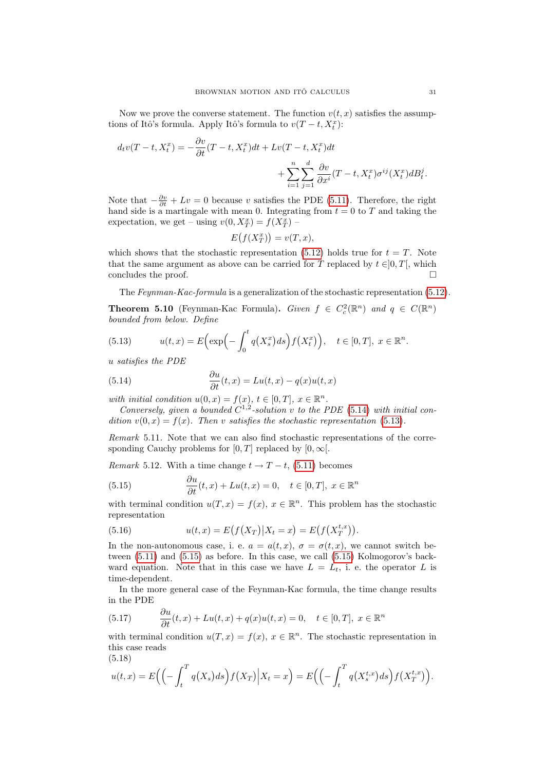Now we prove the converse statement. The function $v(t, x)$ satisfies the assumptions of Itô's formula. Apply Itô's formula to $v(T-t, X_t^x)$:

$$d_t v(T-t, X_t^x) = -\frac{\partial v}{\partial t}(T-t, X_t^x)dt + Lv(T-t, X_t^x)dt + \sum_{i=1}^n \sum_{j=1}^d \frac{\partial v}{\partial x^i}(T-t, X_t^x)\sigma^{ij}(X_t^x)dB_t^j.$$

Note that $-\frac{\partial v}{\partial t} + Lv = 0$ because $v$ satisfies the PDE (5.11). Therefore, the right hand side is a martingale with mean 0. Integrating from $t = 0$ to $T$ and taking the expectation, we get – using $v(0, X_T^x) = f(X_T^x)$ –

$$E\big(f(X_T^x)\big) = v(T, x),$$

which shows that the stochastic representation (5.12) holds true for $t = T$. Note that the same argument as above can be carried for $T$ replaced by $t \in ]0, T[$, which concludes the proof. □

The *Feynman-Kac-formula* is a generalization of the stochastic representation (5.12).

**Theorem 5.10** (Feynman-Kac Formula). *Given $f \in C_c^2(\mathbb{R}^n)$ and $q \in C(\mathbb{R}^n)$ bounded from below. Define*

$$u(t, x) = E\Big(\exp\Big(-\int_0^t q(X_s^x)ds\Big)f(X_t^x)\Big), \quad t \in [0, T],\ x \in \mathbb{R}^n. \tag{5.13}$$

*$u$ satisfies the PDE*

$$\frac{\partial u}{\partial t}(t, x) = Lu(t, x) - q(x)u(t, x) \tag{5.14}$$

*with initial condition $u(0, x) = f(x)$, $t \in [0, T]$, $x \in \mathbb{R}^n$.*

*Conversely, given a bounded $C^{1,2}$-solution $v$ to the PDE (5.14) with initial condition $v(0, x) = f(x)$. Then $v$ satisfies the stochastic representation (5.13).*

*Remark* 5.11. Note that we can also find stochastic representations of the corresponding Cauchy problems for $[0, T]$ replaced by $[0, \infty[$.

*Remark* 5.12. With a time change $t \to T - t$, (5.11) becomes

$$\frac{\partial u}{\partial t}(t, x) + Lu(t, x) = 0, \quad t \in [0, T],\ x \in \mathbb{R}^n \tag{5.15}$$

with terminal condition $u(T, x) = f(x)$, $x \in \mathbb{R}^n$. This problem has the stochastic representation

$$u(t, x) = E\big(f(X_T)\big|X_t = x\big) = E\big(f(X_T^{t,x})\big). \tag{5.16}$$

In the non-autonomous case, i. e. $a = a(t, x)$, $\sigma = \sigma(t, x)$, we cannot switch between (5.11) and (5.15) as before. In this case, we call (5.15) Kolmogorov's backward equation. Note that in this case we have $L = L_t$, i. e. the operator $L$ is time-dependent.

In the more general case of the Feynman-Kac formula, the time change results in the PDE

$$\frac{\partial u}{\partial t}(t, x) + Lu(t, x) + q(x)u(t, x) = 0, \quad t \in [0, T],\ x \in \mathbb{R}^n \tag{5.17}$$

with terminal condition $u(T, x) = f(x)$, $x \in \mathbb{R}^n$. The stochastic representation in this case reads

$$u(t, x) = E\Big(\Big(-\int_t^T q(X_s)ds\Big)f(X_T)\Big|X_t = x\Big) = E\Big(\Big(-\int_t^T q(X_s^{t,x})ds\Big)f(X_T^{t,x})\Big). \tag{5.18}$$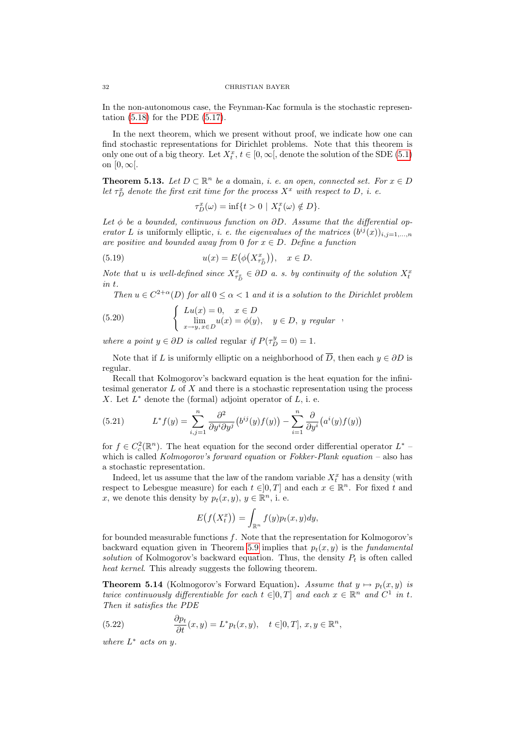In the non-autonomous case, the Feynman-Kac formula is the stochastic representation (5.18) for the PDE (5.17).

In the next theorem, which we present without proof, we indicate how one can find stochastic representations for Dirichlet problems. Note that this theorem is only one out of a big theory. Let $X_t^x$, $t \in [0, \infty[$, denote the solution of the SDE (5.1) on $[0, \infty[$.

**Theorem 5.13.** *Let $D \subset \mathbb{R}^n$ be a* domain, *i. e. an open, connected set. For $x \in D$ let $\tau_D^x$ denote the first exit time for the process $X^x$ with respect to $D$, i. e.*

$$\tau_D^x(\omega) = \inf\{t > 0 \mid X_t^x(\omega) \notin D\}.$$

*Let $\phi$ be a bounded, continuous function on $\partial D$. Assume that the differential operator $L$ is* uniformly elliptic, *i. e. the eigenvalues of the matrices $(b^{ij}(x))_{i,j=1,\dots,n}$ are positive and bounded away from 0 for $x \in D$. Define a function*

$$u(x) = E\big(\phi\big(X^x_{\tau_D^x}\big)\big), \quad x \in D. \tag{5.19}$$

*Note that $u$ is well-defined since $X^x_{\tau_D^x} \in \partial D$ a. s. by continuity of the solution $X_t^x$ in $t$.*

*Then $u \in C^{2+\alpha}(D)$ for all $0 \le \alpha < 1$ and it is a solution to the Dirichlet problem*

$$\begin{cases} Lu(x) = 0, & x \in D \\ \lim\limits_{x \to y,\, x \in D} u(x) = \phi(y), & y \in D,\ y \text{ regular} \end{cases}, \tag{5.20}$$

*where a point $y \in \partial D$ is called* regular *if $P(\tau_D^y = 0) = 1$.*

Note that if $L$ is uniformly elliptic on a neighborhood of $\overline{D}$, then each $y \in \partial D$ is regular.

Recall that Kolmogorov's backward equation is the heat equation for the infinitesimal generator $L$ of $X$ and there is a stochastic representation using the process $X$. Let $L^*$ denote the (formal) adjoint operator of $L$, i. e.

$$L^* f(y) = \sum_{i,j=1}^n \frac{\partial^2}{\partial y^i \partial y^j}\big(b^{ij}(y) f(y)\big) - \sum_{i=1}^n \frac{\partial}{\partial y^i}\big(a^i(y) f(y)\big) \tag{5.21}$$

for $f \in C_c^2(\mathbb{R}^n)$. The heat equation for the second order differential operator $L^*$ – which is called *Kolmogorov's forward equation* or *Fokker-Plank equation* – also has a stochastic representation.

Indeed, let us assume that the law of the random variable $X_t^x$ has a density (with respect to Lebesgue measure) for each $t \in ]0, T]$ and each $x \in \mathbb{R}^n$. For fixed $t$ and $x$, we denote this density by $p_t(x, y)$, $y \in \mathbb{R}^n$, i. e.

$$E\big(f(X_t^x)\big) = \int_{\mathbb{R}^n} f(y) p_t(x, y) dy,$$

for bounded measurable functions $f$. Note that the representation for Kolmogorov's backward equation given in Theorem 5.9 implies that $p_t(x, y)$ is the *fundamental solution* of Kolmogorov's backward equation. Thus, the density $P_t$ is often called *heat kernel*. This already suggests the following theorem.

**Theorem 5.14** (Kolmogorov's Forward Equation)**.** *Assume that $y \mapsto p_t(x, y)$ is twice continuously differentiable for each $t \in ]0, T]$ and each $x \in \mathbb{R}^n$ and $C^1$ in $t$. Then it satisfies the PDE*

$$\frac{\partial p_t}{\partial t}(x, y) = L^* p_t(x, y), \quad t \in ]0, T],\ x, y \in \mathbb{R}^n, \tag{5.22}$$

*where $L^*$ acts on $y$.*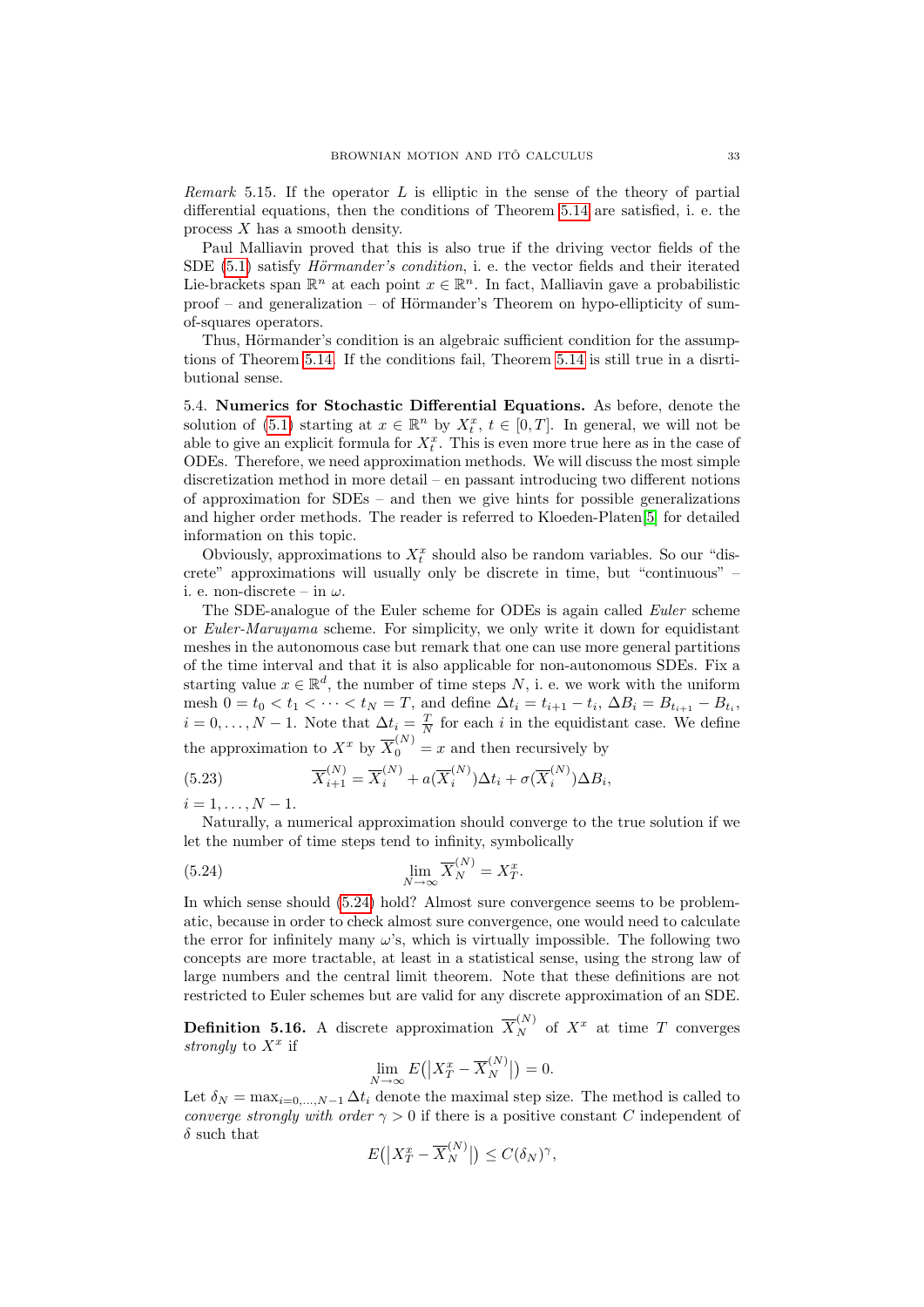*Remark* 5.15. If the operator $L$ is elliptic in the sense of the theory of partial differential equations, then the conditions of Theorem 5.14 are satisfied, i. e. the process $X$ has a smooth density.

Paul Malliavin proved that this is also true if the driving vector fields of the SDE (5.1) satisfy *Hörmander's condition*, i. e. the vector fields and their iterated Lie-brackets span $\mathbb{R}^n$ at each point $x \in \mathbb{R}^n$. In fact, Malliavin gave a probabilistic proof – and generalization – of Hörmander's Theorem on hypo-ellipticity of sum-of-squares operators.

Thus, Hörmander's condition is an algebraic sufficient condition for the assumptions of Theorem 5.14. If the conditions fail, Theorem 5.14 is still true in a disrtibutional sense.

5.4. **Numerics for Stochastic Differential Equations.** As before, denote the solution of (5.1) starting at $x \in \mathbb{R}^n$ by $X_t^x$, $t \in [0,T]$. In general, we will not be able to give an explicit formula for $X_t^x$. This is even more true here as in the case of ODEs. Therefore, we need approximation methods. We will discuss the most simple discretization method in more detail – en passant introducing two different notions of approximation for SDEs – and then we give hints for possible generalizations and higher order methods. The reader is referred to Kloeden-Platen[5] for detailed information on this topic.

Obviously, approximations to $X_t^x$ should also be random variables. So our "discrete" approximations will usually only be discrete in time, but "continuous" – i. e. non-discrete – in $\omega$.

The SDE-analogue of the Euler scheme for ODEs is again called *Euler* scheme or *Euler-Maruyama* scheme. For simplicity, we only write it down for equidistant meshes in the autonomous case but remark that one can use more general partitions of the time interval and that it is also applicable for non-autonomous SDEs. Fix a starting value $x \in \mathbb{R}^d$, the number of time steps $N$, i. e. we work with the uniform mesh $0 = t_0 < t_1 < \cdots < t_N = T$, and define $\Delta t_i = t_{i+1} - t_i$, $\Delta B_i = B_{t_{i+1}} - B_{t_i}$, $i = 0, \ldots, N-1$. Note that $\Delta t_i = \frac{T}{N}$ for each $i$ in the equidistant case. We define the approximation to $X^x$ by $\overline{X}_0^{(N)} = x$ and then recursively by

$$\overline{X}_{i+1}^{(N)} = \overline{X}_i^{(N)} + a(\overline{X}_i^{(N)})\Delta t_i + \sigma(\overline{X}_i^{(N)})\Delta B_i, \tag{5.23}$$

$i = 1, \ldots, N-1$.

Naturally, a numerical approximation should converge to the true solution if we let the number of time steps tend to infinity, symbolically

$$\lim_{N\to\infty} \overline{X}_N^{(N)} = X_T^x. \tag{5.24}$$

In which sense should (5.24) hold? Almost sure convergence seems to be problematic, because in order to check almost sure convergence, one would need to calculate the error for infinitely many $\omega$'s, which is virtually impossible. The following two concepts are more tractable, at least in a statistical sense, using the strong law of large numbers and the central limit theorem. Note that these definitions are not restricted to Euler schemes but are valid for any discrete approximation of an SDE.

**Definition 5.16.** A discrete approximation $\overline{X}_N^{(N)}$ of $X^x$ at time $T$ converges *strongly* to $X^x$ if

$$\lim_{N\to\infty} E\big(\big|X_T^x - \overline{X}_N^{(N)}\big|\big) = 0.$$

Let $\delta_N = \max_{i=0,\ldots,N-1} \Delta t_i$ denote the maximal step size. The method is called to *converge strongly with order* $\gamma > 0$ if there is a positive constant $C$ independent of $\delta$ such that

$$E\big(\big|X_T^x - \overline{X}_N^{(N)}\big|\big) \leq C(\delta_N)^\gamma,$$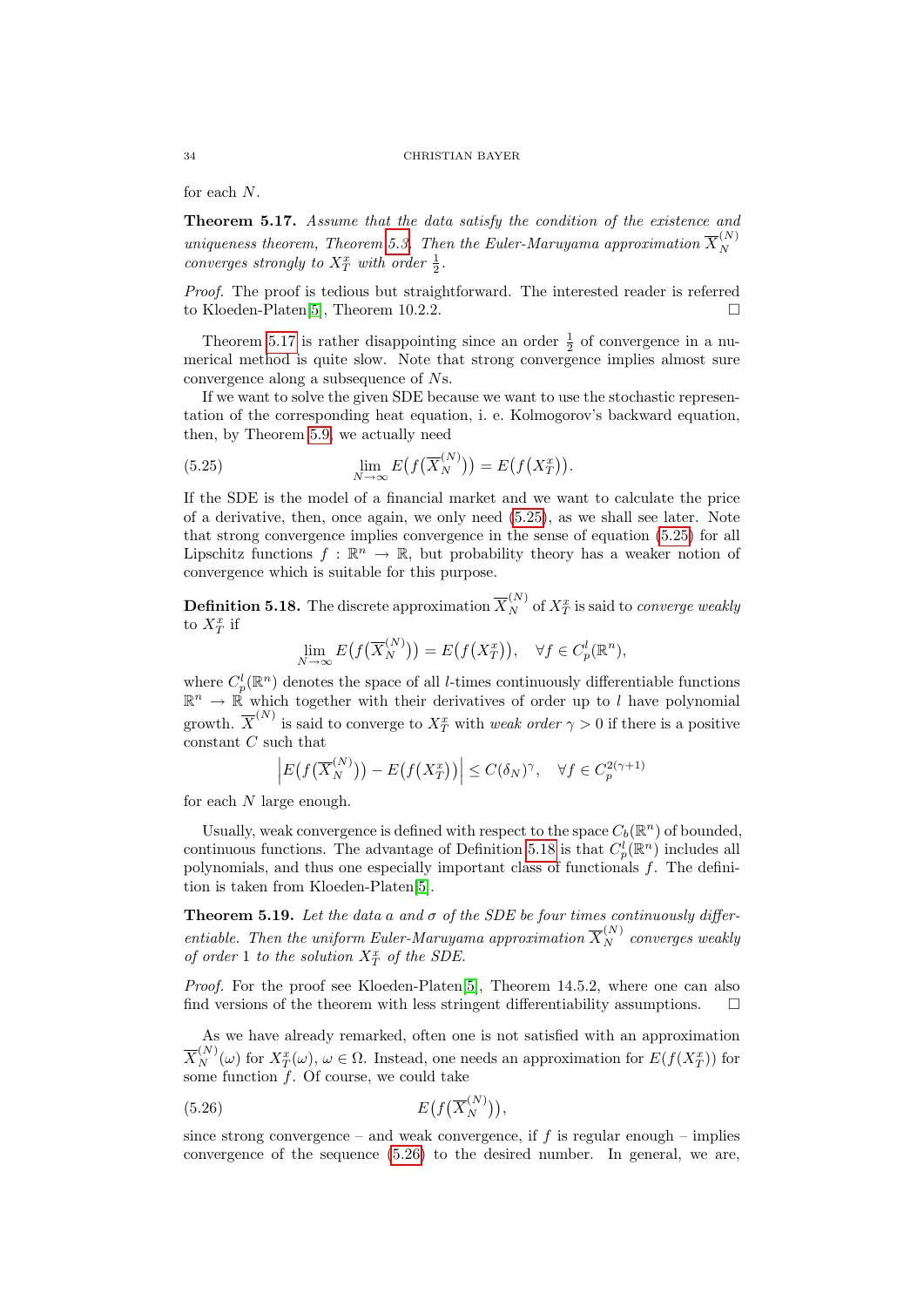for each $N$.

**Theorem 5.17.** *Assume that the data satisfy the condition of the existence and uniqueness theorem, Theorem 5.3. Then the Euler-Maruyama approximation $\overline{X}_N^{(N)}$ converges strongly to $X_T^x$ with order $\frac{1}{2}$.*

*Proof.* The proof is tedious but straightforward. The interested reader is referred to Kloeden-Platen[5], Theorem 10.2.2. □

Theorem 5.17 is rather disappointing since an order $\frac{1}{2}$ of convergence in a numerical method is quite slow. Note that strong convergence implies almost sure convergence along a subsequence of $N$s.

If we want to solve the given SDE because we want to use the stochastic representation of the corresponding heat equation, i. e. Kolmogorov's backward equation, then, by Theorem 5.9, we actually need

$$\lim_{N\to\infty} E\big(f\big(\overline{X}_N^{(N)}\big)\big) = E\big(f\big(X_T^x\big)\big). \tag{5.25}$$

If the SDE is the model of a financial market and we want to calculate the price of a derivative, then, once again, we only need (5.25), as we shall see later. Note that strong convergence implies convergence in the sense of equation (5.25) for all Lipschitz functions $f : \mathbb{R}^n \to \mathbb{R}$, but probability theory has a weaker notion of convergence which is suitable for this purpose.

**Definition 5.18.** The discrete approximation $\overline{X}_N^{(N)}$ of $X_T^x$ is said to *converge weakly* to $X_T^x$ if

$$\lim_{N\to\infty} E\big(f\big(\overline{X}_N^{(N)}\big)\big) = E\big(f\big(X_T^x\big)\big), \quad \forall f \in C_p^l(\mathbb{R}^n),$$

where $C_p^l(\mathbb{R}^n)$ denotes the space of all $l$-times continuously differentiable functions $\mathbb{R}^n \to \mathbb{R}$ which together with their derivatives of order up to $l$ have polynomial growth. $\overline{X}^{(N)}$ is said to converge to $X_T^x$ with *weak order* $\gamma > 0$ if there is a positive constant $C$ such that

$$\left| E\big(f\big(\overline{X}_N^{(N)}\big)\big) - E\big(f\big(X_T^x\big)\big) \right| \le C(\delta_N)^\gamma, \quad \forall f \in C_p^{2(\gamma+1)}$$

for each $N$ large enough.

Usually, weak convergence is defined with respect to the space $C_b(\mathbb{R}^n)$ of bounded, continuous functions. The advantage of Definition 5.18 is that $C_p^l(\mathbb{R}^n)$ includes all polynomials, and thus one especially important class of functionals $f$. The definition is taken from Kloeden-Platen[5].

**Theorem 5.19.** *Let the data $a$ and $\sigma$ of the SDE be four times continuously differentiable. Then the uniform Euler-Maruyama approximation $\overline{X}_N^{(N)}$ converges weakly of order 1 to the solution $X_T^x$ of the SDE.*

*Proof.* For the proof see Kloeden-Platen[5], Theorem 14.5.2, where one can also find versions of the theorem with less stringent differentiability assumptions. □

As we have already remarked, often one is not satisfied with an approximation $\overline{X}_N^{(N)}(\omega)$ for $X_T^x(\omega)$, $\omega \in \Omega$. Instead, one needs an approximation for $E(f(X_T^x))$ for some function $f$. Of course, we could take

$$E\big(f\big(\overline{X}_N^{(N)}\big)\big), \tag{5.26}$$

since strong convergence – and weak convergence, if $f$ is regular enough – implies convergence of the sequence (5.26) to the desired number. In general, we are,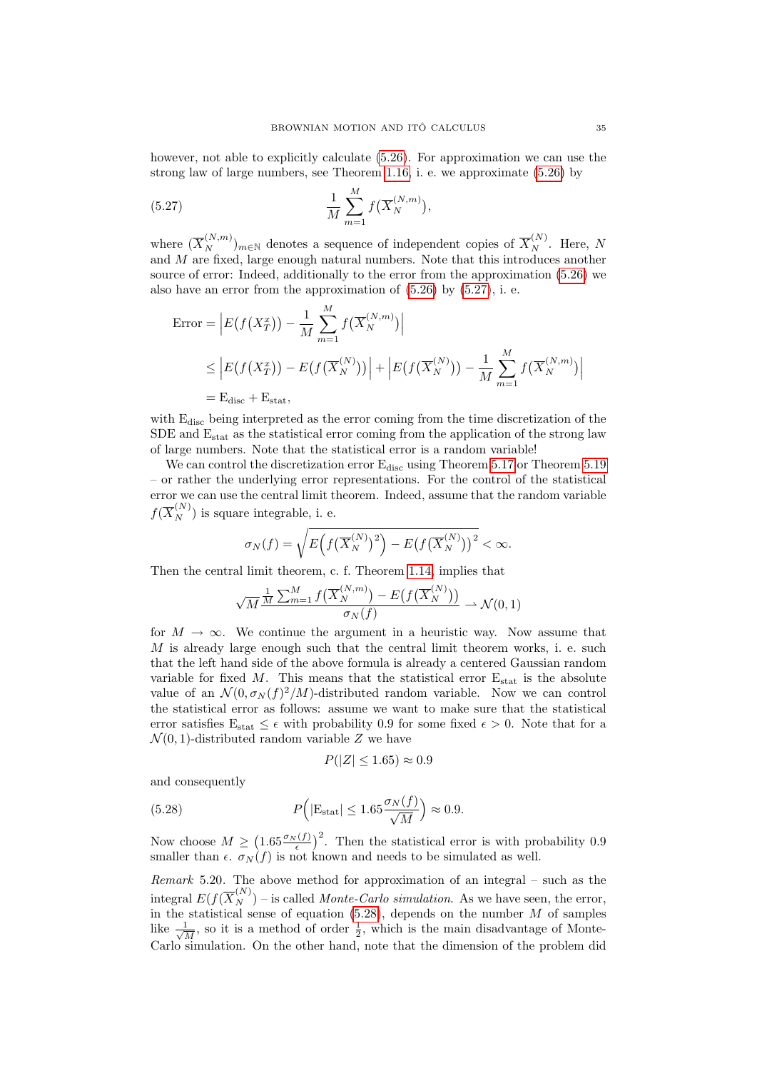however, not able to explicitly calculate (5.26). For approximation we can use the strong law of large numbers, see Theorem 1.16, i. e. we approximate (5.26) by

$$\frac{1}{M}\sum_{m=1}^{M} f\big(\overline{X}_N^{(N,m)}\big), \tag{5.27}$$

where $(\overline{X}_N^{(N,m)})_{m\in\mathbb{N}}$ denotes a sequence of independent copies of $\overline{X}_N^{(N)}$. Here, $N$ and $M$ are fixed, large enough natural numbers. Note that this introduces another source of error: Indeed, additionally to the error from the approximation (5.26) we also have an error from the approximation of (5.26) by (5.27), i. e.

$$\begin{aligned}
\text{Error} &= \Big| E\big(f(X_T^x)\big) - \frac{1}{M}\sum_{m=1}^{M} f\big(\overline{X}_N^{(N,m)}\big)\Big| \\
&\leq \Big| E\big(f(X_T^x)\big) - E\big(f(\overline{X}_N^{(N)})\big)\Big| + \Big| E\big(f(\overline{X}_N^{(N)})\big) - \frac{1}{M}\sum_{m=1}^{M} f\big(\overline{X}_N^{(N,m)}\big)\Big| \\
&= \mathrm{E}_{\mathrm{disc}} + \mathrm{E}_{\mathrm{stat}},
\end{aligned}$$

with $\mathrm{E}_{\mathrm{disc}}$ being interpreted as the error coming from the time discretization of the SDE and $\mathrm{E}_{\mathrm{stat}}$ as the statistical error coming from the application of the strong law of large numbers. Note that the statistical error is a random variable!

We can control the discretization error $\mathrm{E}_{\mathrm{disc}}$ using Theorem 5.17 or Theorem 5.19 – or rather the underlying error representations. For the control of the statistical error we can use the central limit theorem. Indeed, assume that the random variable $f(\overline{X}_N^{(N)})$ is square integrable, i. e.

$$\sigma_N(f) = \sqrt{E\Big(f\big(\overline{X}_N^{(N)}\big)^2\Big) - E\big(f(\overline{X}_N^{(N)})\big)^2} < \infty.$$

Then the central limit theorem, c. f. Theorem 1.14, implies that

$$\sqrt{M}\,\frac{\frac{1}{M}\sum_{m=1}^{M} f\big(\overline{X}_N^{(N,m)}\big) - E\big(f(\overline{X}_N^{(N)})\big)}{\sigma_N(f)} \rightharpoonup \mathcal{N}(0,1)$$

for $M \to \infty$. We continue the argument in a heuristic way. Now assume that $M$ is already large enough such that the central limit theorem works, i. e. such that the left hand side of the above formula is already a centered Gaussian random variable for fixed $M$. This means that the statistical error $\mathrm{E}_{\mathrm{stat}}$ is the absolute value of an $\mathcal{N}(0, \sigma_N(f)^2/M)$-distributed random variable. Now we can control the statistical error as follows: assume we want to make sure that the statistical error satisfies $\mathrm{E}_{\mathrm{stat}} \leq \epsilon$ with probability 0.9 for some fixed $\epsilon > 0$. Note that for a $\mathcal{N}(0,1)$-distributed random variable $Z$ we have

$$P(|Z| \leq 1.65) \approx 0.9$$

and consequently

$$P\Big(|\mathrm{E}_{\mathrm{stat}}| \leq 1.65\frac{\sigma_N(f)}{\sqrt{M}}\Big) \approx 0.9. \tag{5.28}$$

Now choose $M \geq \big(1.65\frac{\sigma_N(f)}{\epsilon}\big)^2$. Then the statistical error is with probability 0.9 smaller than $\epsilon$. $\sigma_N(f)$ is not known and needs to be simulated as well.

*Remark* 5.20. The above method for approximation of an integral – such as the integral $E(f(\overline{X}_N^{(N)})$ – is called *Monte-Carlo simulation*. As we have seen, the error, in the statistical sense of equation (5.28), depends on the number $M$ of samples like $\frac{1}{\sqrt{M}}$, so it is a method of order $\frac{1}{2}$, which is the main disadvantage of Monte-Carlo simulation. On the other hand, note that the dimension of the problem did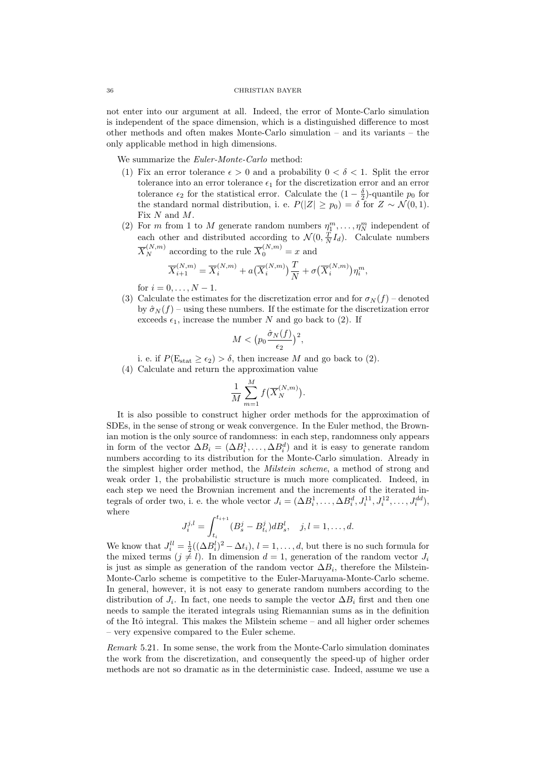not enter into our argument at all. Indeed, the error of Monte-Carlo simulation is independent of the space dimension, which is a distinguished difference to most other methods and often makes Monte-Carlo simulation – and its variants – the only applicable method in high dimensions.

We summarize the *Euler-Monte-Carlo* method:

(1) Fix an error tolerance $\epsilon > 0$ and a probability $0 < \delta < 1$. Split the error tolerance into an error tolerance $\epsilon_1$ for the discretization error and an error tolerance $\epsilon_2$ for the statistical error. Calculate the $(1 - \frac{\delta}{2})$-quantile $p_0$ for the standard normal distribution, i. e. $P(|Z| \geq p_0) = \delta$ for $Z \sim \mathcal{N}(0, 1)$. Fix $N$ and $M$.

(2) For $m$ from 1 to $M$ generate random numbers $\eta_1^m, \dots, \eta_N^m$ independent of each other and distributed according to $\mathcal{N}(0, \frac{T}{N} I_d)$. Calculate numbers $\overline{X}_N^{(N,m)}$ according to the rule $\overline{X}_0^{(N,m)} = x$ and
$$\overline{X}_{i+1}^{(N,m)} = \overline{X}_i^{(N,m)} + a\big(\overline{X}_i^{(N,m)}\big)\frac{T}{N} + \sigma\big(\overline{X}_i^{(N,m)}\big)\eta_i^m,$$
for $i = 0, \dots, N-1$.

(3) Calculate the estimates for the discretization error and for $\sigma_N(f)$ – denoted by $\hat{\sigma}_N(f)$ – using these numbers. If the estimate for the discretization error exceeds $\epsilon_1$, increase the number $N$ and go back to (2). If
$$M < \big(p_0 \frac{\hat{\sigma}_N(f)}{\epsilon_2}\big)^2,$$
i. e. if $P(\mathrm{E}_{\mathrm{stat}} \geq \epsilon_2) > \delta$, then increase $M$ and go back to (2).

(4) Calculate and return the approximation value
$$\frac{1}{M}\sum_{m=1}^{M} f\big(\overline{X}_N^{(N,m)}\big).$$

It is also possible to construct higher order methods for the approximation of SDEs, in the sense of strong or weak convergence. In the Euler method, the Brownian motion is the only source of randomness: in each step, randomness only appears in form of the vector $\Delta B_i = (\Delta B_i^1, \dots, \Delta B_i^d)$ and it is easy to generate random numbers according to its distribution for the Monte-Carlo simulation. Already in the simplest higher order method, the *Milstein scheme*, a method of strong and weak order 1, the probabilistic structure is much more complicated. Indeed, in each step we need the Brownian increment and the increments of the iterated integrals of order two, i. e. the whole vector $J_i = (\Delta B_i^1, \dots, \Delta B_i^d, J_i^{11}, J_i^{12}, \dots, J_i^{dd})$, where
$$J_i^{j,l} = \int_{t_i}^{t_{i+1}} (B_s^j - B_{t_i}^j) dB_s^l, \quad j, l = 1, \dots, d.$$
We know that $J_i^{ll} = \frac{1}{2}((\Delta B_i^l)^2 - \Delta t_i)$, $l = 1, \dots, d$, but there is no such formula for the mixed terms ($j \neq l$). In dimension $d = 1$, generation of the random vector $J_i$ is just as simple as generation of the random vector $\Delta B_i$, therefore the Milstein-Monte-Carlo scheme is competitive to the Euler-Maruyama-Monte-Carlo scheme. In general, however, it is not easy to generate random numbers according to the distribution of $J_i$. In fact, one needs to sample the vector $\Delta B_i$ first and then one needs to sample the iterated integrals using Riemannian sums as in the definition of the Itô integral. This makes the Milstein scheme – and all higher order schemes – very expensive compared to the Euler scheme.

*Remark* 5.21. In some sense, the work from the Monte-Carlo simulation dominates the work from the discretization, and consequently the speed-up of higher order methods are not so dramatic as in the deterministic case. Indeed, assume we use a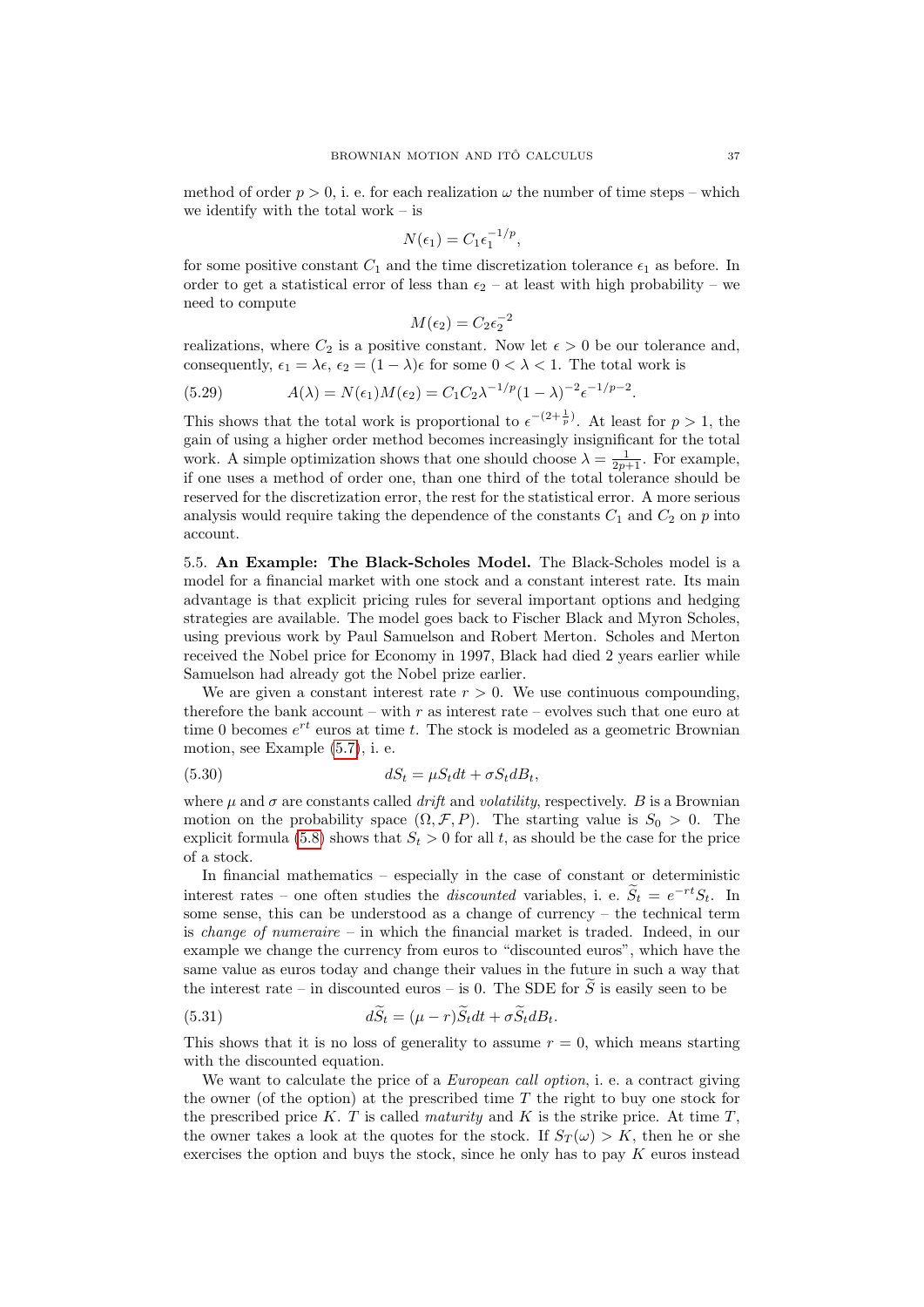method of order $p > 0$, i. e. for each realization $\omega$ the number of time steps – which we identify with the total work – is

$$N(\epsilon_1) = C_1 \epsilon_1^{-1/p},$$

for some positive constant $C_1$ and the time discretization tolerance $\epsilon_1$ as before. In order to get a statistical error of less than $\epsilon_2$ – at least with high probability – we need to compute

$$M(\epsilon_2) = C_2 \epsilon_2^{-2}$$

realizations, where $C_2$ is a positive constant. Now let $\epsilon > 0$ be our tolerance and, consequently, $\epsilon_1 = \lambda\epsilon$, $\epsilon_2 = (1-\lambda)\epsilon$ for some $0 < \lambda < 1$. The total work is

$$A(\lambda) = N(\epsilon_1)M(\epsilon_2) = C_1 C_2 \lambda^{-1/p}(1-\lambda)^{-2}\epsilon^{-1/p-2}. \tag{5.29}$$

This shows that the total work is proportional to $\epsilon^{-(2+\frac{1}{p})}$. At least for $p > 1$, the gain of using a higher order method becomes increasingly insignificant for the total work. A simple optimization shows that one should choose $\lambda = \frac{1}{2p+1}$. For example, if one uses a method of order one, than one third of the total tolerance should be reserved for the discretization error, the rest for the statistical error. A more serious analysis would require taking the dependence of the constants $C_1$ and $C_2$ on $p$ into account.

5.5. **An Example: The Black-Scholes Model.** The Black-Scholes model is a model for a financial market with one stock and a constant interest rate. Its main advantage is that explicit pricing rules for several important options and hedging strategies are available. The model goes back to Fischer Black and Myron Scholes, using previous work by Paul Samuelson and Robert Merton. Scholes and Merton received the Nobel price for Economy in 1997, Black had died 2 years earlier while Samuelson had already got the Nobel prize earlier.

We are given a constant interest rate $r > 0$. We use continuous compounding, therefore the bank account – with $r$ as interest rate – evolves such that one euro at time 0 becomes $e^{rt}$ euros at time $t$. The stock is modeled as a geometric Brownian motion, see Example (5.7), i. e.

$$dS_t = \mu S_t dt + \sigma S_t dB_t, \tag{5.30}$$

where $\mu$ and $\sigma$ are constants called *drift* and *volatility*, respectively. $B$ is a Brownian motion on the probability space $(\Omega, \mathcal{F}, P)$. The starting value is $S_0 > 0$. The explicit formula (5.8) shows that $S_t > 0$ for all $t$, as should be the case for the price of a stock.

In financial mathematics – especially in the case of constant or deterministic interest rates – one often studies the *discounted* variables, i. e. $\widetilde{S}_t = e^{-rt}S_t$. In some sense, this can be understood as a change of currency – the technical term is *change of numeraire* – in which the financial market is traded. Indeed, in our example we change the currency from euros to "discounted euros", which have the same value as euros today and change their values in the future in such a way that the interest rate – in discounted euros – is 0. The SDE for $\widetilde{S}$ is easily seen to be

$$d\widetilde{S}_t = (\mu - r)\widetilde{S}_t dt + \sigma \widetilde{S}_t dB_t. \tag{5.31}$$

This shows that it is no loss of generality to assume $r = 0$, which means starting with the discounted equation.

We want to calculate the price of a *European call option*, i. e. a contract giving the owner (of the option) at the prescribed time $T$ the right to buy one stock for the prescribed price $K$. $T$ is called *maturity* and $K$ is the strike price. At time $T$, the owner takes a look at the quotes for the stock. If $S_T(\omega) > K$, then he or she exercises the option and buys the stock, since he only has to pay $K$ euros instead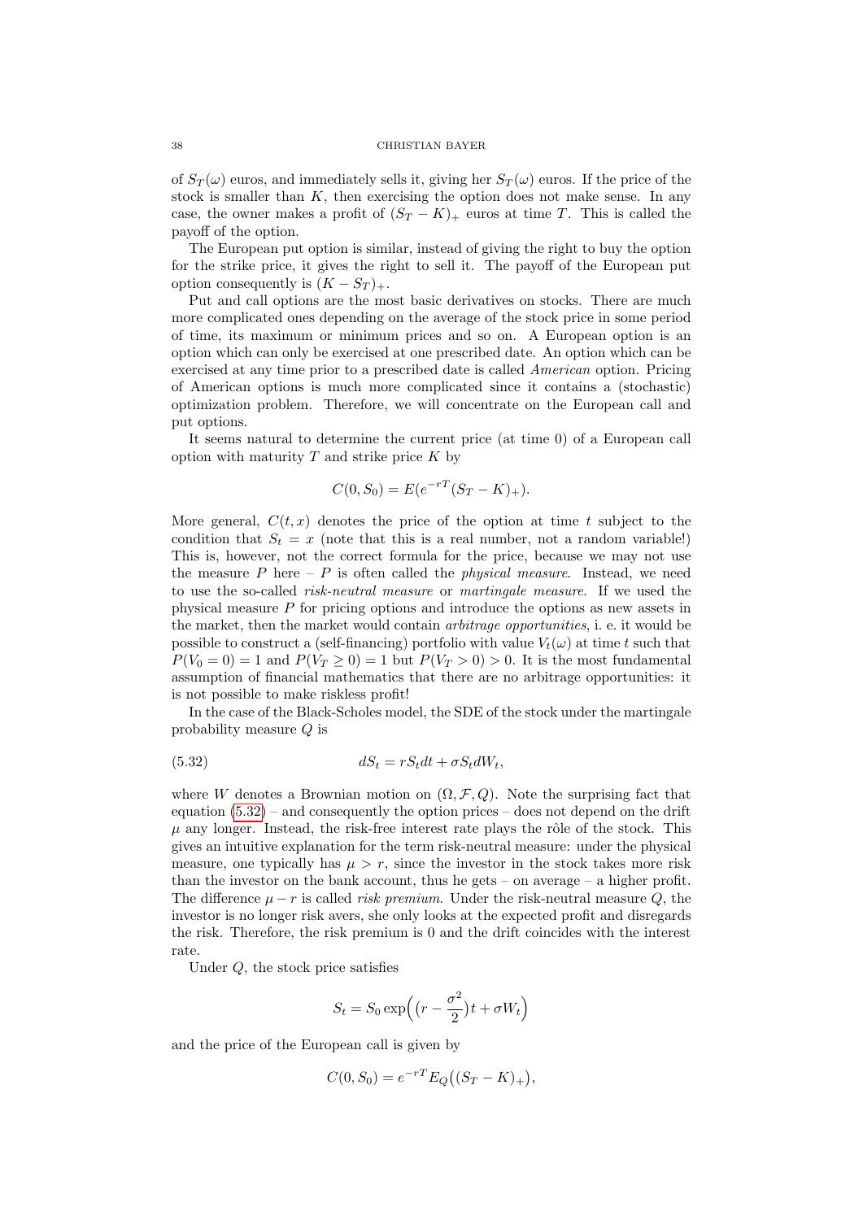of $S_T(\omega)$ euros, and immediately sells it, giving her $S_T(\omega)$ euros. If the price of the stock is smaller than $K$, then exercising the option does not make sense. In any case, the owner makes a profit of $(S_T - K)_+$ euros at time $T$. This is called the payoff of the option.

The European put option is similar, instead of giving the right to buy the option for the strike price, it gives the right to sell it. The payoff of the European put option consequently is $(K - S_T)_+$.

Put and call options are the most basic derivatives on stocks. There are much more complicated ones depending on the average of the stock price in some period of time, its maximum or minimum prices and so on. A European option is an option which can only be exercised at one prescribed date. An option which can be exercised at any time prior to a prescribed date is called *American* option. Pricing of American options is much more complicated since it contains a (stochastic) optimization problem. Therefore, we will concentrate on the European call and put options.

It seems natural to determine the current price (at time 0) of a European call option with maturity $T$ and strike price $K$ by

$$C(0, S_0) = E(e^{-rT}(S_T - K)_+).$$

More general, $C(t, x)$ denotes the price of the option at time $t$ subject to the condition that $S_t = x$ (note that this is a real number, not a random variable!) This is, however, not the correct formula for the price, because we may not use the measure $P$ here – $P$ is often called the *physical measure*. Instead, we need to use the so-called *risk-neutral measure* or *martingale measure*. If we used the physical measure $P$ for pricing options and introduce the options as new assets in the market, then the market would contain *arbitrage opportunities*, i. e. it would be possible to construct a (self-financing) portfolio with value $V_t(\omega)$ at time $t$ such that $P(V_0 = 0) = 1$ and $P(V_T \geq 0) = 1$ but $P(V_T > 0) > 0$. It is the most fundamental assumption of financial mathematics that there are no arbitrage opportunities: it is not possible to make riskless profit!

In the case of the Black-Scholes model, the SDE of the stock under the martingale probability measure $Q$ is

$$dS_t = rS_t dt + \sigma S_t dW_t, \tag{5.32}$$

where $W$ denotes a Brownian motion on $(\Omega, \mathcal{F}, Q)$. Note the surprising fact that equation (5.32) – and consequently the option prices – does not depend on the drift $\mu$ any longer. Instead, the risk-free interest rate plays the rôle of the stock. This gives an intuitive explanation for the term risk-neutral measure: under the physical measure, one typically has $\mu > r$, since the investor in the stock takes more risk than the investor on the bank account, thus he gets – on average – a higher profit. The difference $\mu - r$ is called *risk premium*. Under the risk-neutral measure $Q$, the investor is no longer risk avers, she only looks at the expected profit and disregards the risk. Therefore, the risk premium is 0 and the drift coincides with the interest rate.

Under $Q$, the stock price satisfies

$$S_t = S_0 \exp\Big(\big(r - \frac{\sigma^2}{2}\big)t + \sigma W_t\Big)$$

and the price of the European call is given by

$$C(0, S_0) = e^{-rT} E_Q\big((S_T - K)_+\big),$$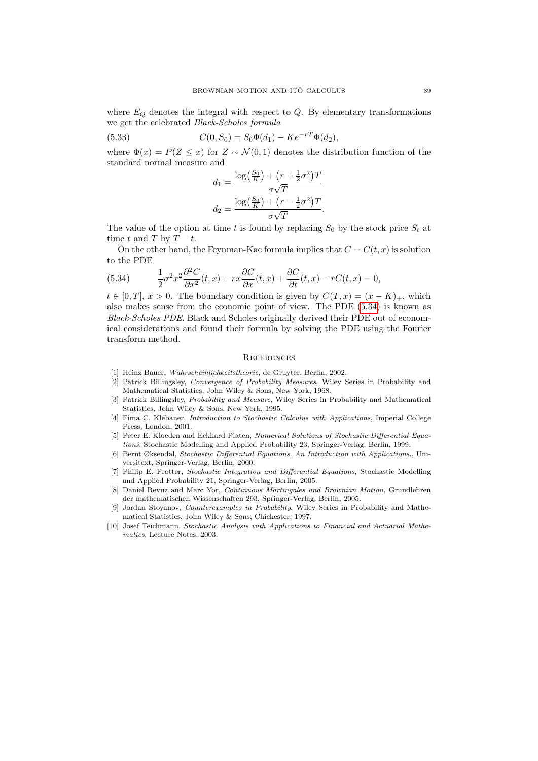where $E_Q$ denotes the integral with respect to $Q$. By elementary transformations we get the celebrated *Black-Scholes formula*

$$C(0, S_0) = S_0 \Phi(d_1) - K e^{-rT} \Phi(d_2), \tag{5.33}$$

where $\Phi(x) = P(Z \leq x)$ for $Z \sim \mathcal{N}(0,1)$ denotes the distribution function of the standard normal measure and

$$d_1 = \frac{\log\left(\frac{S_0}{K}\right) + \left(r + \frac{1}{2}\sigma^2\right)T}{\sigma\sqrt{T}}$$

$$d_2 = \frac{\log\left(\frac{S_0}{K}\right) + \left(r - \frac{1}{2}\sigma^2\right)T}{\sigma\sqrt{T}}.$$

The value of the option at time $t$ is found by replacing $S_0$ by the stock price $S_t$ at time $t$ and $T$ by $T - t$.

On the other hand, the Feynman-Kac formula implies that $C = C(t, x)$ is solution to the PDE

$$\frac{1}{2}\sigma^2 x^2 \frac{\partial^2 C}{\partial x^2}(t, x) + r x \frac{\partial C}{\partial x}(t, x) + \frac{\partial C}{\partial t}(t, x) - rC(t, x) = 0, \tag{5.34}$$

$t \in [0, T]$, $x > 0$. The boundary condition is given by $C(T, x) = (x - K)_+$, which also makes sense from the economic point of view. The PDE (5.34) is known as *Black-Scholes PDE*. Black and Scholes originally derived their PDE out of economical considerations and found their formula by solving the PDE using the Fourier transform method.

## References

[1] Heinz Bauer, *Wahrscheinlichkeitstheorie*, de Gruyter, Berlin, 2002.

[2] Patrick Billingsley, *Convergence of Probability Measures*, Wiley Series in Probability and Mathematical Statistics, John Wiley & Sons, New York, 1968.

[3] Patrick Billingsley, *Probability and Measure*, Wiley Series in Probability and Mathematical Statistics, John Wiley & Sons, New York, 1995.

[4] Fima C. Klebaner, *Introduction to Stochastic Calculus with Applications*, Imperial College Press, London, 2001.

[5] Peter E. Kloeden and Eckhard Platen, *Numerical Solutions of Stochastic Differential Equations*, Stochastic Modelling and Applied Probability 23, Springer-Verlag, Berlin, 1999.

[6] Bernt Øksendal, *Stochastic Differential Equations. An Introduction with Applications.*, Universitext, Springer-Verlag, Berlin, 2000.

[7] Philip E. Protter, *Stochastic Integration and Differential Equations*, Stochastic Modelling and Applied Probability 21, Springer-Verlag, Berlin, 2005.

[8] Daniel Revuz and Marc Yor, *Continuous Martingales and Brownian Motion*, Grundlehren der mathematischen Wissenschaften 293, Springer-Verlag, Berlin, 2005.

[9] Jordan Stoyanov, *Counterexamples in Probability*, Wiley Series in Probability and Mathematical Statistics, John Wiley & Sons, Chichester, 1997.

[10] Josef Teichmann, *Stochastic Analysis with Applications to Financial and Actuarial Mathematics*, Lecture Notes, 2003.